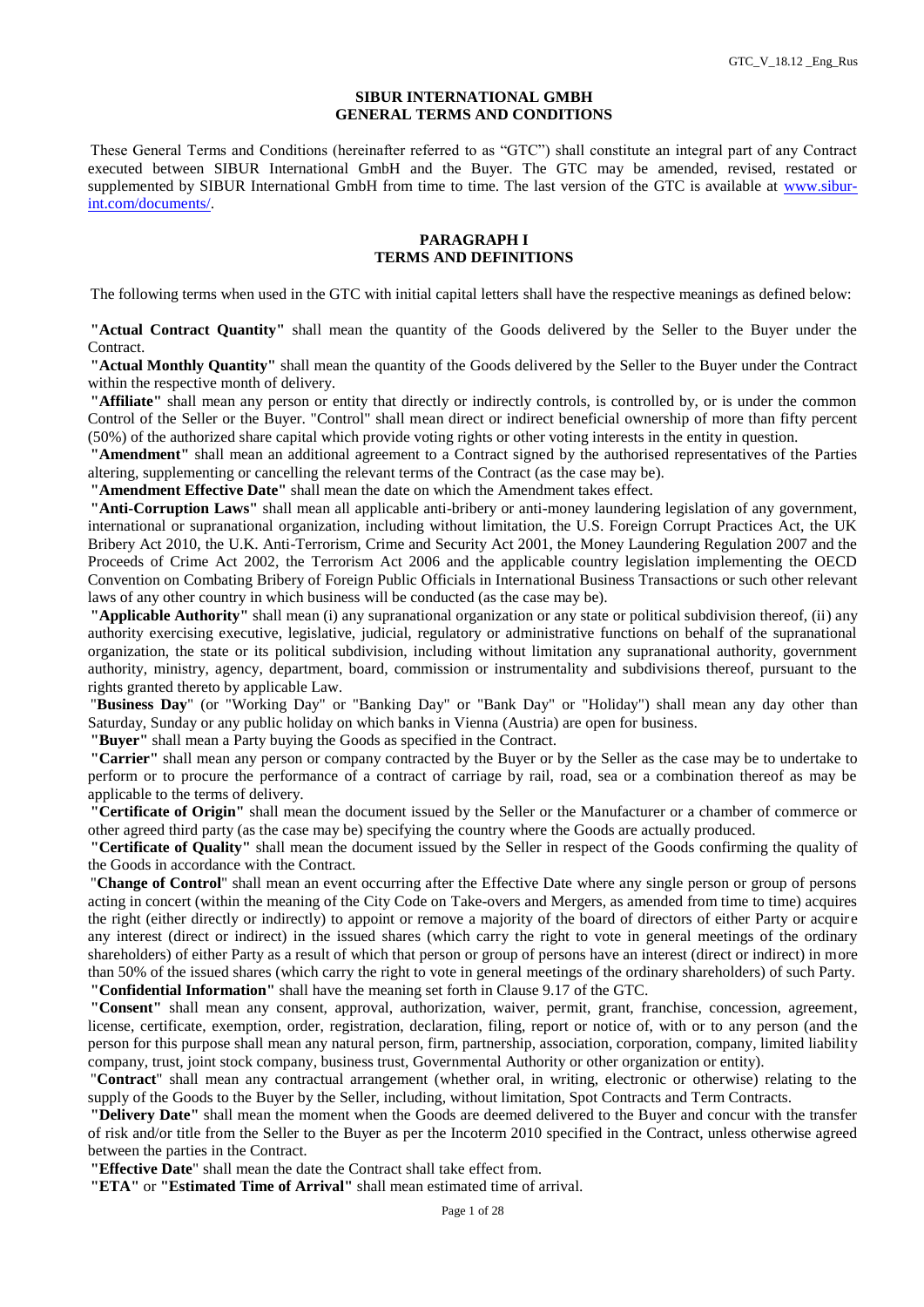# SIBUR INTERNATIONAL GMBH
# GENERAL TERMS AND CONDITIONS

These General Terms and Conditions (hereinafter referred to as "GTC") shall constitute an integral part of any Contract executed between SIBUR International GmbH and the Buyer. The GTC may be amended, revised, restated or supplemented by SIBUR International GmbH from time to time. The last version of the GTC is available at www.sibur-int.com/documents/.

## PARAGRAPH I
## TERMS AND DEFINITIONS

The following terms when used in the GTC with initial capital letters shall have the respective meanings as defined below:

**"Actual Contract Quantity"** shall mean the quantity of the Goods delivered by the Seller to the Buyer under the Contract.

**"Actual Monthly Quantity"** shall mean the quantity of the Goods delivered by the Seller to the Buyer under the Contract within the respective month of delivery.

**"Affiliate"** shall mean any person or entity that directly or indirectly controls, is controlled by, or is under the common Control of the Seller or the Buyer. "Control" shall mean direct or indirect beneficial ownership of more than fifty percent (50%) of the authorized share capital which provide voting rights or other voting interests in the entity in question.

**"Amendment"** shall mean an additional agreement to a Contract signed by the authorised representatives of the Parties altering, supplementing or cancelling the relevant terms of the Contract (as the case may be).

**"Amendment Effective Date"** shall mean the date on which the Amendment takes effect.

**"Anti-Corruption Laws"** shall mean all applicable anti-bribery or anti-money laundering legislation of any government, international or supranational organization, including without limitation, the U.S. Foreign Corrupt Practices Act, the UK Bribery Act 2010, the U.K. Anti-Terrorism, Crime and Security Act 2001, the Money Laundering Regulation 2007 and the Proceeds of Crime Act 2002, the Terrorism Act 2006 and the applicable country legislation implementing the OECD Convention on Combating Bribery of Foreign Public Officials in International Business Transactions or such other relevant laws of any other country in which business will be conducted (as the case may be).

**"Applicable Authority"** shall mean (i) any supranational organization or any state or political subdivision thereof, (ii) any authority exercising executive, legislative, judicial, regulatory or administrative functions on behalf of the supranational organization, the state or its political subdivision, including without limitation any supranational authority, government authority, ministry, agency, department, board, commission or instrumentality and subdivisions thereof, pursuant to the rights granted thereto by applicable Law.

"**Business Day**" (or "Working Day" or "Banking Day" or "Bank Day" or "Holiday") shall mean any day other than Saturday, Sunday or any public holiday on which banks in Vienna (Austria) are open for business.

**"Buyer"** shall mean a Party buying the Goods as specified in the Contract.

**"Carrier"** shall mean any person or company contracted by the Buyer or by the Seller as the case may be to undertake to perform or to procure the performance of a contract of carriage by rail, road, sea or a combination thereof as may be applicable to the terms of delivery.

**"Certificate of Origin"** shall mean the document issued by the Seller or the Manufacturer or a chamber of commerce or other agreed third party (as the case may be) specifying the country where the Goods are actually produced.

**"Certificate of Quality"** shall mean the document issued by the Seller in respect of the Goods confirming the quality of the Goods in accordance with the Contract.

"**Change of Control**" shall mean an event occurring after the Effective Date where any single person or group of persons acting in concert (within the meaning of the City Code on Take-overs and Mergers, as amended from time to time) acquires the right (either directly or indirectly) to appoint or remove a majority of the board of directors of either Party or acquire any interest (direct or indirect) in the issued shares (which carry the right to vote in general meetings of the ordinary shareholders) of either Party as a result of which that person or group of persons have an interest (direct or indirect) in more than 50% of the issued shares (which carry the right to vote in general meetings of the ordinary shareholders) of such Party.

**"Confidential Information"** shall have the meaning set forth in Clause 9.17 of the GTC.

**"Consent"** shall mean any consent, approval, authorization, waiver, permit, grant, franchise, concession, agreement, license, certificate, exemption, order, registration, declaration, filing, report or notice of, with or to any person (and the person for this purpose shall mean any natural person, firm, partnership, association, corporation, company, limited liability company, trust, joint stock company, business trust, Governmental Authority or other organization or entity).

"**Contract**" shall mean any contractual arrangement (whether oral, in writing, electronic or otherwise) relating to the supply of the Goods to the Buyer by the Seller, including, without limitation, Spot Contracts and Term Contracts.

**"Delivery Date"** shall mean the moment when the Goods are deemed delivered to the Buyer and concur with the transfer of risk and/or title from the Seller to the Buyer as per the Incoterm 2010 specified in the Contract, unless otherwise agreed between the parties in the Contract.

**"Effective Date**" shall mean the date the Contract shall take effect from.

**"ETA"** or **"Estimated Time of Arrival"** shall mean estimated time of arrival.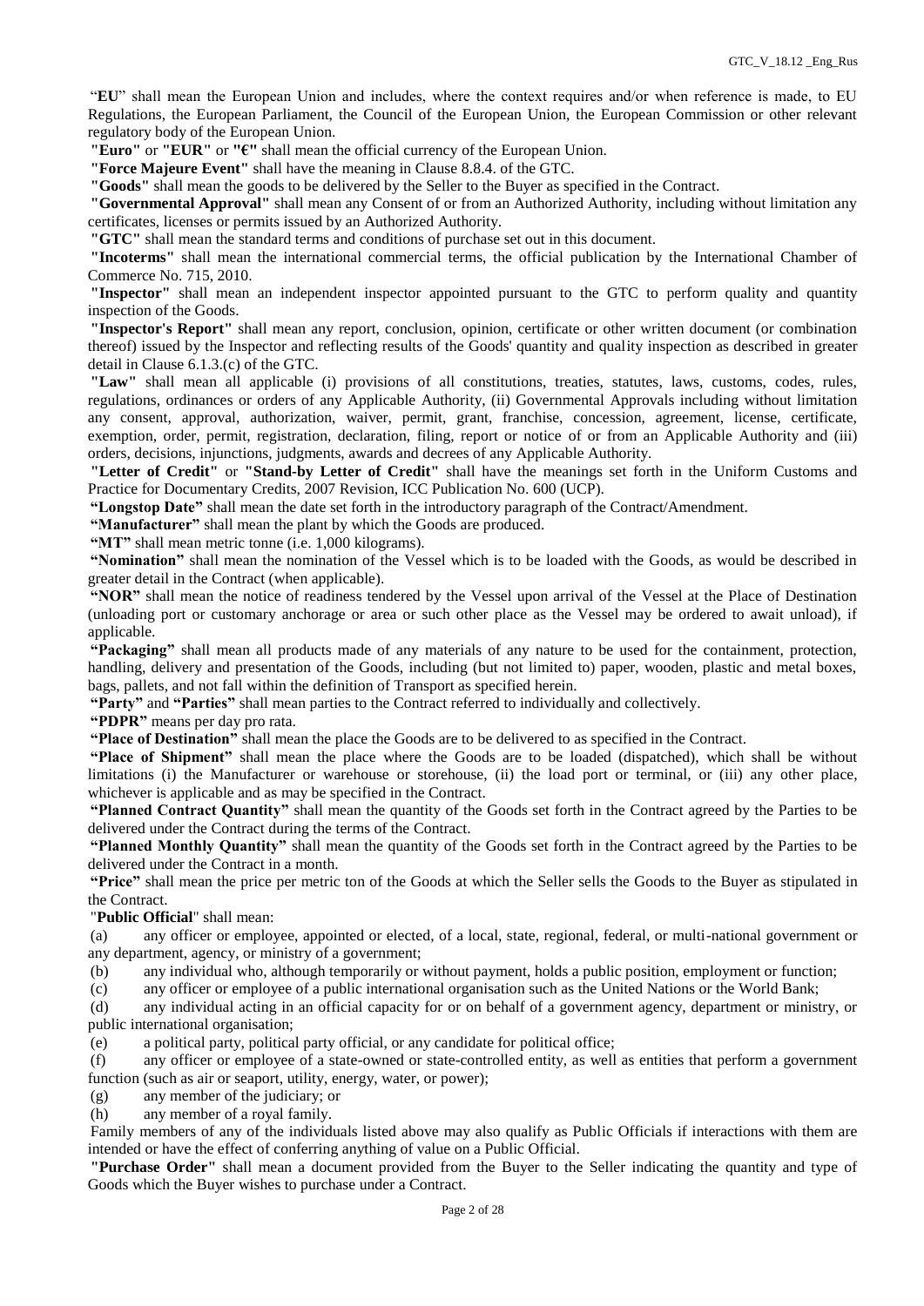"**EU**" shall mean the European Union and includes, where the context requires and/or when reference is made, to EU Regulations, the European Parliament, the Council of the European Union, the European Commission or other relevant regulatory body of the European Union.

**"Euro"** or **"EUR"** or **"€"** shall mean the official currency of the European Union.

**"Force Majeure Event"** shall have the meaning in Clause 8.8.4. of the GTC.

**"Goods"** shall mean the goods to be delivered by the Seller to the Buyer as specified in the Contract.

**"Governmental Approval"** shall mean any Consent of or from an Authorized Authority, including without limitation any certificates, licenses or permits issued by an Authorized Authority.

**"GTC"** shall mean the standard terms and conditions of purchase set out in this document.

**"Incoterms"** shall mean the international commercial terms, the official publication by the International Chamber of Commerce No. 715, 2010.

**"Inspector"** shall mean an independent inspector appointed pursuant to the GTC to perform quality and quantity inspection of the Goods.

**"Inspector's Report"** shall mean any report, conclusion, opinion, certificate or other written document (or combination thereof) issued by the Inspector and reflecting results of the Goods' quantity and quality inspection as described in greater detail in Clause 6.1.3.(c) of the GTC.

**"Law"** shall mean all applicable (i) provisions of all constitutions, treaties, statutes, laws, customs, codes, rules, regulations, ordinances or orders of any Applicable Authority, (ii) Governmental Approvals including without limitation any consent, approval, authorization, waiver, permit, grant, franchise, concession, agreement, license, certificate, exemption, order, permit, registration, declaration, filing, report or notice of or from an Applicable Authority and (iii) orders, decisions, injunctions, judgments, awards and decrees of any Applicable Authority.

**"Letter of Credit"** or **"Stand-by Letter of Credit"** shall have the meanings set forth in the Uniform Customs and Practice for Documentary Credits, 2007 Revision, ICC Publication No. 600 (UCP).

**"Longstop Date"** shall mean the date set forth in the introductory paragraph of the Contract/Amendment.

**"Manufacturer"** shall mean the plant by which the Goods are produced.

**"MT"** shall mean metric tonne (i.e. 1,000 kilograms).

**"Nomination"** shall mean the nomination of the Vessel which is to be loaded with the Goods, as would be described in greater detail in the Contract (when applicable).

**"NOR"** shall mean the notice of readiness tendered by the Vessel upon arrival of the Vessel at the Place of Destination (unloading port or customary anchorage or area or such other place as the Vessel may be ordered to await unload), if applicable.

**"Packaging"** shall mean all products made of any materials of any nature to be used for the containment, protection, handling, delivery and presentation of the Goods, including (but not limited to) paper, wooden, plastic and metal boxes, bags, pallets, and not fall within the definition of Transport as specified herein.

**"Party"** and **"Parties"** shall mean parties to the Contract referred to individually and collectively.

**"PDPR"** means per day pro rata.

**"Place of Destination"** shall mean the place the Goods are to be delivered to as specified in the Contract.

**"Place of Shipment"** shall mean the place where the Goods are to be loaded (dispatched), which shall be without limitations (i) the Manufacturer or warehouse or storehouse, (ii) the load port or terminal, or (iii) any other place, whichever is applicable and as may be specified in the Contract.

**"Planned Contract Quantity"** shall mean the quantity of the Goods set forth in the Contract agreed by the Parties to be delivered under the Contract during the terms of the Contract.

**"Planned Monthly Quantity"** shall mean the quantity of the Goods set forth in the Contract agreed by the Parties to be delivered under the Contract in a month.

**"Price"** shall mean the price per metric ton of the Goods at which the Seller sells the Goods to the Buyer as stipulated in the Contract.

"**Public Official**" shall mean:

(a) any officer or employee, appointed or elected, of a local, state, regional, federal, or multi-national government or any department, agency, or ministry of a government;

(b) any individual who, although temporarily or without payment, holds a public position, employment or function;

(c) any officer or employee of a public international organisation such as the United Nations or the World Bank;

(d) any individual acting in an official capacity for or on behalf of a government agency, department or ministry, or public international organisation;

(e) a political party, political party official, or any candidate for political office;

(f) any officer or employee of a state-owned or state-controlled entity, as well as entities that perform a government function (such as air or seaport, utility, energy, water, or power);

(g) any member of the judiciary; or

(h) any member of a royal family.

Family members of any of the individuals listed above may also qualify as Public Officials if interactions with them are intended or have the effect of conferring anything of value on a Public Official.

**"Purchase Order"** shall mean a document provided from the Buyer to the Seller indicating the quantity and type of Goods which the Buyer wishes to purchase under a Contract.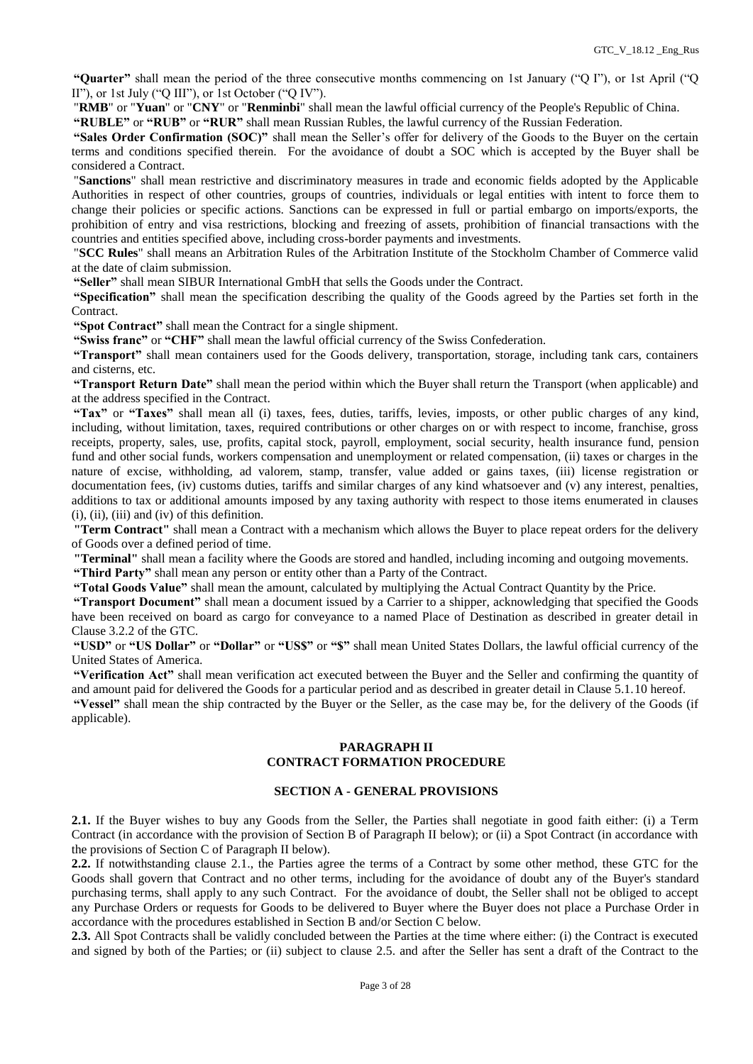**"Quarter"** shall mean the period of the three consecutive months commencing on 1st January ("Q I"), or 1st April ("Q II"), or 1st July ("Q III"), or 1st October ("Q IV").

"**RMB**" or "**Yuan**" or "**CNY**" or "**Renminbi**" shall mean the lawful official currency of the People's Republic of China.

**"RUBLE"** or **"RUB"** or **"RUR"** shall mean Russian Rubles, the lawful currency of the Russian Federation.

**"Sales Order Confirmation (SOC)"** shall mean the Seller's offer for delivery of the Goods to the Buyer on the certain terms and conditions specified therein. For the avoidance of doubt a SOC which is accepted by the Buyer shall be considered a Contract.

"**Sanctions**" shall mean restrictive and discriminatory measures in trade and economic fields adopted by the Applicable Authorities in respect of other countries, groups of countries, individuals or legal entities with intent to force them to change their policies or specific actions. Sanctions can be expressed in full or partial embargo on imports/exports, the prohibition of entry and visa restrictions, blocking and freezing of assets, prohibition of financial transactions with the countries and entities specified above, including cross-border payments and investments.

"**SCC Rules**" shall means an Arbitration Rules of the Arbitration Institute of the Stockholm Chamber of Commerce valid at the date of claim submission.

**"Seller"** shall mean SIBUR International GmbH that sells the Goods under the Contract.

**"Specification"** shall mean the specification describing the quality of the Goods agreed by the Parties set forth in the Contract.

**"Spot Contract"** shall mean the Contract for a single shipment.

**"Swiss franc"** or **"CHF"** shall mean the lawful official currency of the Swiss Confederation.

**"Transport"** shall mean containers used for the Goods delivery, transportation, storage, including tank cars, containers and cisterns, etc.

**"Transport Return Date"** shall mean the period within which the Buyer shall return the Transport (when applicable) and at the address specified in the Contract.

**"Tax"** or **"Taxes"** shall mean all (i) taxes, fees, duties, tariffs, levies, imposts, or other public charges of any kind, including, without limitation, taxes, required contributions or other charges on or with respect to income, franchise, gross receipts, property, sales, use, profits, capital stock, payroll, employment, social security, health insurance fund, pension fund and other social funds, workers compensation and unemployment or related compensation, (ii) taxes or charges in the nature of excise, withholding, ad valorem, stamp, transfer, value added or gains taxes, (iii) license registration or documentation fees, (iv) customs duties, tariffs and similar charges of any kind whatsoever and (v) any interest, penalties, additions to tax or additional amounts imposed by any taxing authority with respect to those items enumerated in clauses (i), (ii), (iii) and (iv) of this definition.

**"Term Contract"** shall mean a Contract with a mechanism which allows the Buyer to place repeat orders for the delivery of Goods over a defined period of time.

**"Terminal"** shall mean a facility where the Goods are stored and handled, including incoming and outgoing movements.

**"Third Party"** shall mean any person or entity other than a Party of the Contract.

**"Total Goods Value"** shall mean the amount, calculated by multiplying the Actual Contract Quantity by the Price.

**"Transport Document"** shall mean a document issued by a Carrier to a shipper, acknowledging that specified the Goods have been received on board as cargo for conveyance to a named Place of Destination as described in greater detail in Clause 3.2.2 of the GTC.

**"USD"** or **"US Dollar"** or **"Dollar"** or **"US$"** or **"$"** shall mean United States Dollars, the lawful official currency of the United States of America.

**"Verification Act"** shall mean verification act executed between the Buyer and the Seller and confirming the quantity of and amount paid for delivered the Goods for a particular period and as described in greater detail in Clause 5.1.10 hereof.

**"Vessel"** shall mean the ship contracted by the Buyer or the Seller, as the case may be, for the delivery of the Goods (if applicable).

## PARAGRAPH II
## CONTRACT FORMATION PROCEDURE

### SECTION A - GENERAL PROVISIONS

**2.1.** If the Buyer wishes to buy any Goods from the Seller, the Parties shall negotiate in good faith either: (i) a Term Contract (in accordance with the provision of Section B of Paragraph II below); or (ii) a Spot Contract (in accordance with the provisions of Section C of Paragraph II below).

**2.2.** If notwithstanding clause 2.1., the Parties agree the terms of a Contract by some other method, these GTC for the Goods shall govern that Contract and no other terms, including for the avoidance of doubt any of the Buyer's standard purchasing terms, shall apply to any such Contract. For the avoidance of doubt, the Seller shall not be obliged to accept any Purchase Orders or requests for Goods to be delivered to Buyer where the Buyer does not place a Purchase Order in accordance with the procedures established in Section B and/or Section C below.

**2.3.** All Spot Contracts shall be validly concluded between the Parties at the time where either: (i) the Contract is executed and signed by both of the Parties; or (ii) subject to clause 2.5. and after the Seller has sent a draft of the Contract to the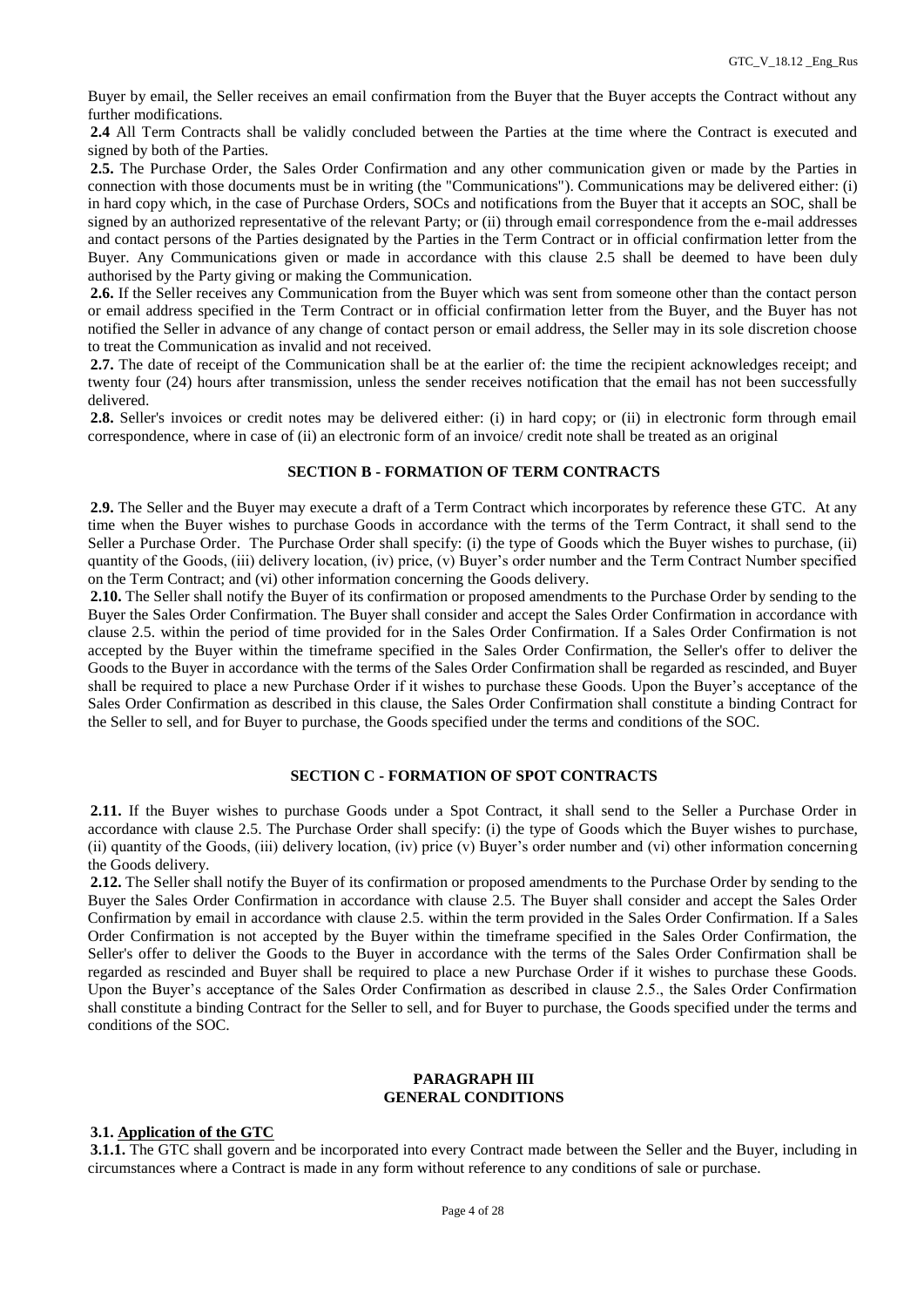Buyer by email, the Seller receives an email confirmation from the Buyer that the Buyer accepts the Contract without any further modifications.

**2.4** All Term Contracts shall be validly concluded between the Parties at the time where the Contract is executed and signed by both of the Parties.

**2.5.** The Purchase Order, the Sales Order Confirmation and any other communication given or made by the Parties in connection with those documents must be in writing (the "Communications"). Communications may be delivered either: (i) in hard copy which, in the case of Purchase Orders, SOCs and notifications from the Buyer that it accepts an SOC, shall be signed by an authorized representative of the relevant Party; or (ii) through email correspondence from the e-mail addresses and contact persons of the Parties designated by the Parties in the Term Contract or in official confirmation letter from the Buyer. Any Communications given or made in accordance with this clause 2.5 shall be deemed to have been duly authorised by the Party giving or making the Communication.

**2.6.** If the Seller receives any Communication from the Buyer which was sent from someone other than the contact person or email address specified in the Term Contract or in official confirmation letter from the Buyer, and the Buyer has not notified the Seller in advance of any change of contact person or email address, the Seller may in its sole discretion choose to treat the Communication as invalid and not received.

**2.7.** The date of receipt of the Communication shall be at the earlier of: the time the recipient acknowledges receipt; and twenty four (24) hours after transmission, unless the sender receives notification that the email has not been successfully delivered.

**2.8.** Seller's invoices or credit notes may be delivered either: (i) in hard copy; or (ii) in electronic form through email correspondence, where in case of (ii) an electronic form of an invoice/ credit note shall be treated as an original

### SECTION B - FORMATION OF TERM CONTRACTS

**2.9.** The Seller and the Buyer may execute a draft of a Term Contract which incorporates by reference these GTC. At any time when the Buyer wishes to purchase Goods in accordance with the terms of the Term Contract, it shall send to the Seller a Purchase Order. The Purchase Order shall specify: (i) the type of Goods which the Buyer wishes to purchase, (ii) quantity of the Goods, (iii) delivery location, (iv) price, (v) Buyer's order number and the Term Contract Number specified on the Term Contract; and (vi) other information concerning the Goods delivery.

**2.10.** The Seller shall notify the Buyer of its confirmation or proposed amendments to the Purchase Order by sending to the Buyer the Sales Order Confirmation. The Buyer shall consider and accept the Sales Order Confirmation in accordance with clause 2.5. within the period of time provided for in the Sales Order Confirmation. If a Sales Order Confirmation is not accepted by the Buyer within the timeframe specified in the Sales Order Confirmation, the Seller's offer to deliver the Goods to the Buyer in accordance with the terms of the Sales Order Confirmation shall be regarded as rescinded, and Buyer shall be required to place a new Purchase Order if it wishes to purchase these Goods. Upon the Buyer's acceptance of the Sales Order Confirmation as described in this clause, the Sales Order Confirmation shall constitute a binding Contract for the Seller to sell, and for Buyer to purchase, the Goods specified under the terms and conditions of the SOC.

### SECTION C - FORMATION OF SPOT CONTRACTS

**2.11.** If the Buyer wishes to purchase Goods under a Spot Contract, it shall send to the Seller a Purchase Order in accordance with clause 2.5. The Purchase Order shall specify: (i) the type of Goods which the Buyer wishes to purchase, (ii) quantity of the Goods, (iii) delivery location, (iv) price (v) Buyer's order number and (vi) other information concerning the Goods delivery.

**2.12.** The Seller shall notify the Buyer of its confirmation or proposed amendments to the Purchase Order by sending to the Buyer the Sales Order Confirmation in accordance with clause 2.5. The Buyer shall consider and accept the Sales Order Confirmation by email in accordance with clause 2.5. within the term provided in the Sales Order Confirmation. If a Sales Order Confirmation is not accepted by the Buyer within the timeframe specified in the Sales Order Confirmation, the Seller's offer to deliver the Goods to the Buyer in accordance with the terms of the Sales Order Confirmation shall be regarded as rescinded and Buyer shall be required to place a new Purchase Order if it wishes to purchase these Goods. Upon the Buyer's acceptance of the Sales Order Confirmation as described in clause 2.5., the Sales Order Confirmation shall constitute a binding Contract for the Seller to sell, and for Buyer to purchase, the Goods specified under the terms and conditions of the SOC.

## PARAGRAPH III
## GENERAL CONDITIONS

**3.1. Application of the GTC**

**3.1.1.** The GTC shall govern and be incorporated into every Contract made between the Seller and the Buyer, including in circumstances where a Contract is made in any form without reference to any conditions of sale or purchase.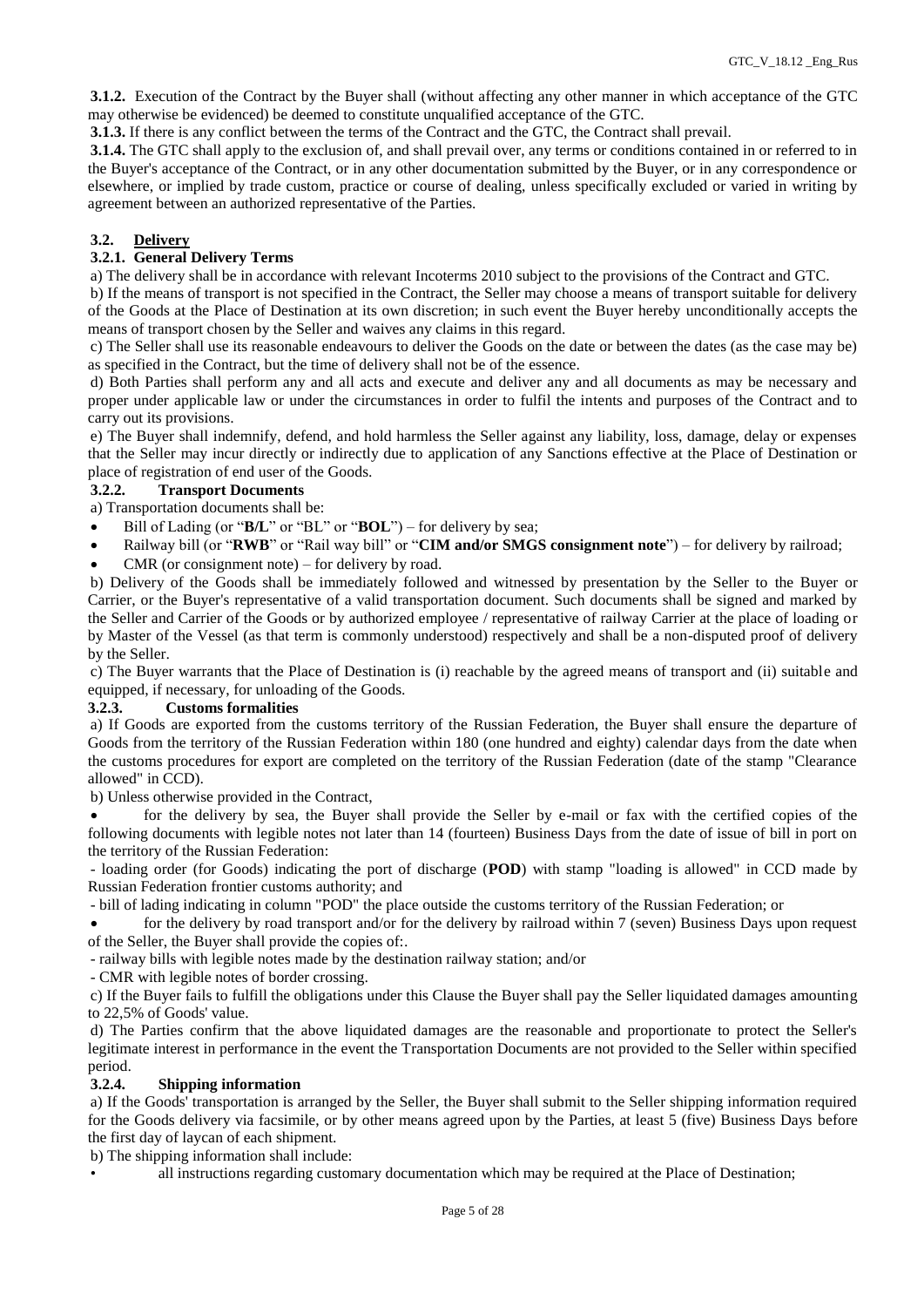**3.1.2.** Execution of the Contract by the Buyer shall (without affecting any other manner in which acceptance of the GTC may otherwise be evidenced) be deemed to constitute unqualified acceptance of the GTC.

**3.1.3.** If there is any conflict between the terms of the Contract and the GTC, the Contract shall prevail.

**3.1.4.** The GTC shall apply to the exclusion of, and shall prevail over, any terms or conditions contained in or referred to in the Buyer's acceptance of the Contract, or in any other documentation submitted by the Buyer, or in any correspondence or elsewhere, or implied by trade custom, practice or course of dealing, unless specifically excluded or varied in writing by agreement between an authorized representative of the Parties.

### 3.2. Delivery

#### 3.2.1. General Delivery Terms

a) The delivery shall be in accordance with relevant Incoterms 2010 subject to the provisions of the Contract and GTC.

b) If the means of transport is not specified in the Contract, the Seller may choose a means of transport suitable for delivery of the Goods at the Place of Destination at its own discretion; in such event the Buyer hereby unconditionally accepts the means of transport chosen by the Seller and waives any claims in this regard.

c) The Seller shall use its reasonable endeavours to deliver the Goods on the date or between the dates (as the case may be) as specified in the Contract, but the time of delivery shall not be of the essence.

d) Both Parties shall perform any and all acts and execute and deliver any and all documents as may be necessary and proper under applicable law or under the circumstances in order to fulfil the intents and purposes of the Contract and to carry out its provisions.

e) The Buyer shall indemnify, defend, and hold harmless the Seller against any liability, loss, damage, delay or expenses that the Seller may incur directly or indirectly due to application of any Sanctions effective at the Place of Destination or place of registration of end user of the Goods.

#### 3.2.2. Transport Documents

a) Transportation documents shall be:

- Bill of Lading (or "**B/L**" or "BL" or "**BOL**") – for delivery by sea;
- Railway bill (or "**RWB**" or "Rail way bill" or "**CIM and/or SMGS consignment note**") – for delivery by railroad;
- CMR (or consignment note) – for delivery by road.

b) Delivery of the Goods shall be immediately followed and witnessed by presentation by the Seller to the Buyer or Carrier, or the Buyer's representative of a valid transportation document. Such documents shall be signed and marked by the Seller and Carrier of the Goods or by authorized employee / representative of railway Carrier at the place of loading or by Master of the Vessel (as that term is commonly understood) respectively and shall be a non-disputed proof of delivery by the Seller.

c) The Buyer warrants that the Place of Destination is (i) reachable by the agreed means of transport and (ii) suitable and equipped, if necessary, for unloading of the Goods.

#### 3.2.3. Customs formalities

a) If Goods are exported from the customs territory of the Russian Federation, the Buyer shall ensure the departure of Goods from the territory of the Russian Federation within 180 (one hundred and eighty) calendar days from the date when the customs procedures for export are completed on the territory of the Russian Federation (date of the stamp "Clearance allowed" in CCD).

b) Unless otherwise provided in the Contract,

- for the delivery by sea, the Buyer shall provide the Seller by e-mail or fax with the certified copies of the following documents with legible notes not later than 14 (fourteen) Business Days from the date of issue of bill in port on the territory of the Russian Federation:

- loading order (for Goods) indicating the port of discharge (**POD**) with stamp "loading is allowed" in CCD made by Russian Federation frontier customs authority; and

- bill of lading indicating in column "POD" the place outside the customs territory of the Russian Federation; or

- for the delivery by road transport and/or for the delivery by railroad within 7 (seven) Business Days upon request of the Seller, the Buyer shall provide the copies of:.

- railway bills with legible notes made by the destination railway station; and/or

- CMR with legible notes of border crossing.

c) If the Buyer fails to fulfill the obligations under this Clause the Buyer shall pay the Seller liquidated damages amounting to 22,5% of Goods' value.

d) The Parties confirm that the above liquidated damages are the reasonable and proportionate to protect the Seller's legitimate interest in performance in the event the Transportation Documents are not provided to the Seller within specified period.

#### 3.2.4. Shipping information

a) If the Goods' transportation is arranged by the Seller, the Buyer shall submit to the Seller shipping information required for the Goods delivery via facsimile, or by other means agreed upon by the Parties, at least 5 (five) Business Days before the first day of laycan of each shipment.

b) The shipping information shall include:

- all instructions regarding customary documentation which may be required at the Place of Destination;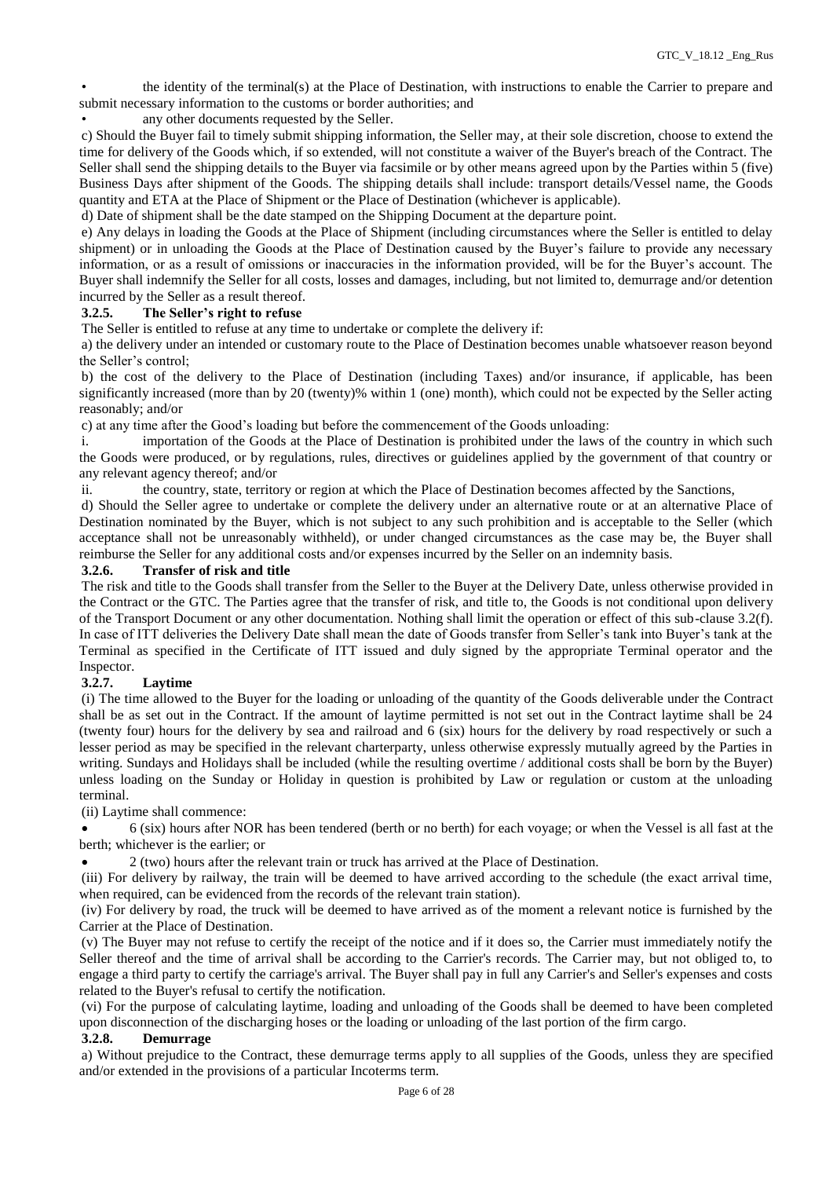- the identity of the terminal(s) at the Place of Destination, with instructions to enable the Carrier to prepare and submit necessary information to the customs or border authorities; and
- any other documents requested by the Seller.

c) Should the Buyer fail to timely submit shipping information, the Seller may, at their sole discretion, choose to extend the time for delivery of the Goods which, if so extended, will not constitute a waiver of the Buyer's breach of the Contract. The Seller shall send the shipping details to the Buyer via facsimile or by other means agreed upon by the Parties within 5 (five) Business Days after shipment of the Goods. The shipping details shall include: transport details/Vessel name, the Goods quantity and ETA at the Place of Shipment or the Place of Destination (whichever is applicable).

d) Date of shipment shall be the date stamped on the Shipping Document at the departure point.

e) Any delays in loading the Goods at the Place of Shipment (including circumstances where the Seller is entitled to delay shipment) or in unloading the Goods at the Place of Destination caused by the Buyer's failure to provide any necessary information, or as a result of omissions or inaccuracies in the information provided, will be for the Buyer's account. The Buyer shall indemnify the Seller for all costs, losses and damages, including, but not limited to, demurrage and/or detention incurred by the Seller as a result thereof.

### 3.2.5. The Seller's right to refuse

The Seller is entitled to refuse at any time to undertake or complete the delivery if:

a) the delivery under an intended or customary route to the Place of Destination becomes unable whatsoever reason beyond the Seller's control;

b) the cost of the delivery to the Place of Destination (including Taxes) and/or insurance, if applicable, has been significantly increased (more than by 20 (twenty)% within 1 (one) month), which could not be expected by the Seller acting reasonably; and/or

c) at any time after the Good's loading but before the commencement of the Goods unloading:

i. importation of the Goods at the Place of Destination is prohibited under the laws of the country in which such the Goods were produced, or by regulations, rules, directives or guidelines applied by the government of that country or any relevant agency thereof; and/or

ii. the country, state, territory or region at which the Place of Destination becomes affected by the Sanctions,

d) Should the Seller agree to undertake or complete the delivery under an alternative route or at an alternative Place of Destination nominated by the Buyer, which is not subject to any such prohibition and is acceptable to the Seller (which acceptance shall not be unreasonably withheld), or under changed circumstances as the case may be, the Buyer shall reimburse the Seller for any additional costs and/or expenses incurred by the Seller on an indemnity basis.

### 3.2.6. Transfer of risk and title

The risk and title to the Goods shall transfer from the Seller to the Buyer at the Delivery Date, unless otherwise provided in the Contract or the GTC. The Parties agree that the transfer of risk, and title to, the Goods is not conditional upon delivery of the Transport Document or any other documentation. Nothing shall limit the operation or effect of this sub-clause 3.2(f). In case of ITT deliveries the Delivery Date shall mean the date of Goods transfer from Seller's tank into Buyer's tank at the Terminal as specified in the Certificate of ITT issued and duly signed by the appropriate Terminal operator and the Inspector.

### 3.2.7. Laytime

(i) The time allowed to the Buyer for the loading or unloading of the quantity of the Goods deliverable under the Contract shall be as set out in the Contract. If the amount of laytime permitted is not set out in the Contract laytime shall be 24 (twenty four) hours for the delivery by sea and railroad and 6 (six) hours for the delivery by road respectively or such a lesser period as may be specified in the relevant charterparty, unless otherwise expressly mutually agreed by the Parties in writing. Sundays and Holidays shall be included (while the resulting overtime / additional costs shall be born by the Buyer) unless loading on the Sunday or Holiday in question is prohibited by Law or regulation or custom at the unloading terminal.

(ii) Laytime shall commence:

- 6 (six) hours after NOR has been tendered (berth or no berth) for each voyage; or when the Vessel is all fast at the berth; whichever is the earlier; or
- 2 (two) hours after the relevant train or truck has arrived at the Place of Destination.

(iii) For delivery by railway, the train will be deemed to have arrived according to the schedule (the exact arrival time, when required, can be evidenced from the records of the relevant train station).

(iv) For delivery by road, the truck will be deemed to have arrived as of the moment a relevant notice is furnished by the Carrier at the Place of Destination.

(v) The Buyer may not refuse to certify the receipt of the notice and if it does so, the Carrier must immediately notify the Seller thereof and the time of arrival shall be according to the Carrier's records. The Carrier may, but not obliged to, to engage a third party to certify the carriage's arrival. The Buyer shall pay in full any Carrier's and Seller's expenses and costs related to the Buyer's refusal to certify the notification.

(vi) For the purpose of calculating laytime, loading and unloading of the Goods shall be deemed to have been completed upon disconnection of the discharging hoses or the loading or unloading of the last portion of the firm cargo.

### 3.2.8. Demurrage

a) Without prejudice to the Contract, these demurrage terms apply to all supplies of the Goods, unless they are specified and/or extended in the provisions of a particular Incoterms term.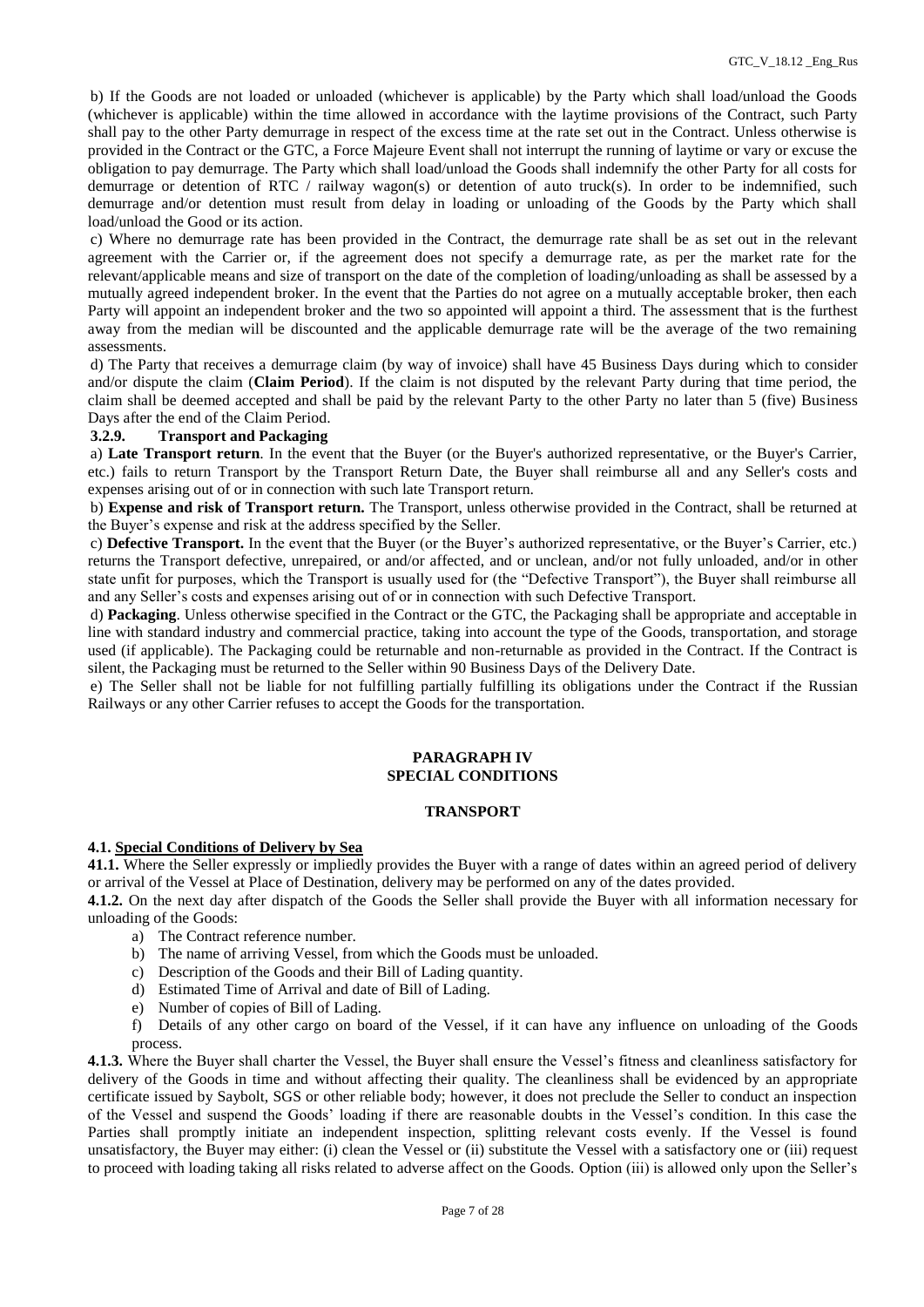b) If the Goods are not loaded or unloaded (whichever is applicable) by the Party which shall load/unload the Goods (whichever is applicable) within the time allowed in accordance with the laytime provisions of the Contract, such Party shall pay to the other Party demurrage in respect of the excess time at the rate set out in the Contract. Unless otherwise is provided in the Contract or the GTC, a Force Majeure Event shall not interrupt the running of laytime or vary or excuse the obligation to pay demurrage. The Party which shall load/unload the Goods shall indemnify the other Party for all costs for demurrage or detention of RTC / railway wagon(s) or detention of auto truck(s). In order to be indemnified, such demurrage and/or detention must result from delay in loading or unloading of the Goods by the Party which shall load/unload the Good or its action.

c) Where no demurrage rate has been provided in the Contract, the demurrage rate shall be as set out in the relevant agreement with the Carrier or, if the agreement does not specify a demurrage rate, as per the market rate for the relevant/applicable means and size of transport on the date of the completion of loading/unloading as shall be assessed by a mutually agreed independent broker. In the event that the Parties do not agree on a mutually acceptable broker, then each Party will appoint an independent broker and the two so appointed will appoint a third. The assessment that is the furthest away from the median will be discounted and the applicable demurrage rate will be the average of the two remaining assessments.

d) The Party that receives a demurrage claim (by way of invoice) shall have 45 Business Days during which to consider and/or dispute the claim (**Claim Period**). If the claim is not disputed by the relevant Party during that time period, the claim shall be deemed accepted and shall be paid by the relevant Party to the other Party no later than 5 (five) Business Days after the end of the Claim Period.

**3.2.9. Transport and Packaging**

a) **Late Transport return**. In the event that the Buyer (or the Buyer's authorized representative, or the Buyer's Carrier, etc.) fails to return Transport by the Transport Return Date, the Buyer shall reimburse all and any Seller's costs and expenses arising out of or in connection with such late Transport return.

b) **Expense and risk of Transport return.** The Transport, unless otherwise provided in the Contract, shall be returned at the Buyer's expense and risk at the address specified by the Seller.

c) **Defective Transport.** In the event that the Buyer (or the Buyer's authorized representative, or the Buyer's Carrier, etc.) returns the Transport defective, unrepaired, or and/or affected, and or unclean, and/or not fully unloaded, and/or in other state unfit for purposes, which the Transport is usually used for (the "Defective Transport"), the Buyer shall reimburse all and any Seller's costs and expenses arising out of or in connection with such Defective Transport.

d) **Packaging**. Unless otherwise specified in the Contract or the GTC, the Packaging shall be appropriate and acceptable in line with standard industry and commercial practice, taking into account the type of the Goods, transportation, and storage used (if applicable). The Packaging could be returnable and non-returnable as provided in the Contract. If the Contract is silent, the Packaging must be returned to the Seller within 90 Business Days of the Delivery Date.

e) The Seller shall not be liable for not fulfilling partially fulfilling its obligations under the Contract if the Russian Railways or any other Carrier refuses to accept the Goods for the transportation.

# PARAGRAPH IV
# SPECIAL CONDITIONS

## TRANSPORT

**4.1. Special Conditions of Delivery by Sea**

**41.1.** Where the Seller expressly or impliedly provides the Buyer with a range of dates within an agreed period of delivery or arrival of the Vessel at Place of Destination, delivery may be performed on any of the dates provided.

**4.1.2.** On the next day after dispatch of the Goods the Seller shall provide the Buyer with all information necessary for unloading of the Goods:

a) The Contract reference number.
b) The name of arriving Vessel, from which the Goods must be unloaded.
c) Description of the Goods and their Bill of Lading quantity.
d) Estimated Time of Arrival and date of Bill of Lading.
e) Number of copies of Bill of Lading.
f) Details of any other cargo on board of the Vessel, if it can have any influence on unloading of the Goods process.

**4.1.3.** Where the Buyer shall charter the Vessel, the Buyer shall ensure the Vessel's fitness and cleanliness satisfactory for delivery of the Goods in time and without affecting their quality. The cleanliness shall be evidenced by an appropriate certificate issued by Saybolt, SGS or other reliable body; however, it does not preclude the Seller to conduct an inspection of the Vessel and suspend the Goods' loading if there are reasonable doubts in the Vessel's condition. In this case the Parties shall promptly initiate an independent inspection, splitting relevant costs evenly. If the Vessel is found unsatisfactory, the Buyer may either: (i) clean the Vessel or (ii) substitute the Vessel with a satisfactory one or (iii) request to proceed with loading taking all risks related to adverse affect on the Goods. Option (iii) is allowed only upon the Seller's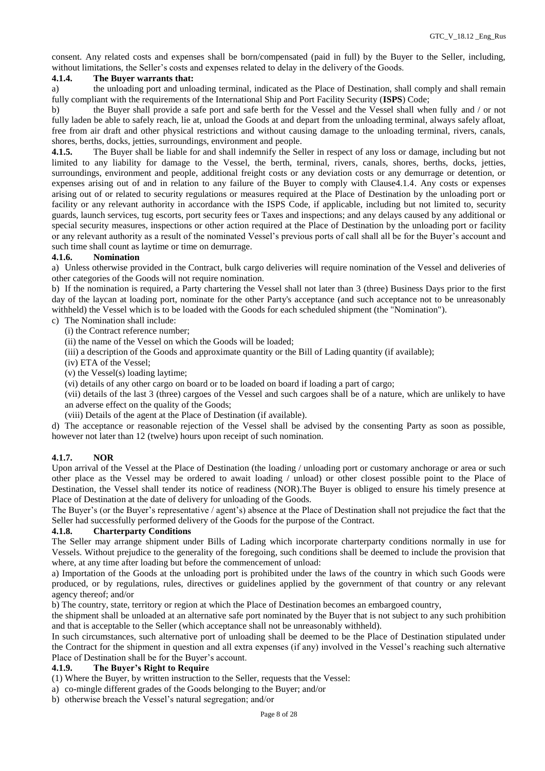consent. Any related costs and expenses shall be born/compensated (paid in full) by the Buyer to the Seller, including, without limitations, the Seller's costs and expenses related to delay in the delivery of the Goods.

**4.1.4. The Buyer warrants that:**

a) the unloading port and unloading terminal, indicated as the Place of Destination, shall comply and shall remain fully compliant with the requirements of the International Ship and Port Facility Security (**ISPS**) Code;

b) the Buyer shall provide a safe port and safe berth for the Vessel and the Vessel shall when fully and / or not fully laden be able to safely reach, lie at, unload the Goods at and depart from the unloading terminal, always safely afloat, free from air draft and other physical restrictions and without causing damage to the unloading terminal, rivers, canals, shores, berths, docks, jetties, surroundings, environment and people.

**4.1.5.** The Buyer shall be liable for and shall indemnify the Seller in respect of any loss or damage, including but not limited to any liability for damage to the Vessel, the berth, terminal, rivers, canals, shores, berths, docks, jetties, surroundings, environment and people, additional freight costs or any deviation costs or any demurrage or detention, or expenses arising out of and in relation to any failure of the Buyer to comply with Clause4.1.4. Any costs or expenses arising out of or related to security regulations or measures required at the Place of Destination by the unloading port or facility or any relevant authority in accordance with the ISPS Code, if applicable, including but not limited to, security guards, launch services, tug escorts, port security fees or Taxes and inspections; and any delays caused by any additional or special security measures, inspections or other action required at the Place of Destination by the unloading port or facility or any relevant authority as a result of the nominated Vessel's previous ports of call shall all be for the Buyer's account and such time shall count as laytime or time on demurrage.

**4.1.6. Nomination**

a) Unless otherwise provided in the Contract, bulk cargo deliveries will require nomination of the Vessel and deliveries of other categories of the Goods will not require nomination.

b) If the nomination is required, a Party chartering the Vessel shall not later than 3 (three) Business Days prior to the first day of the laycan at loading port, nominate for the other Party's acceptance (and such acceptance not to be unreasonably withheld) the Vessel which is to be loaded with the Goods for each scheduled shipment (the "Nomination").

c) The Nomination shall include:

(i) the Contract reference number;

(ii) the name of the Vessel on which the Goods will be loaded;

(iii) a description of the Goods and approximate quantity or the Bill of Lading quantity (if available);

(iv) ETA of the Vessel;

(v) the Vessel(s) loading laytime;

(vi) details of any other cargo on board or to be loaded on board if loading a part of cargo;

(vii) details of the last 3 (three) cargoes of the Vessel and such cargoes shall be of a nature, which are unlikely to have an adverse effect on the quality of the Goods;

(viii) Details of the agent at the Place of Destination (if available).

d) The acceptance or reasonable rejection of the Vessel shall be advised by the consenting Party as soon as possible, however not later than 12 (twelve) hours upon receipt of such nomination.

**4.1.7. NOR**

Upon arrival of the Vessel at the Place of Destination (the loading / unloading port or customary anchorage or area or such other place as the Vessel may be ordered to await loading / unload) or other closest possible point to the Place of Destination, the Vessel shall tender its notice of readiness (NOR).The Buyer is obliged to ensure his timely presence at Place of Destination at the date of delivery for unloading of the Goods.

The Buyer's (or the Buyer's representative / agent's) absence at the Place of Destination shall not prejudice the fact that the Seller had successfully performed delivery of the Goods for the purpose of the Contract.

**4.1.8. Charterparty Conditions**

The Seller may arrange shipment under Bills of Lading which incorporate charterparty conditions normally in use for Vessels. Without prejudice to the generality of the foregoing, such conditions shall be deemed to include the provision that where, at any time after loading but before the commencement of unload:

a) Importation of the Goods at the unloading port is prohibited under the laws of the country in which such Goods were produced, or by regulations, rules, directives or guidelines applied by the government of that country or any relevant agency thereof; and/or

b) The country, state, territory or region at which the Place of Destination becomes an embargoed country,

the shipment shall be unloaded at an alternative safe port nominated by the Buyer that is not subject to any such prohibition and that is acceptable to the Seller (which acceptance shall not be unreasonably withheld).

In such circumstances, such alternative port of unloading shall be deemed to be the Place of Destination stipulated under the Contract for the shipment in question and all extra expenses (if any) involved in the Vessel's reaching such alternative Place of Destination shall be for the Buyer's account.

**4.1.9. The Buyer's Right to Require**

(1) Where the Buyer, by written instruction to the Seller, requests that the Vessel:

a) co-mingle different grades of the Goods belonging to the Buyer; and/or

b) otherwise breach the Vessel's natural segregation; and/or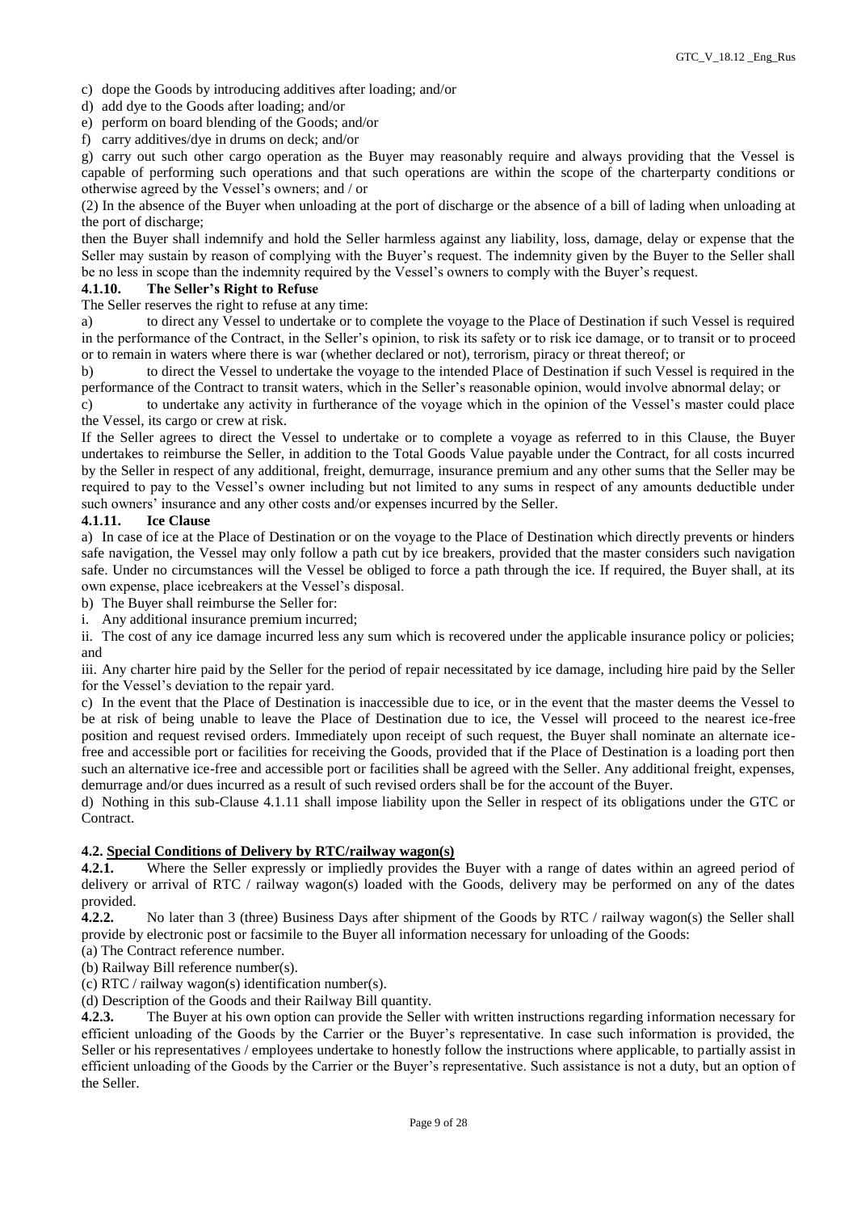c) dope the Goods by introducing additives after loading; and/or

d) add dye to the Goods after loading; and/or

e) perform on board blending of the Goods; and/or

f) carry additives/dye in drums on deck; and/or

g) carry out such other cargo operation as the Buyer may reasonably require and always providing that the Vessel is capable of performing such operations and that such operations are within the scope of the charterparty conditions or otherwise agreed by the Vessel's owners; and / or

(2) In the absence of the Buyer when unloading at the port of discharge or the absence of a bill of lading when unloading at the port of discharge;

then the Buyer shall indemnify and hold the Seller harmless against any liability, loss, damage, delay or expense that the Seller may sustain by reason of complying with the Buyer's request. The indemnity given by the Buyer to the Seller shall be no less in scope than the indemnity required by the Vessel's owners to comply with the Buyer's request.

#### 4.1.10. The Seller's Right to Refuse

The Seller reserves the right to refuse at any time:

a) to direct any Vessel to undertake or to complete the voyage to the Place of Destination if such Vessel is required in the performance of the Contract, in the Seller's opinion, to risk its safety or to risk ice damage, or to transit or to proceed or to remain in waters where there is war (whether declared or not), terrorism, piracy or threat thereof; or

b) to direct the Vessel to undertake the voyage to the intended Place of Destination if such Vessel is required in the performance of the Contract to transit waters, which in the Seller's reasonable opinion, would involve abnormal delay; or

c) to undertake any activity in furtherance of the voyage which in the opinion of the Vessel's master could place the Vessel, its cargo or crew at risk.

If the Seller agrees to direct the Vessel to undertake or to complete a voyage as referred to in this Clause, the Buyer undertakes to reimburse the Seller, in addition to the Total Goods Value payable under the Contract, for all costs incurred by the Seller in respect of any additional, freight, demurrage, insurance premium and any other sums that the Seller may be required to pay to the Vessel's owner including but not limited to any sums in respect of any amounts deductible under such owners' insurance and any other costs and/or expenses incurred by the Seller.

#### 4.1.11. Ice Clause

a) In case of ice at the Place of Destination or on the voyage to the Place of Destination which directly prevents or hinders safe navigation, the Vessel may only follow a path cut by ice breakers, provided that the master considers such navigation safe. Under no circumstances will the Vessel be obliged to force a path through the ice. If required, the Buyer shall, at its own expense, place icebreakers at the Vessel's disposal.

b) The Buyer shall reimburse the Seller for:

i. Any additional insurance premium incurred;

ii. The cost of any ice damage incurred less any sum which is recovered under the applicable insurance policy or policies; and

iii. Any charter hire paid by the Seller for the period of repair necessitated by ice damage, including hire paid by the Seller for the Vessel's deviation to the repair yard.

c) In the event that the Place of Destination is inaccessible due to ice, or in the event that the master deems the Vessel to be at risk of being unable to leave the Place of Destination due to ice, the Vessel will proceed to the nearest ice-free position and request revised orders. Immediately upon receipt of such request, the Buyer shall nominate an alternate ice-free and accessible port or facilities for receiving the Goods, provided that if the Place of Destination is a loading port then such an alternative ice-free and accessible port or facilities shall be agreed with the Seller. Any additional freight, expenses, demurrage and/or dues incurred as a result of such revised orders shall be for the account of the Buyer.

d) Nothing in this sub-Clause 4.1.11 shall impose liability upon the Seller in respect of its obligations under the GTC or Contract.

### 4.2. Special Conditions of Delivery by RTC/railway wagon(s)

**4.2.1.** Where the Seller expressly or impliedly provides the Buyer with a range of dates within an agreed period of delivery or arrival of RTC / railway wagon(s) loaded with the Goods, delivery may be performed on any of the dates provided.

**4.2.2.** No later than 3 (three) Business Days after shipment of the Goods by RTC / railway wagon(s) the Seller shall provide by electronic post or facsimile to the Buyer all information necessary for unloading of the Goods:

(a) The Contract reference number.

(b) Railway Bill reference number(s).

(c) RTC / railway wagon(s) identification number(s).

(d) Description of the Goods and their Railway Bill quantity.

**4.2.3.** The Buyer at his own option can provide the Seller with written instructions regarding information necessary for efficient unloading of the Goods by the Carrier or the Buyer's representative. In case such information is provided, the Seller or his representatives / employees undertake to honestly follow the instructions where applicable, to partially assist in efficient unloading of the Goods by the Carrier or the Buyer's representative. Such assistance is not a duty, but an option of the Seller.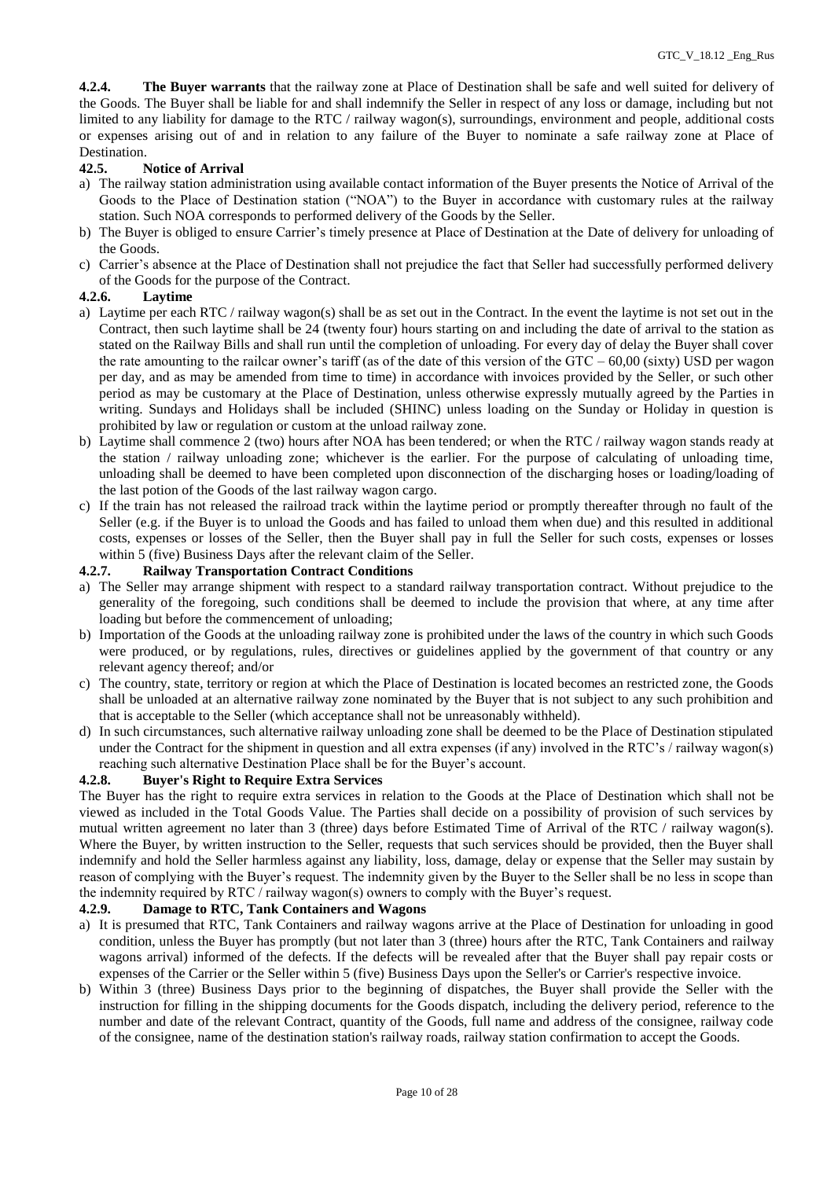**4.2.4. The Buyer warrants** that the railway zone at Place of Destination shall be safe and well suited for delivery of the Goods. The Buyer shall be liable for and shall indemnify the Seller in respect of any loss or damage, including but not limited to any liability for damage to the RTC / railway wagon(s), surroundings, environment and people, additional costs or expenses arising out of and in relation to any failure of the Buyer to nominate a safe railway zone at Place of Destination.

**42.5. Notice of Arrival**

a) The railway station administration using available contact information of the Buyer presents the Notice of Arrival of the Goods to the Place of Destination station ("NOA") to the Buyer in accordance with customary rules at the railway station. Such NOA corresponds to performed delivery of the Goods by the Seller.
b) The Buyer is obliged to ensure Carrier's timely presence at Place of Destination at the Date of delivery for unloading of the Goods.
c) Carrier's absence at the Place of Destination shall not prejudice the fact that Seller had successfully performed delivery of the Goods for the purpose of the Contract.

**4.2.6. Laytime**

a) Laytime per each RTC / railway wagon(s) shall be as set out in the Contract. In the event the laytime is not set out in the Contract, then such laytime shall be 24 (twenty four) hours starting on and including the date of arrival to the station as stated on the Railway Bills and shall run until the completion of unloading. For every day of delay the Buyer shall cover the rate amounting to the railcar owner's tariff (as of the date of this version of the GTC – 60,00 (sixty) USD per wagon per day, and as may be amended from time to time) in accordance with invoices provided by the Seller, or such other period as may be customary at the Place of Destination, unless otherwise expressly mutually agreed by the Parties in writing. Sundays and Holidays shall be included (SHINC) unless loading on the Sunday or Holiday in question is prohibited by law or regulation or custom at the unload railway zone.
b) Laytime shall commence 2 (two) hours after NOA has been tendered; or when the RTC / railway wagon stands ready at the station / railway unloading zone; whichever is the earlier. For the purpose of calculating of unloading time, unloading shall be deemed to have been completed upon disconnection of the discharging hoses or loading/loading of the last potion of the Goods of the last railway wagon cargo.
c) If the train has not released the railroad track within the laytime period or promptly thereafter through no fault of the Seller (e.g. if the Buyer is to unload the Goods and has failed to unload them when due) and this resulted in additional costs, expenses or losses of the Seller, then the Buyer shall pay in full the Seller for such costs, expenses or losses within 5 (five) Business Days after the relevant claim of the Seller.

**4.2.7. Railway Transportation Contract Conditions**

a) The Seller may arrange shipment with respect to a standard railway transportation contract. Without prejudice to the generality of the foregoing, such conditions shall be deemed to include the provision that where, at any time after loading but before the commencement of unloading;
b) Importation of the Goods at the unloading railway zone is prohibited under the laws of the country in which such Goods were produced, or by regulations, rules, directives or guidelines applied by the government of that country or any relevant agency thereof; and/or
c) The country, state, territory or region at which the Place of Destination is located becomes an restricted zone, the Goods shall be unloaded at an alternative railway zone nominated by the Buyer that is not subject to any such prohibition and that is acceptable to the Seller (which acceptance shall not be unreasonably withheld).
d) In such circumstances, such alternative railway unloading zone shall be deemed to be the Place of Destination stipulated under the Contract for the shipment in question and all extra expenses (if any) involved in the RTC's / railway wagon(s) reaching such alternative Destination Place shall be for the Buyer's account.

**4.2.8. Buyer's Right to Require Extra Services**

The Buyer has the right to require extra services in relation to the Goods at the Place of Destination which shall not be viewed as included in the Total Goods Value. The Parties shall decide on a possibility of provision of such services by mutual written agreement no later than 3 (three) days before Estimated Time of Arrival of the RTC / railway wagon(s). Where the Buyer, by written instruction to the Seller, requests that such services should be provided, then the Buyer shall indemnify and hold the Seller harmless against any liability, loss, damage, delay or expense that the Seller may sustain by reason of complying with the Buyer's request. The indemnity given by the Buyer to the Seller shall be no less in scope than the indemnity required by RTC / railway wagon(s) owners to comply with the Buyer's request.

**4.2.9. Damage to RTC, Tank Containers and Wagons**

a) It is presumed that RTC, Tank Containers and railway wagons arrive at the Place of Destination for unloading in good condition, unless the Buyer has promptly (but not later than 3 (three) hours after the RTC, Tank Containers and railway wagons arrival) informed of the defects. If the defects will be revealed after that the Buyer shall pay repair costs or expenses of the Carrier or the Seller within 5 (five) Business Days upon the Seller's or Carrier's respective invoice.
b) Within 3 (three) Business Days prior to the beginning of dispatches, the Buyer shall provide the Seller with the instruction for filling in the shipping documents for the Goods dispatch, including the delivery period, reference to the number and date of the relevant Contract, quantity of the Goods, full name and address of the consignee, railway code of the consignee, name of the destination station's railway roads, railway station confirmation to accept the Goods.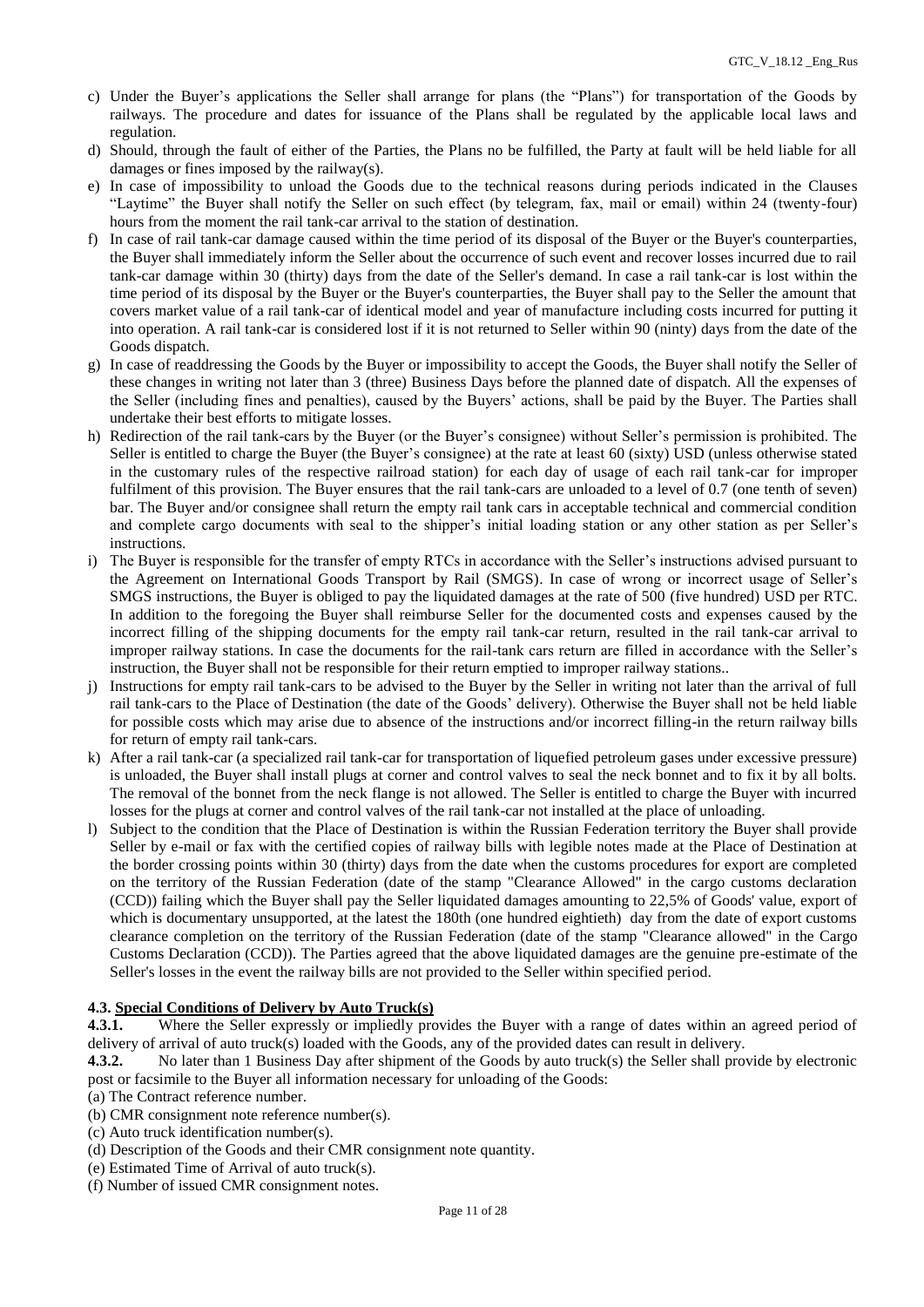c) Under the Buyer's applications the Seller shall arrange for plans (the "Plans") for transportation of the Goods by railways. The procedure and dates for issuance of the Plans shall be regulated by the applicable local laws and regulation.

d) Should, through the fault of either of the Parties, the Plans no be fulfilled, the Party at fault will be held liable for all damages or fines imposed by the railway(s).

e) In case of impossibility to unload the Goods due to the technical reasons during periods indicated in the Clauses "Laytime" the Buyer shall notify the Seller on such effect (by telegram, fax, mail or email) within 24 (twenty-four) hours from the moment the rail tank-car arrival to the station of destination.

f) In case of rail tank-car damage caused within the time period of its disposal of the Buyer or the Buyer's counterparties, the Buyer shall immediately inform the Seller about the occurrence of such event and recover losses incurred due to rail tank-car damage within 30 (thirty) days from the date of the Seller's demand. In case a rail tank-car is lost within the time period of its disposal by the Buyer or the Buyer's counterparties, the Buyer shall pay to the Seller the amount that covers market value of a rail tank-car of identical model and year of manufacture including costs incurred for putting it into operation. A rail tank-car is considered lost if it is not returned to Seller within 90 (ninty) days from the date of the Goods dispatch.

g) In case of readdressing the Goods by the Buyer or impossibility to accept the Goods, the Buyer shall notify the Seller of these changes in writing not later than 3 (three) Business Days before the planned date of dispatch. All the expenses of the Seller (including fines and penalties), caused by the Buyers' actions, shall be paid by the Buyer. The Parties shall undertake their best efforts to mitigate losses.

h) Redirection of the rail tank-cars by the Buyer (or the Buyer's consignee) without Seller's permission is prohibited. The Seller is entitled to charge the Buyer (the Buyer's consignee) at the rate at least 60 (sixty) USD (unless otherwise stated in the customary rules of the respective railroad station) for each day of usage of each rail tank-car for improper fulfilment of this provision. The Buyer ensures that the rail tank-cars are unloaded to a level of 0.7 (one tenth of seven) bar. The Buyer and/or consignee shall return the empty rail tank cars in acceptable technical and commercial condition and complete cargo documents with seal to the shipper's initial loading station or any other station as per Seller's instructions.

i) The Buyer is responsible for the transfer of empty RTCs in accordance with the Seller's instructions advised pursuant to the Agreement on International Goods Transport by Rail (SMGS). In case of wrong or incorrect usage of Seller's SMGS instructions, the Buyer is obliged to pay the liquidated damages at the rate of 500 (five hundred) USD per RTC. In addition to the foregoing the Buyer shall reimburse Seller for the documented costs and expenses caused by the incorrect filling of the shipping documents for the empty rail tank-car return, resulted in the rail tank-car arrival to improper railway stations. In case the documents for the rail-tank cars return are filled in accordance with the Seller's instruction, the Buyer shall not be responsible for their return emptied to improper railway stations..

j) Instructions for empty rail tank-cars to be advised to the Buyer by the Seller in writing not later than the arrival of full rail tank-cars to the Place of Destination (the date of the Goods' delivery). Otherwise the Buyer shall not be held liable for possible costs which may arise due to absence of the instructions and/or incorrect filling-in the return railway bills for return of empty rail tank-cars.

k) After a rail tank-car (a specialized rail tank-car for transportation of liquefied petroleum gases under excessive pressure) is unloaded, the Buyer shall install plugs at corner and control valves to seal the neck bonnet and to fix it by all bolts. The removal of the bonnet from the neck flange is not allowed. The Seller is entitled to charge the Buyer with incurred losses for the plugs at corner and control valves of the rail tank-car not installed at the place of unloading.

l) Subject to the condition that the Place of Destination is within the Russian Federation territory the Buyer shall provide Seller by e-mail or fax with the certified copies of railway bills with legible notes made at the Place of Destination at the border crossing points within 30 (thirty) days from the date when the customs procedures for export are completed on the territory of the Russian Federation (date of the stamp "Clearance Allowed" in the cargo customs declaration (CCD)) failing which the Buyer shall pay the Seller liquidated damages amounting to 22,5% of Goods' value, export of which is documentary unsupported, at the latest the 180th (one hundred eightieth) day from the date of export customs clearance completion on the territory of the Russian Federation (date of the stamp "Clearance allowed" in the Cargo Customs Declaration (CCD)). The Parties agreed that the above liquidated damages are the genuine pre-estimate of the Seller's losses in the event the railway bills are not provided to the Seller within specified period.

### 4.3. Special Conditions of Delivery by Auto Truck(s)

**4.3.1.** Where the Seller expressly or impliedly provides the Buyer with a range of dates within an agreed period of delivery of arrival of auto truck(s) loaded with the Goods, any of the provided dates can result in delivery.

**4.3.2.** No later than 1 Business Day after shipment of the Goods by auto truck(s) the Seller shall provide by electronic post or facsimile to the Buyer all information necessary for unloading of the Goods:

(a) The Contract reference number.
(b) CMR consignment note reference number(s).
(c) Auto truck identification number(s).
(d) Description of the Goods and their CMR consignment note quantity.
(e) Estimated Time of Arrival of auto truck(s).
(f) Number of issued CMR consignment notes.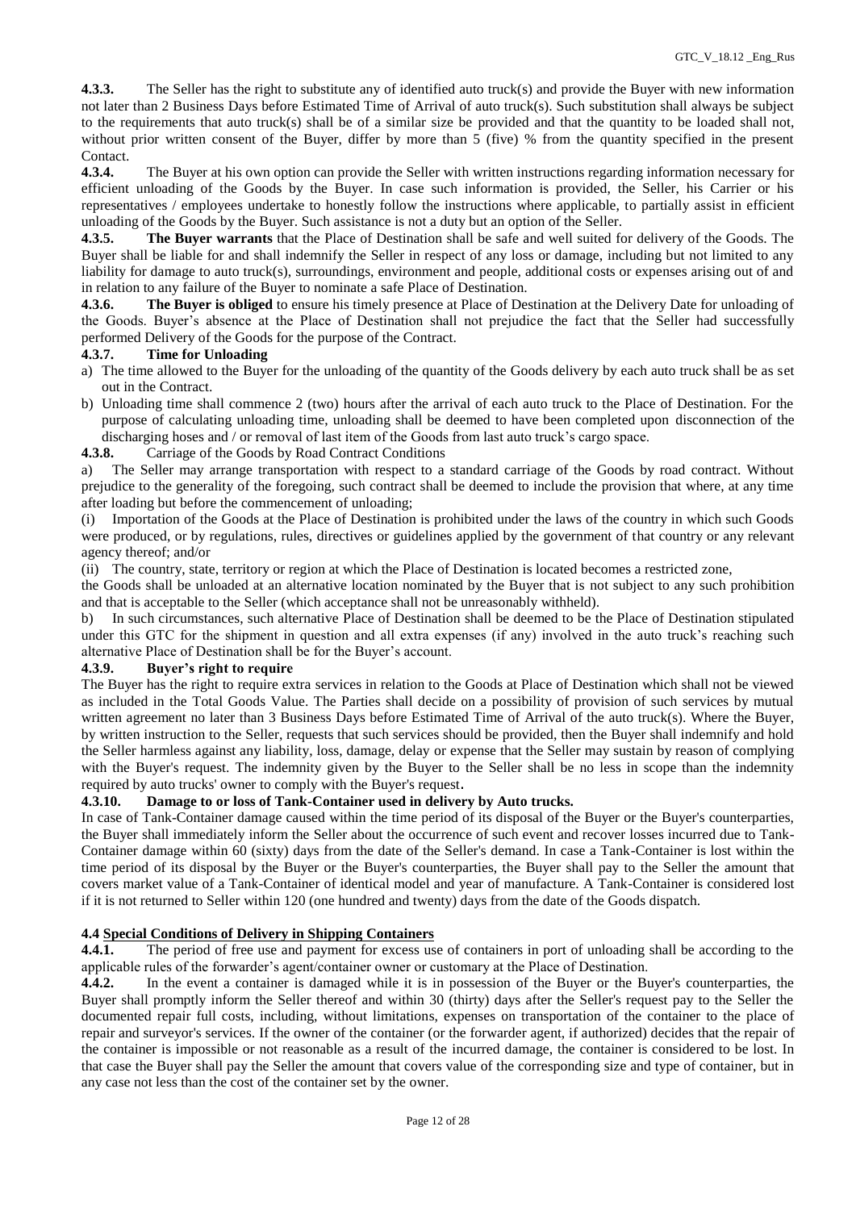**4.3.3.** The Seller has the right to substitute any of identified auto truck(s) and provide the Buyer with new information not later than 2 Business Days before Estimated Time of Arrival of auto truck(s). Such substitution shall always be subject to the requirements that auto truck(s) shall be of a similar size be provided and that the quantity to be loaded shall not, without prior written consent of the Buyer, differ by more than 5 (five) % from the quantity specified in the present Contact.

**4.3.4.** The Buyer at his own option can provide the Seller with written instructions regarding information necessary for efficient unloading of the Goods by the Buyer. In case such information is provided, the Seller, his Carrier or his representatives / employees undertake to honestly follow the instructions where applicable, to partially assist in efficient unloading of the Goods by the Buyer. Such assistance is not a duty but an option of the Seller.

**4.3.5. The Buyer warrants** that the Place of Destination shall be safe and well suited for delivery of the Goods. The Buyer shall be liable for and shall indemnify the Seller in respect of any loss or damage, including but not limited to any liability for damage to auto truck(s), surroundings, environment and people, additional costs or expenses arising out of and in relation to any failure of the Buyer to nominate a safe Place of Destination.

**4.3.6. The Buyer is obliged** to ensure his timely presence at Place of Destination at the Delivery Date for unloading of the Goods. Buyer's absence at the Place of Destination shall not prejudice the fact that the Seller had successfully performed Delivery of the Goods for the purpose of the Contract.

**4.3.7. Time for Unloading**

a) The time allowed to the Buyer for the unloading of the quantity of the Goods delivery by each auto truck shall be as set out in the Contract.

b) Unloading time shall commence 2 (two) hours after the arrival of each auto truck to the Place of Destination. For the purpose of calculating unloading time, unloading shall be deemed to have been completed upon disconnection of the discharging hoses and / or removal of last item of the Goods from last auto truck's cargo space.

**4.3.8.** Carriage of the Goods by Road Contract Conditions

a) The Seller may arrange transportation with respect to a standard carriage of the Goods by road contract. Without prejudice to the generality of the foregoing, such contract shall be deemed to include the provision that where, at any time after loading but before the commencement of unloading;

(i) Importation of the Goods at the Place of Destination is prohibited under the laws of the country in which such Goods were produced, or by regulations, rules, directives or guidelines applied by the government of that country or any relevant agency thereof; and/or

(ii) The country, state, territory or region at which the Place of Destination is located becomes a restricted zone,

the Goods shall be unloaded at an alternative location nominated by the Buyer that is not subject to any such prohibition and that is acceptable to the Seller (which acceptance shall not be unreasonably withheld).

b) In such circumstances, such alternative Place of Destination shall be deemed to be the Place of Destination stipulated under this GTC for the shipment in question and all extra expenses (if any) involved in the auto truck's reaching such alternative Place of Destination shall be for the Buyer's account.

**4.3.9. Buyer's right to require**

The Buyer has the right to require extra services in relation to the Goods at Place of Destination which shall not be viewed as included in the Total Goods Value. The Parties shall decide on a possibility of provision of such services by mutual written agreement no later than 3 Business Days before Estimated Time of Arrival of the auto truck(s). Where the Buyer, by written instruction to the Seller, requests that such services should be provided, then the Buyer shall indemnify and hold the Seller harmless against any liability, loss, damage, delay or expense that the Seller may sustain by reason of complying with the Buyer's request. The indemnity given by the Buyer to the Seller shall be no less in scope than the indemnity required by auto trucks' owner to comply with the Buyer's request.

**4.3.10. Damage to or loss of Tank-Container used in delivery by Auto trucks.**

In case of Tank-Container damage caused within the time period of its disposal of the Buyer or the Buyer's counterparties, the Buyer shall immediately inform the Seller about the occurrence of such event and recover losses incurred due to Tank-Container damage within 60 (sixty) days from the date of the Seller's demand. In case a Tank-Container is lost within the time period of its disposal by the Buyer or the Buyer's counterparties, the Buyer shall pay to the Seller the amount that covers market value of a Tank-Container of identical model and year of manufacture. A Tank-Container is considered lost if it is not returned to Seller within 120 (one hundred and twenty) days from the date of the Goods dispatch.

**4.4 Special Conditions of Delivery in Shipping Containers**

**4.4.1.** The period of free use and payment for excess use of containers in port of unloading shall be according to the applicable rules of the forwarder's agent/container owner or customary at the Place of Destination.

**4.4.2.** In the event a container is damaged while it is in possession of the Buyer or the Buyer's counterparties, the Buyer shall promptly inform the Seller thereof and within 30 (thirty) days after the Seller's request pay to the Seller the documented repair full costs, including, without limitations, expenses on transportation of the container to the place of repair and surveyor's services. If the owner of the container (or the forwarder agent, if authorized) decides that the repair of the container is impossible or not reasonable as a result of the incurred damage, the container is considered to be lost. In that case the Buyer shall pay the Seller the amount that covers value of the corresponding size and type of container, but in any case not less than the cost of the container set by the owner.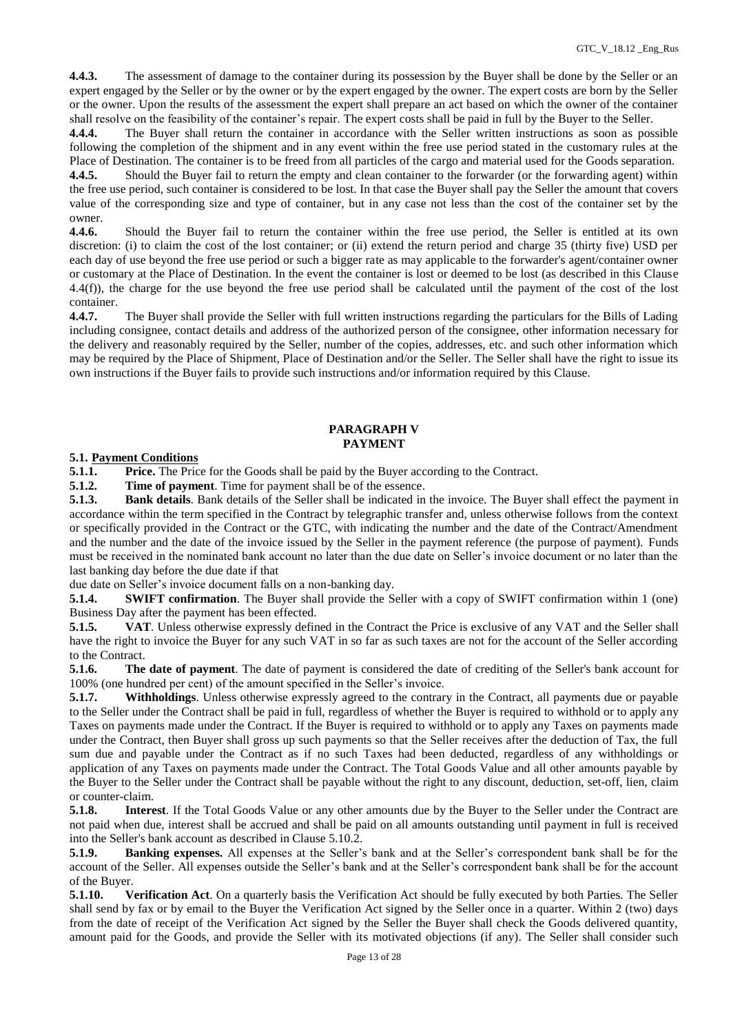**4.4.3.** The assessment of damage to the container during its possession by the Buyer shall be done by the Seller or an expert engaged by the Seller or by the owner or by the expert engaged by the owner. The expert costs are born by the Seller or the owner. Upon the results of the assessment the expert shall prepare an act based on which the owner of the container shall resolve on the feasibility of the container's repair. The expert costs shall be paid in full by the Buyer to the Seller.

**4.4.4.** The Buyer shall return the container in accordance with the Seller written instructions as soon as possible following the completion of the shipment and in any event within the free use period stated in the customary rules at the Place of Destination. The container is to be freed from all particles of the cargo and material used for the Goods separation.

**4.4.5.** Should the Buyer fail to return the empty and clean container to the forwarder (or the forwarding agent) within the free use period, such container is considered to be lost. In that case the Buyer shall pay the Seller the amount that covers value of the corresponding size and type of container, but in any case not less than the cost of the container set by the owner.

**4.4.6.** Should the Buyer fail to return the container within the free use period, the Seller is entitled at its own discretion: (i) to claim the cost of the lost container; or (ii) extend the return period and charge 35 (thirty five) USD per each day of use beyond the free use period or such a bigger rate as may applicable to the forwarder's agent/container owner or customary at the Place of Destination. In the event the container is lost or deemed to be lost (as described in this Clause 4.4(f)), the charge for the use beyond the free use period shall be calculated until the payment of the cost of the lost container.

**4.4.7.** The Buyer shall provide the Seller with full written instructions regarding the particulars for the Bills of Lading including consignee, contact details and address of the authorized person of the consignee, other information necessary for the delivery and reasonably required by the Seller, number of the copies, addresses, etc. and such other information which may be required by the Place of Shipment, Place of Destination and/or the Seller. The Seller shall have the right to issue its own instructions if the Buyer fails to provide such instructions and/or information required by this Clause.

## PARAGRAPH V
## PAYMENT

**5.1. Payment Conditions**

**5.1.1. Price.** The Price for the Goods shall be paid by the Buyer according to the Contract.

**5.1.2. Time of payment**. Time for payment shall be of the essence.

**5.1.3. Bank details**. Bank details of the Seller shall be indicated in the invoice. The Buyer shall effect the payment in accordance within the term specified in the Contract by telegraphic transfer and, unless otherwise follows from the context or specifically provided in the Contract or the GTC, with indicating the number and the date of the Contract/Amendment and the number and the date of the invoice issued by the Seller in the payment reference (the purpose of payment). Funds must be received in the nominated bank account no later than the due date on Seller's invoice document or no later than the last banking day before the due date if that due date on Seller's invoice document falls on a non-banking day.

**5.1.4. SWIFT confirmation**. The Buyer shall provide the Seller with a copy of SWIFT confirmation within 1 (one) Business Day after the payment has been effected.

**5.1.5. VAT**. Unless otherwise expressly defined in the Contract the Price is exclusive of any VAT and the Seller shall have the right to invoice the Buyer for any such VAT in so far as such taxes are not for the account of the Seller according to the Contract.

**5.1.6. The date of payment**. The date of payment is considered the date of crediting of the Seller's bank account for 100% (one hundred per cent) of the amount specified in the Seller's invoice.

**5.1.7. Withholdings**. Unless otherwise expressly agreed to the contrary in the Contract, all payments due or payable to the Seller under the Contract shall be paid in full, regardless of whether the Buyer is required to withhold or to apply any Taxes on payments made under the Contract. If the Buyer is required to withhold or to apply any Taxes on payments made under the Contract, then Buyer shall gross up such payments so that the Seller receives after the deduction of Tax, the full sum due and payable under the Contract as if no such Taxes had been deducted, regardless of any withholdings or application of any Taxes on payments made under the Contract. The Total Goods Value and all other amounts payable by the Buyer to the Seller under the Contract shall be payable without the right to any discount, deduction, set-off, lien, claim or counter-claim.

**5.1.8. Interest**. If the Total Goods Value or any other amounts due by the Buyer to the Seller under the Contract are not paid when due, interest shall be accrued and shall be paid on all amounts outstanding until payment in full is received into the Seller's bank account as described in Clause 5.10.2.

**5.1.9. Banking expenses.** All expenses at the Seller's bank and at the Seller's correspondent bank shall be for the account of the Seller. All expenses outside the Seller's bank and at the Seller's correspondent bank shall be for the account of the Buyer.

**5.1.10. Verification Act**. On a quarterly basis the Verification Act should be fully executed by both Parties. The Seller shall send by fax or by email to the Buyer the Verification Act signed by the Seller once in a quarter. Within 2 (two) days from the date of receipt of the Verification Act signed by the Seller the Buyer shall check the Goods delivered quantity, amount paid for the Goods, and provide the Seller with its motivated objections (if any). The Seller shall consider such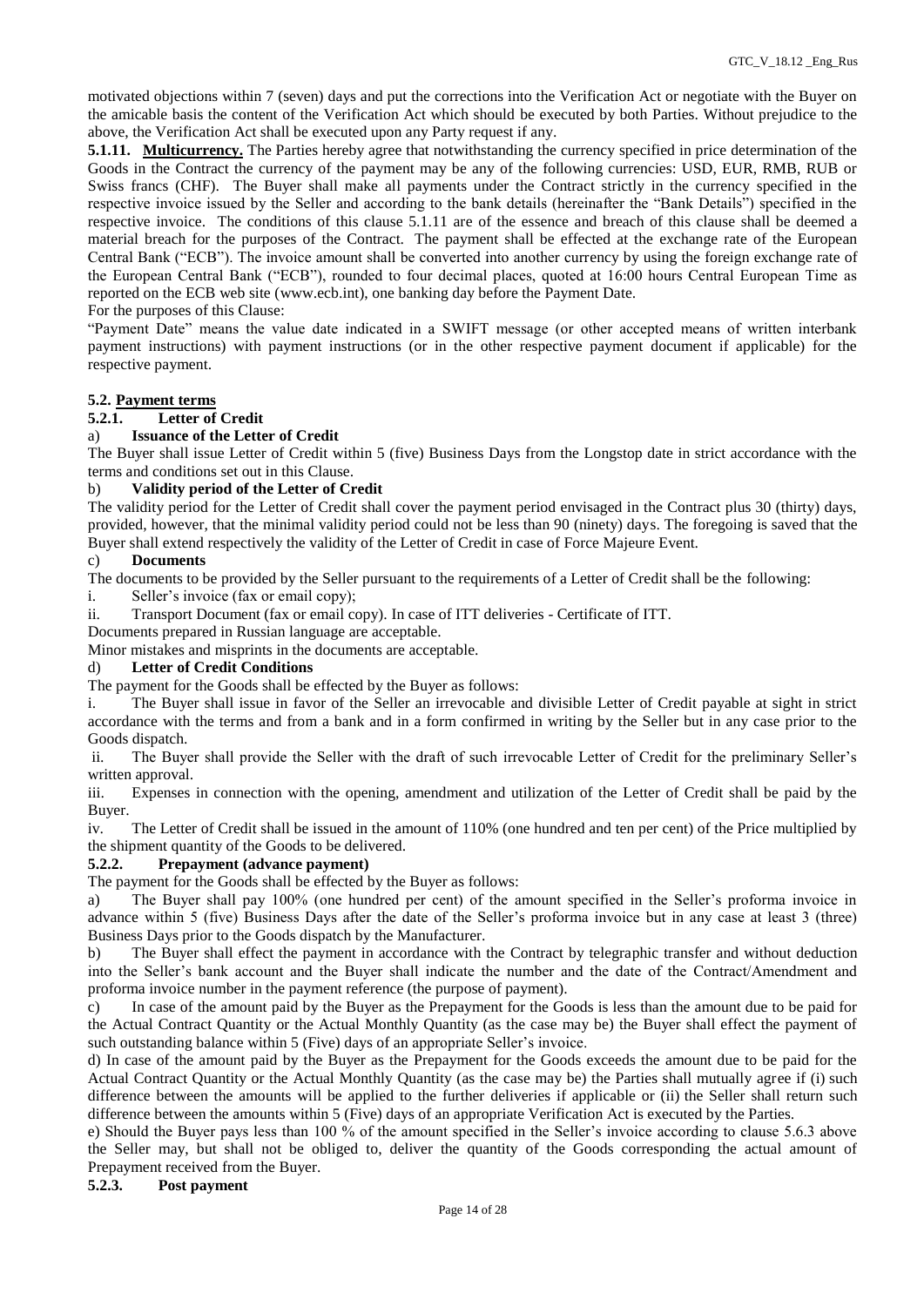motivated objections within 7 (seven) days and put the corrections into the Verification Act or negotiate with the Buyer on the amicable basis the content of the Verification Act which should be executed by both Parties. Without prejudice to the above, the Verification Act shall be executed upon any Party request if any.

**5.1.11. Multicurrency.** The Parties hereby agree that notwithstanding the currency specified in price determination of the Goods in the Contract the currency of the payment may be any of the following currencies: USD, EUR, RMB, RUB or Swiss francs (CHF). The Buyer shall make all payments under the Contract strictly in the currency specified in the respective invoice issued by the Seller and according to the bank details (hereinafter the "Bank Details") specified in the respective invoice. The conditions of this clause 5.1.11 are of the essence and breach of this clause shall be deemed a material breach for the purposes of the Contract. The payment shall be effected at the exchange rate of the European Central Bank ("ECB"). The invoice amount shall be converted into another currency by using the foreign exchange rate of the European Central Bank ("ECB"), rounded to four decimal places, quoted at 16:00 hours Central European Time as reported on the ECB web site (www.ecb.int), one banking day before the Payment Date.

For the purposes of this Clause:

"Payment Date" means the value date indicated in a SWIFT message (or other accepted means of written interbank payment instructions) with payment instructions (or in the other respective payment document if applicable) for the respective payment.

**5.2. Payment terms**

**5.2.1. Letter of Credit**

a) **Issuance of the Letter of Credit**

The Buyer shall issue Letter of Credit within 5 (five) Business Days from the Longstop date in strict accordance with the terms and conditions set out in this Clause.

b) **Validity period of the Letter of Credit**

The validity period for the Letter of Credit shall cover the payment period envisaged in the Contract plus 30 (thirty) days, provided, however, that the minimal validity period could not be less than 90 (ninety) days. The foregoing is saved that the Buyer shall extend respectively the validity of the Letter of Credit in case of Force Majeure Event.

c) **Documents**

The documents to be provided by the Seller pursuant to the requirements of a Letter of Credit shall be the following:

i. Seller's invoice (fax or email copy);

ii. Transport Document (fax or email copy). In case of ITT deliveries - Certificate of ITT.

Documents prepared in Russian language are acceptable.

Minor mistakes and misprints in the documents are acceptable.

d) **Letter of Credit Conditions**

The payment for the Goods shall be effected by the Buyer as follows:

i. The Buyer shall issue in favor of the Seller an irrevocable and divisible Letter of Credit payable at sight in strict accordance with the terms and from a bank and in a form confirmed in writing by the Seller but in any case prior to the Goods dispatch.

ii. The Buyer shall provide the Seller with the draft of such irrevocable Letter of Credit for the preliminary Seller's written approval.

iii. Expenses in connection with the opening, amendment and utilization of the Letter of Credit shall be paid by the Buyer.

iv. The Letter of Credit shall be issued in the amount of 110% (one hundred and ten per cent) of the Price multiplied by the shipment quantity of the Goods to be delivered.

**5.2.2. Prepayment (advance payment)**

The payment for the Goods shall be effected by the Buyer as follows:

a) The Buyer shall pay 100% (one hundred per cent) of the amount specified in the Seller's proforma invoice in advance within 5 (five) Business Days after the date of the Seller's proforma invoice but in any case at least 3 (three) Business Days prior to the Goods dispatch by the Manufacturer.

b) The Buyer shall effect the payment in accordance with the Contract by telegraphic transfer and without deduction into the Seller's bank account and the Buyer shall indicate the number and the date of the Contract/Amendment and proforma invoice number in the payment reference (the purpose of payment).

c) In case of the amount paid by the Buyer as the Prepayment for the Goods is less than the amount due to be paid for the Actual Contract Quantity or the Actual Monthly Quantity (as the case may be) the Buyer shall effect the payment of such outstanding balance within 5 (Five) days of an appropriate Seller's invoice.

d) In case of the amount paid by the Buyer as the Prepayment for the Goods exceeds the amount due to be paid for the Actual Contract Quantity or the Actual Monthly Quantity (as the case may be) the Parties shall mutually agree if (i) such difference between the amounts will be applied to the further deliveries if applicable or (ii) the Seller shall return such difference between the amounts within 5 (Five) days of an appropriate Verification Act is executed by the Parties.

e) Should the Buyer pays less than 100 % of the amount specified in the Seller's invoice according to clause 5.6.3 above the Seller may, but shall not be obliged to, deliver the quantity of the Goods corresponding the actual amount of Prepayment received from the Buyer.

**5.2.3. Post payment**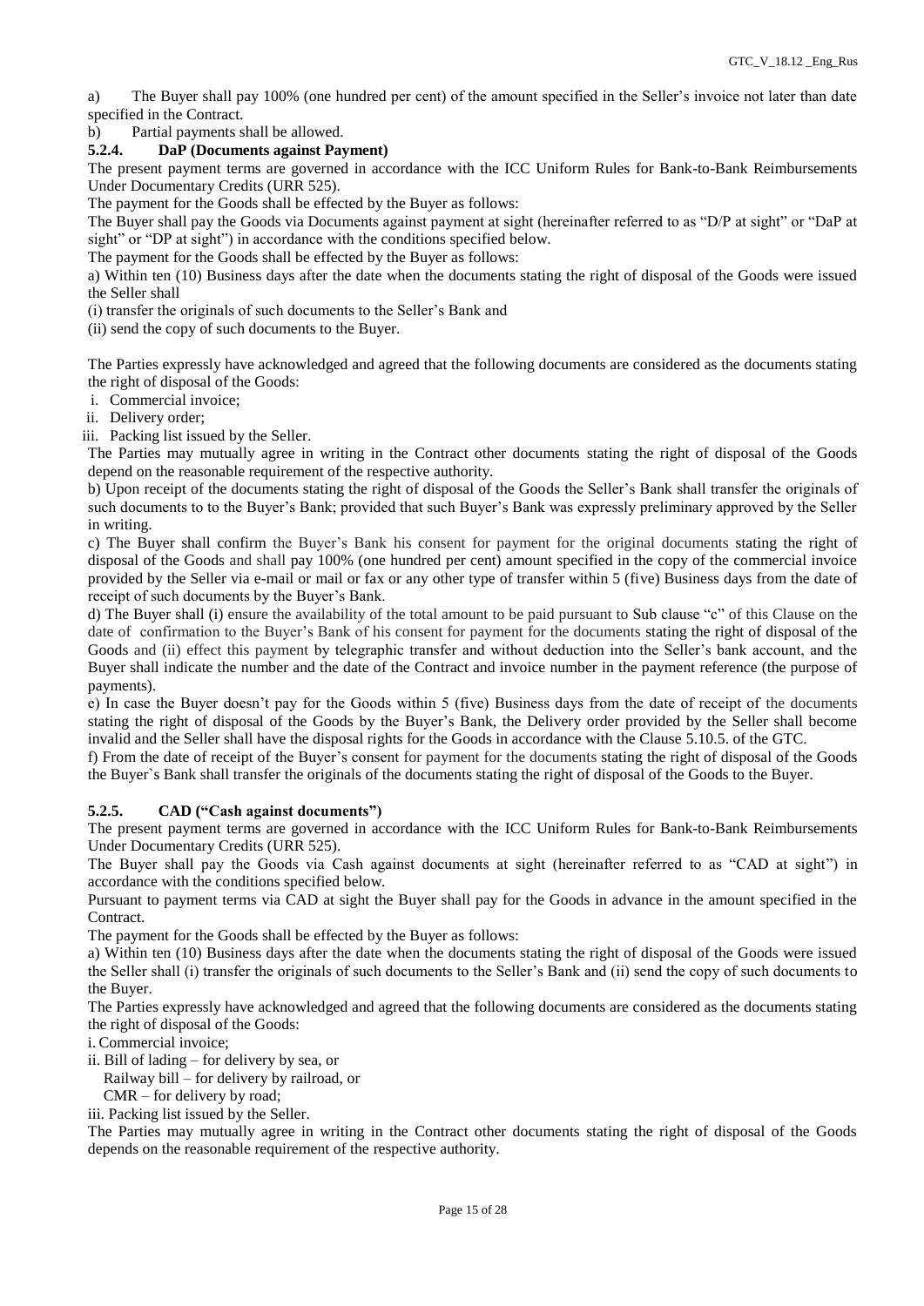a) The Buyer shall pay 100% (one hundred per cent) of the amount specified in the Seller's invoice not later than date specified in the Contract.

b) Partial payments shall be allowed.

#### 5.2.4. DaP (Documents against Payment)

The present payment terms are governed in accordance with the ICC Uniform Rules for Bank-to-Bank Reimbursements Under Documentary Credits (URR 525).

The payment for the Goods shall be effected by the Buyer as follows:

The Buyer shall pay the Goods via Documents against payment at sight (hereinafter referred to as "D/P at sight" or "DaP at sight" or "DP at sight") in accordance with the conditions specified below.

The payment for the Goods shall be effected by the Buyer as follows:

a) Within ten (10) Business days after the date when the documents stating the right of disposal of the Goods were issued the Seller shall

(i) transfer the originals of such documents to the Seller's Bank and

(ii) send the copy of such documents to the Buyer.

The Parties expressly have acknowledged and agreed that the following documents are considered as the documents stating the right of disposal of the Goods:

i. Commercial invoice;
ii. Delivery order;
iii. Packing list issued by the Seller.

The Parties may mutually agree in writing in the Contract other documents stating the right of disposal of the Goods depend on the reasonable requirement of the respective authority.

b) Upon receipt of the documents stating the right of disposal of the Goods the Seller's Bank shall transfer the originals of such documents to to the Buyer's Bank; provided that such Buyer's Bank was expressly preliminary approved by the Seller in writing.

c) The Buyer shall confirm the Buyer's Bank his consent for payment for the original documents stating the right of disposal of the Goods and shall pay 100% (one hundred per cent) amount specified in the copy of the commercial invoice provided by the Seller via e-mail or mail or fax or any other type of transfer within 5 (five) Business days from the date of receipt of such documents by the Buyer's Bank.

d) The Buyer shall (i) ensure the availability of the total amount to be paid pursuant to Sub clause "c" of this Clause on the date of confirmation to the Buyer's Bank of his consent for payment for the documents stating the right of disposal of the Goods and (ii) effect this payment by telegraphic transfer and without deduction into the Seller's bank account, and the Buyer shall indicate the number and the date of the Contract and invoice number in the payment reference (the purpose of payments).

e) In case the Buyer doesn't pay for the Goods within 5 (five) Business days from the date of receipt of the documents stating the right of disposal of the Goods by the Buyer's Bank, the Delivery order provided by the Seller shall become invalid and the Seller shall have the disposal rights for the Goods in accordance with the Clause 5.10.5. of the GTC.

f) From the date of receipt of the Buyer's consent for payment for the documents stating the right of disposal of the Goods the Buyer`s Bank shall transfer the originals of the documents stating the right of disposal of the Goods to the Buyer.

#### 5.2.5. CAD ("Cash against documents")

The present payment terms are governed in accordance with the ICC Uniform Rules for Bank-to-Bank Reimbursements Under Documentary Credits (URR 525).

The Buyer shall pay the Goods via Cash against documents at sight (hereinafter referred to as "CAD at sight") in accordance with the conditions specified below.

Pursuant to payment terms via CAD at sight the Buyer shall pay for the Goods in advance in the amount specified in the Contract.

The payment for the Goods shall be effected by the Buyer as follows:

a) Within ten (10) Business days after the date when the documents stating the right of disposal of the Goods were issued the Seller shall (i) transfer the originals of such documents to the Seller's Bank and (ii) send the copy of such documents to the Buyer.

The Parties expressly have acknowledged and agreed that the following documents are considered as the documents stating the right of disposal of the Goods:

i. Commercial invoice;
ii. Bill of lading – for delivery by sea, or
   Railway bill – for delivery by railroad, or
   CMR – for delivery by road;
iii. Packing list issued by the Seller.

The Parties may mutually agree in writing in the Contract other documents stating the right of disposal of the Goods depends on the reasonable requirement of the respective authority.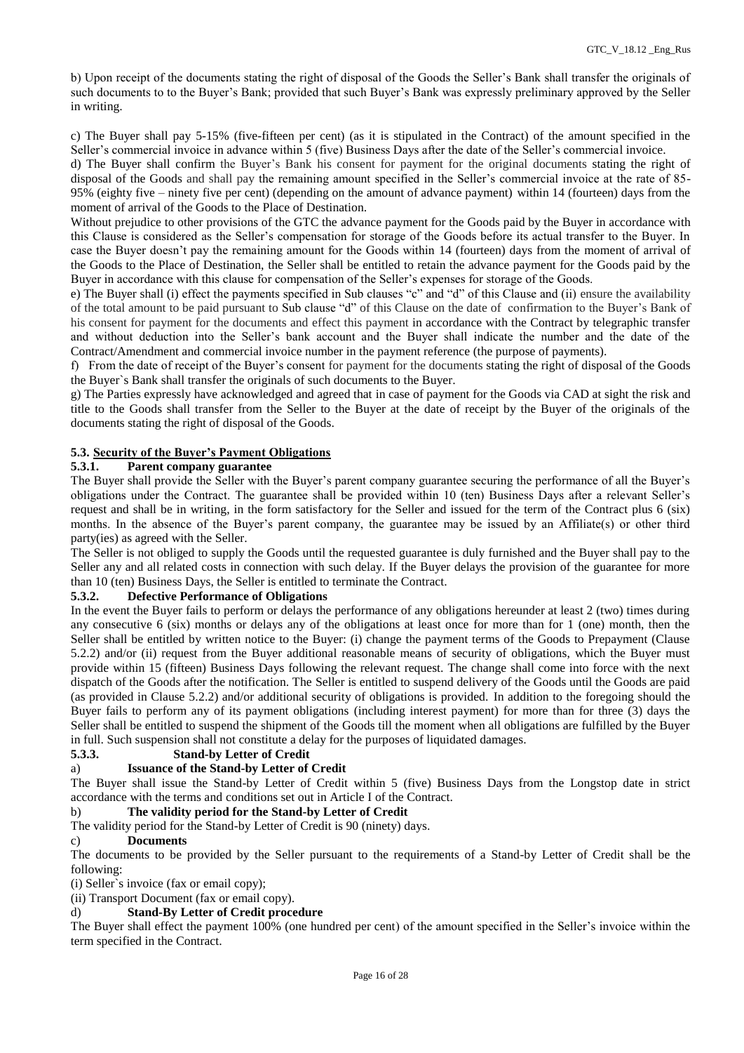b) Upon receipt of the documents stating the right of disposal of the Goods the Seller's Bank shall transfer the originals of such documents to to the Buyer's Bank; provided that such Buyer's Bank was expressly preliminary approved by the Seller in writing.

c) The Buyer shall pay 5-15% (five-fifteen per cent) (as it is stipulated in the Contract) of the amount specified in the Seller's commercial invoice in advance within 5 (five) Business Days after the date of the Seller's commercial invoice.

d) The Buyer shall confirm the Buyer's Bank his consent for payment for the original documents stating the right of disposal of the Goods and shall pay the remaining amount specified in the Seller's commercial invoice at the rate of 85-95% (eighty five – ninety five per cent) (depending on the amount of advance payment) within 14 (fourteen) days from the moment of arrival of the Goods to the Place of Destination.

Without prejudice to other provisions of the GTC the advance payment for the Goods paid by the Buyer in accordance with this Clause is considered as the Seller's compensation for storage of the Goods before its actual transfer to the Buyer. In case the Buyer doesn't pay the remaining amount for the Goods within 14 (fourteen) days from the moment of arrival of the Goods to the Place of Destination, the Seller shall be entitled to retain the advance payment for the Goods paid by the Buyer in accordance with this clause for compensation of the Seller's expenses for storage of the Goods.

e) The Buyer shall (i) effect the payments specified in Sub clauses "c" and "d" of this Clause and (ii) ensure the availability of the total amount to be paid pursuant to Sub clause "d" of this Clause on the date of confirmation to the Buyer's Bank of his consent for payment for the documents and effect this payment in accordance with the Contract by telegraphic transfer and without deduction into the Seller's bank account and the Buyer shall indicate the number and the date of the Contract/Amendment and commercial invoice number in the payment reference (the purpose of payments).

f) From the date of receipt of the Buyer's consent for payment for the documents stating the right of disposal of the Goods the Buyer`s Bank shall transfer the originals of such documents to the Buyer.

g) The Parties expressly have acknowledged and agreed that in case of payment for the Goods via CAD at sight the risk and title to the Goods shall transfer from the Seller to the Buyer at the date of receipt by the Buyer of the originals of the documents stating the right of disposal of the Goods.

**5.3. Security of the Buyer's Payment Obligations**

**5.3.1. Parent company guarantee**

The Buyer shall provide the Seller with the Buyer's parent company guarantee securing the performance of all the Buyer's obligations under the Contract. The guarantee shall be provided within 10 (ten) Business Days after a relevant Seller's request and shall be in writing, in the form satisfactory for the Seller and issued for the term of the Contract plus 6 (six) months. In the absence of the Buyer's parent company, the guarantee may be issued by an Affiliate(s) or other third party(ies) as agreed with the Seller.

The Seller is not obliged to supply the Goods until the requested guarantee is duly furnished and the Buyer shall pay to the Seller any and all related costs in connection with such delay. If the Buyer delays the provision of the guarantee for more than 10 (ten) Business Days, the Seller is entitled to terminate the Contract.

**5.3.2. Defective Performance of Obligations**

In the event the Buyer fails to perform or delays the performance of any obligations hereunder at least 2 (two) times during any consecutive 6 (six) months or delays any of the obligations at least once for more than for 1 (one) month, then the Seller shall be entitled by written notice to the Buyer: (i) change the payment terms of the Goods to Prepayment (Clause 5.2.2) and/or (ii) request from the Buyer additional reasonable means of security of obligations, which the Buyer must provide within 15 (fifteen) Business Days following the relevant request. The change shall come into force with the next dispatch of the Goods after the notification. The Seller is entitled to suspend delivery of the Goods until the Goods are paid (as provided in Clause 5.2.2) and/or additional security of obligations is provided. In addition to the foregoing should the Buyer fails to perform any of its payment obligations (including interest payment) for more than for three (3) days the Seller shall be entitled to suspend the shipment of the Goods till the moment when all obligations are fulfilled by the Buyer in full. Such suspension shall not constitute a delay for the purposes of liquidated damages.

**5.3.3. Stand-by Letter of Credit**

a) **Issuance of the Stand-by Letter of Credit**

The Buyer shall issue the Stand-by Letter of Credit within 5 (five) Business Days from the Longstop date in strict accordance with the terms and conditions set out in Article I of the Contract.

b) **The validity period for the Stand-by Letter of Credit**

The validity period for the Stand-by Letter of Credit is 90 (ninety) days.

c) **Documents**

The documents to be provided by the Seller pursuant to the requirements of a Stand-by Letter of Credit shall be the following:

(i) Seller`s invoice (fax or email copy);

(ii) Transport Document (fax or email copy).

d) **Stand-By Letter of Credit procedure**

The Buyer shall effect the payment 100% (one hundred per cent) of the amount specified in the Seller's invoice within the term specified in the Contract.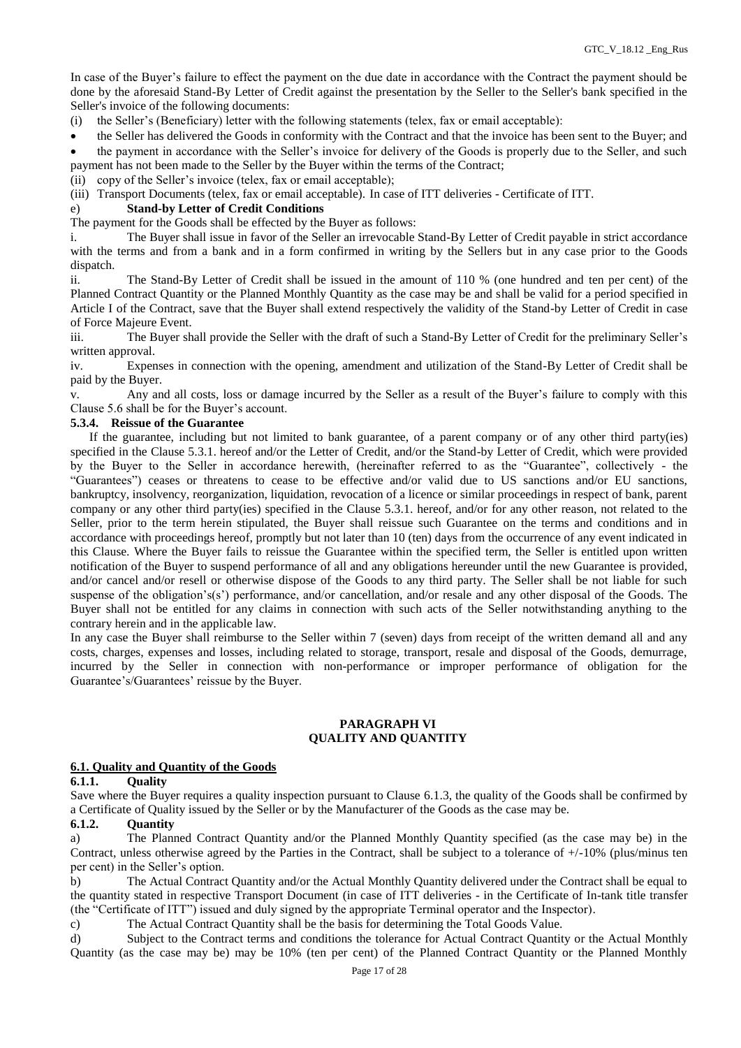In case of the Buyer's failure to effect the payment on the due date in accordance with the Contract the payment should be done by the aforesaid Stand-By Letter of Credit against the presentation by the Seller to the Seller's bank specified in the Seller's invoice of the following documents:

(i) the Seller's (Beneficiary) letter with the following statements (telex, fax or email acceptable):

- the Seller has delivered the Goods in conformity with the Contract and that the invoice has been sent to the Buyer; and
- the payment in accordance with the Seller's invoice for delivery of the Goods is properly due to the Seller, and such payment has not been made to the Seller by the Buyer within the terms of the Contract;

(ii) copy of the Seller's invoice (telex, fax or email acceptable);

(iii) Transport Documents (telex, fax or email acceptable). In case of ITT deliveries - Certificate of ITT.

e) **Stand-by Letter of Credit Conditions**

The payment for the Goods shall be effected by the Buyer as follows:

i. The Buyer shall issue in favor of the Seller an irrevocable Stand-By Letter of Credit payable in strict accordance with the terms and from a bank and in a form confirmed in writing by the Sellers but in any case prior to the Goods dispatch.

ii. The Stand-By Letter of Credit shall be issued in the amount of 110 % (one hundred and ten per cent) of the Planned Contract Quantity or the Planned Monthly Quantity as the case may be and shall be valid for a period specified in Article I of the Contract, save that the Buyer shall extend respectively the validity of the Stand-by Letter of Credit in case of Force Majeure Event.

iii. The Buyer shall provide the Seller with the draft of such a Stand-By Letter of Credit for the preliminary Seller's written approval.

iv. Expenses in connection with the opening, amendment and utilization of the Stand-By Letter of Credit shall be paid by the Buyer.

v. Any and all costs, loss or damage incurred by the Seller as a result of the Buyer's failure to comply with this Clause 5.6 shall be for the Buyer's account.

#### 5.3.4. Reissue of the Guarantee

If the guarantee, including but not limited to bank guarantee, of a parent company or of any other third party(ies) specified in the Clause 5.3.1. hereof and/or the Letter of Credit, and/or the Stand-by Letter of Credit, which were provided by the Buyer to the Seller in accordance herewith, (hereinafter referred to as the "Guarantee", collectively - the "Guarantees") ceases or threatens to cease to be effective and/or valid due to US sanctions and/or EU sanctions, bankruptcy, insolvency, reorganization, liquidation, revocation of a licence or similar proceedings in respect of bank, parent company or any other third party(ies) specified in the Clause 5.3.1. hereof, and/or for any other reason, not related to the Seller, prior to the term herein stipulated, the Buyer shall reissue such Guarantee on the terms and conditions and in accordance with proceedings hereof, promptly but not later than 10 (ten) days from the occurrence of any event indicated in this Clause. Where the Buyer fails to reissue the Guarantee within the specified term, the Seller is entitled upon written notification of the Buyer to suspend performance of all and any obligations hereunder until the new Guarantee is provided, and/or cancel and/or resell or otherwise dispose of the Goods to any third party. The Seller shall be not liable for such suspense of the obligation's(s') performance, and/or cancellation, and/or resale and any other disposal of the Goods. The Buyer shall not be entitled for any claims in connection with such acts of the Seller notwithstanding anything to the contrary herein and in the applicable law.

In any case the Buyer shall reimburse to the Seller within 7 (seven) days from receipt of the written demand all and any costs, charges, expenses and losses, including related to storage, transport, resale and disposal of the Goods, demurrage, incurred by the Seller in connection with non-performance or improper performance of obligation for the Guarantee's/Guarantees' reissue by the Buyer.

## PARAGRAPH VI
## QUALITY AND QUANTITY

### 6.1. Quality and Quantity of the Goods

#### 6.1.1. Quality

Save where the Buyer requires a quality inspection pursuant to Clause 6.1.3, the quality of the Goods shall be confirmed by a Certificate of Quality issued by the Seller or by the Manufacturer of the Goods as the case may be.

#### 6.1.2. Quantity

a) The Planned Contract Quantity and/or the Planned Monthly Quantity specified (as the case may be) in the Contract, unless otherwise agreed by the Parties in the Contract, shall be subject to a tolerance of +/-10% (plus/minus ten per cent) in the Seller's option.

b) The Actual Contract Quantity and/or the Actual Monthly Quantity delivered under the Contract shall be equal to the quantity stated in respective Transport Document (in case of ITT deliveries - in the Certificate of In-tank title transfer (the "Certificate of ITT") issued and duly signed by the appropriate Terminal operator and the Inspector).

c) The Actual Contract Quantity shall be the basis for determining the Total Goods Value.

d) Subject to the Contract terms and conditions the tolerance for Actual Contract Quantity or the Actual Monthly Quantity (as the case may be) may be 10% (ten per cent) of the Planned Contract Quantity or the Planned Monthly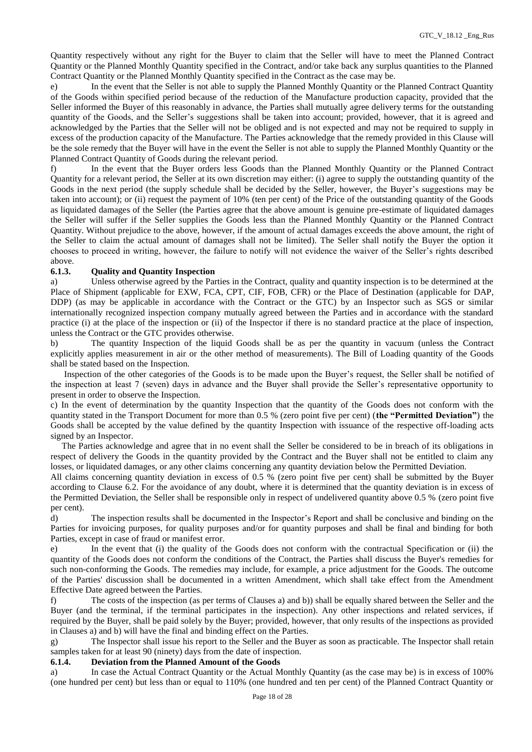Quantity respectively without any right for the Buyer to claim that the Seller will have to meet the Planned Contract Quantity or the Planned Monthly Quantity specified in the Contract, and/or take back any surplus quantities to the Planned Contract Quantity or the Planned Monthly Quantity specified in the Contract as the case may be.

e) In the event that the Seller is not able to supply the Planned Monthly Quantity or the Planned Contract Quantity of the Goods within specified period because of the reduction of the Manufacture production capacity, provided that the Seller informed the Buyer of this reasonably in advance, the Parties shall mutually agree delivery terms for the outstanding quantity of the Goods, and the Seller's suggestions shall be taken into account; provided, however, that it is agreed and acknowledged by the Parties that the Seller will not be obliged and is not expected and may not be required to supply in excess of the production capacity of the Manufacture. The Parties acknowledge that the remedy provided in this Clause will be the sole remedy that the Buyer will have in the event the Seller is not able to supply the Planned Monthly Quantity or the Planned Contract Quantity of Goods during the relevant period.

f) In the event that the Buyer orders less Goods than the Planned Monthly Quantity or the Planned Contract Quantity for a relevant period, the Seller at its own discretion may either: (i) agree to supply the outstanding quantity of the Goods in the next period (the supply schedule shall be decided by the Seller, however, the Buyer's suggestions may be taken into account); or (ii) request the payment of 10% (ten per cent) of the Price of the outstanding quantity of the Goods as liquidated damages of the Seller (the Parties agree that the above amount is genuine pre-estimate of liquidated damages the Seller will suffer if the Seller supplies the Goods less than the Planned Monthly Quantity or the Planned Contract Quantity. Without prejudice to the above, however, if the amount of actual damages exceeds the above amount, the right of the Seller to claim the actual amount of damages shall not be limited). The Seller shall notify the Buyer the option it chooses to proceed in writing, however, the failure to notify will not evidence the waiver of the Seller's rights described above.

### 6.1.3. Quality and Quantity Inspection

a) Unless otherwise agreed by the Parties in the Contract, quality and quantity inspection is to be determined at the Place of Shipment (applicable for EXW, FCA, CPT, CIF, FOB, CFR) or the Place of Destination (applicable for DAP, DDP) (as may be applicable in accordance with the Contract or the GTC) by an Inspector such as SGS or similar internationally recognized inspection company mutually agreed between the Parties and in accordance with the standard practice (i) at the place of the inspection or (ii) of the Inspector if there is no standard practice at the place of inspection, unless the Contract or the GTC provides otherwise.

b) The quantity Inspection of the liquid Goods shall be as per the quantity in vacuum (unless the Contract explicitly applies measurement in air or the other method of measurements). The Bill of Loading quantity of the Goods shall be stated based on the Inspection.

Inspection of the other categories of the Goods is to be made upon the Buyer's request, the Seller shall be notified of the inspection at least 7 (seven) days in advance and the Buyer shall provide the Seller's representative opportunity to present in order to observe the Inspection.

c) In the event of determination by the quantity Inspection that the quantity of the Goods does not conform with the quantity stated in the Transport Document for more than 0.5 % (zero point five per cent) (**the "Permitted Deviation"**) the Goods shall be accepted by the value defined by the quantity Inspection with issuance of the respective off-loading acts signed by an Inspector.

The Parties acknowledge and agree that in no event shall the Seller be considered to be in breach of its obligations in respect of delivery the Goods in the quantity provided by the Contract and the Buyer shall not be entitled to claim any losses, or liquidated damages, or any other claims concerning any quantity deviation below the Permitted Deviation.

All claims concerning quantity deviation in excess of 0.5 % (zero point five per cent) shall be submitted by the Buyer according to Clause 6.2. For the avoidance of any doubt, where it is determined that the quantity deviation is in excess of the Permitted Deviation, the Seller shall be responsible only in respect of undelivered quantity above 0.5 % (zero point five per cent).

d) The inspection results shall be documented in the Inspector's Report and shall be conclusive and binding on the Parties for invoicing purposes, for quality purposes and/or for quantity purposes and shall be final and binding for both Parties, except in case of fraud or manifest error.

e) In the event that (i) the quality of the Goods does not conform with the contractual Specification or (ii) the quantity of the Goods does not conform the conditions of the Contract, the Parties shall discuss the Buyer's remedies for such non-conforming the Goods. The remedies may include, for example, a price adjustment for the Goods. The outcome of the Parties' discussion shall be documented in a written Amendment, which shall take effect from the Amendment Effective Date agreed between the Parties.

f) The costs of the inspection (as per terms of Clauses a) and b)) shall be equally shared between the Seller and the Buyer (and the terminal, if the terminal participates in the inspection). Any other inspections and related services, if required by the Buyer, shall be paid solely by the Buyer; provided, however, that only results of the inspections as provided in Clauses a) and b) will have the final and binding effect on the Parties.

g) The Inspector shall issue his report to the Seller and the Buyer as soon as practicable. The Inspector shall retain samples taken for at least 90 (ninety) days from the date of inspection.

### 6.1.4. Deviation from the Planned Amount of the Goods

a) In case the Actual Contract Quantity or the Actual Monthly Quantity (as the case may be) is in excess of 100% (one hundred per cent) but less than or equal to 110% (one hundred and ten per cent) of the Planned Contract Quantity or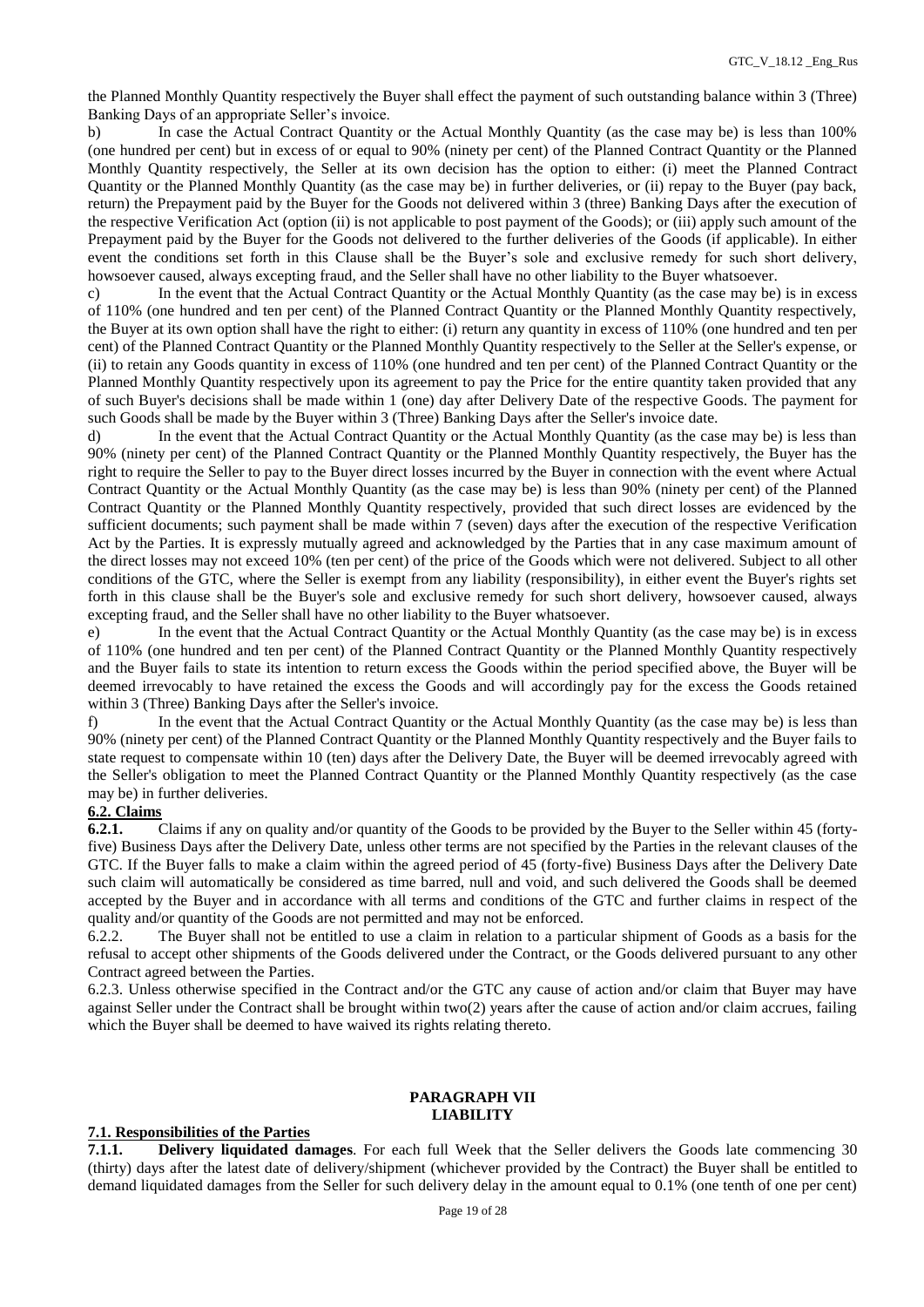the Planned Monthly Quantity respectively the Buyer shall effect the payment of such outstanding balance within 3 (Three) Banking Days of an appropriate Seller's invoice.

b) In case the Actual Contract Quantity or the Actual Monthly Quantity (as the case may be) is less than 100% (one hundred per cent) but in excess of or equal to 90% (ninety per cent) of the Planned Contract Quantity or the Planned Monthly Quantity respectively, the Seller at its own decision has the option to either: (i) meet the Planned Contract Quantity or the Planned Monthly Quantity (as the case may be) in further deliveries, or (ii) repay to the Buyer (pay back, return) the Prepayment paid by the Buyer for the Goods not delivered within 3 (three) Banking Days after the execution of the respective Verification Act (option (ii) is not applicable to post payment of the Goods); or (iii) apply such amount of the Prepayment paid by the Buyer for the Goods not delivered to the further deliveries of the Goods (if applicable). In either event the conditions set forth in this Clause shall be the Buyer's sole and exclusive remedy for such short delivery, howsoever caused, always excepting fraud, and the Seller shall have no other liability to the Buyer whatsoever.

c) In the event that the Actual Contract Quantity or the Actual Monthly Quantity (as the case may be) is in excess of 110% (one hundred and ten per cent) of the Planned Contract Quantity or the Planned Monthly Quantity respectively, the Buyer at its own option shall have the right to either: (i) return any quantity in excess of 110% (one hundred and ten per cent) of the Planned Contract Quantity or the Planned Monthly Quantity respectively to the Seller at the Seller's expense, or (ii) to retain any Goods quantity in excess of 110% (one hundred and ten per cent) of the Planned Contract Quantity or the Planned Monthly Quantity respectively upon its agreement to pay the Price for the entire quantity taken provided that any of such Buyer's decisions shall be made within 1 (one) day after Delivery Date of the respective Goods. The payment for such Goods shall be made by the Buyer within 3 (Three) Banking Days after the Seller's invoice date.

d) In the event that the Actual Contract Quantity or the Actual Monthly Quantity (as the case may be) is less than 90% (ninety per cent) of the Planned Contract Quantity or the Planned Monthly Quantity respectively, the Buyer has the right to require the Seller to pay to the Buyer direct losses incurred by the Buyer in connection with the event where Actual Contract Quantity or the Actual Monthly Quantity (as the case may be) is less than 90% (ninety per cent) of the Planned Contract Quantity or the Planned Monthly Quantity respectively, provided that such direct losses are evidenced by the sufficient documents; such payment shall be made within 7 (seven) days after the execution of the respective Verification Act by the Parties. It is expressly mutually agreed and acknowledged by the Parties that in any case maximum amount of the direct losses may not exceed 10% (ten per cent) of the price of the Goods which were not delivered. Subject to all other conditions of the GTC, where the Seller is exempt from any liability (responsibility), in either event the Buyer's rights set forth in this clause shall be the Buyer's sole and exclusive remedy for such short delivery, howsoever caused, always excepting fraud, and the Seller shall have no other liability to the Buyer whatsoever.

e) In the event that the Actual Contract Quantity or the Actual Monthly Quantity (as the case may be) is in excess of 110% (one hundred and ten per cent) of the Planned Contract Quantity or the Planned Monthly Quantity respectively and the Buyer fails to state its intention to return excess the Goods within the period specified above, the Buyer will be deemed irrevocably to have retained the excess the Goods and will accordingly pay for the excess the Goods retained within 3 (Three) Banking Days after the Seller's invoice.

f) In the event that the Actual Contract Quantity or the Actual Monthly Quantity (as the case may be) is less than 90% (ninety per cent) of the Planned Contract Quantity or the Planned Monthly Quantity respectively and the Buyer fails to state request to compensate within 10 (ten) days after the Delivery Date, the Buyer will be deemed irrevocably agreed with the Seller's obligation to meet the Planned Contract Quantity or the Planned Monthly Quantity respectively (as the case may be) in further deliveries.

**6.2. Claims**

**6.2.1.** Claims if any on quality and/or quantity of the Goods to be provided by the Buyer to the Seller within 45 (forty-five) Business Days after the Delivery Date, unless other terms are not specified by the Parties in the relevant clauses of the GTC. If the Buyer falls to make a claim within the agreed period of 45 (forty-five) Business Days after the Delivery Date such claim will automatically be considered as time barred, null and void, and such delivered the Goods shall be deemed accepted by the Buyer and in accordance with all terms and conditions of the GTC and further claims in respect of the quality and/or quantity of the Goods are not permitted and may not be enforced.

6.2.2. The Buyer shall not be entitled to use a claim in relation to a particular shipment of Goods as a basis for the refusal to accept other shipments of the Goods delivered under the Contract, or the Goods delivered pursuant to any other Contract agreed between the Parties.

6.2.3. Unless otherwise specified in the Contract and/or the GTC any cause of action and/or claim that Buyer may have against Seller under the Contract shall be brought within two(2) years after the cause of action and/or claim accrues, failing which the Buyer shall be deemed to have waived its rights relating thereto.

## PARAGRAPH VII
## LIABILITY

**7.1. Responsibilities of the Parties**

**7.1.1. Delivery liquidated damages**. For each full Week that the Seller delivers the Goods late commencing 30 (thirty) days after the latest date of delivery/shipment (whichever provided by the Contract) the Buyer shall be entitled to demand liquidated damages from the Seller for such delivery delay in the amount equal to 0.1% (one tenth of one per cent)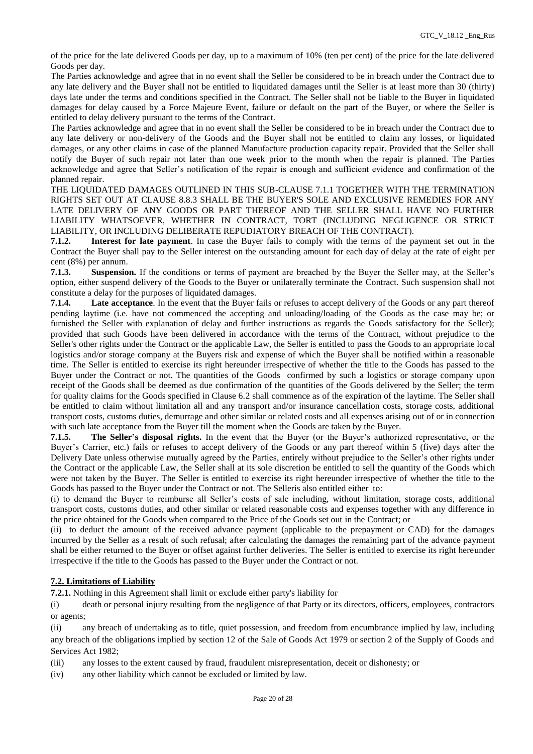of the price for the late delivered Goods per day, up to a maximum of 10% (ten per cent) of the price for the late delivered Goods per day.

The Parties acknowledge and agree that in no event shall the Seller be considered to be in breach under the Contract due to any late delivery and the Buyer shall not be entitled to liquidated damages until the Seller is at least more than 30 (thirty) days late under the terms and conditions specified in the Contract. The Seller shall not be liable to the Buyer in liquidated damages for delay caused by a Force Majeure Event, failure or default on the part of the Buyer, or where the Seller is entitled to delay delivery pursuant to the terms of the Contract.

The Parties acknowledge and agree that in no event shall the Seller be considered to be in breach under the Contract due to any late delivery or non-delivery of the Goods and the Buyer shall not be entitled to claim any losses, or liquidated damages, or any other claims in case of the planned Manufacture production capacity repair. Provided that the Seller shall notify the Buyer of such repair not later than one week prior to the month when the repair is planned. The Parties acknowledge and agree that Seller's notification of the repair is enough and sufficient evidence and confirmation of the planned repair.

THE LIQUIDATED DAMAGES OUTLINED IN THIS SUB-CLAUSE 7.1.1 TOGETHER WITH THE TERMINATION RIGHTS SET OUT AT CLAUSE 8.8.3 SHALL BE THE BUYER'S SOLE AND EXCLUSIVE REMEDIES FOR ANY LATE DELIVERY OF ANY GOODS OR PART THEREOF AND THE SELLER SHALL HAVE NO FURTHER LIABILITY WHATSOEVER, WHETHER IN CONTRACT, TORT (INCLUDING NEGLIGENCE OR STRICT LIABILITY, OR INCLUDING DELIBERATE REPUDIATORY BREACH OF THE CONTRACT).

**7.1.2. Interest for late payment**. In case the Buyer fails to comply with the terms of the payment set out in the Contract the Buyer shall pay to the Seller interest on the outstanding amount for each day of delay at the rate of eight per cent (8%) per annum.

**7.1.3. Suspension.** If the conditions or terms of payment are breached by the Buyer the Seller may, at the Seller's option, either suspend delivery of the Goods to the Buyer or unilaterally terminate the Contract. Such suspension shall not constitute a delay for the purposes of liquidated damages.

**7.1.4. Late acceptance**. In the event that the Buyer fails or refuses to accept delivery of the Goods or any part thereof pending laytime (i.e. have not commenced the accepting and unloading/loading of the Goods as the case may be; or furnished the Seller with explanation of delay and further instructions as regards the Goods satisfactory for the Seller); provided that such Goods have been delivered in accordance with the terms of the Contract, without prejudice to the Seller's other rights under the Contract or the applicable Law, the Seller is entitled to pass the Goods to an appropriate local logistics and/or storage company at the Buyers risk and expense of which the Buyer shall be notified within a reasonable time. The Seller is entitled to exercise its right hereunder irrespective of whether the title to the Goods has passed to the Buyer under the Contract or not. The quantities of the Goods confirmed by such a logistics or storage company upon receipt of the Goods shall be deemed as due confirmation of the quantities of the Goods delivered by the Seller; the term for quality claims for the Goods specified in Clause 6.2 shall commence as of the expiration of the laytime. The Seller shall be entitled to claim without limitation all and any transport and/or insurance cancellation costs, storage costs, additional transport costs, customs duties, demurrage and other similar or related costs and all expenses arising out of or in connection with such late acceptance from the Buyer till the moment when the Goods are taken by the Buyer.

**7.1.5. The Seller's disposal rights.** In the event that the Buyer (or the Buyer's authorized representative, or the Buyer's Carrier, etc.) fails or refuses to accept delivery of the Goods or any part thereof within 5 (five) days after the Delivery Date unless otherwise mutually agreed by the Parties, entirely without prejudice to the Seller's other rights under the Contract or the applicable Law, the Seller shall at its sole discretion be entitled to sell the quantity of the Goods which were not taken by the Buyer. The Seller is entitled to exercise its right hereunder irrespective of whether the title to the Goods has passed to the Buyer under the Contract or not. The Selleris also entitled either to:

(i) to demand the Buyer to reimburse all Seller's costs of sale including, without limitation, storage costs, additional transport costs, customs duties, and other similar or related reasonable costs and expenses together with any difference in the price obtained for the Goods when compared to the Price of the Goods set out in the Contract; or

(ii) to deduct the amount of the received advance payment (applicable to the prepayment or CAD) for the damages incurred by the Seller as a result of such refusal; after calculating the damages the remaining part of the advance payment shall be either returned to the Buyer or offset against further deliveries. The Seller is entitled to exercise its right hereunder irrespective if the title to the Goods has passed to the Buyer under the Contract or not.

**7.2. Limitations of Liability**

**7.2.1.** Nothing in this Agreement shall limit or exclude either party's liability for

(i) death or personal injury resulting from the negligence of that Party or its directors, officers, employees, contractors or agents;

(ii) any breach of undertaking as to title, quiet possession, and freedom from encumbrance implied by law, including any breach of the obligations implied by section 12 of the Sale of Goods Act 1979 or section 2 of the Supply of Goods and Services Act 1982;

(iii) any losses to the extent caused by fraud, fraudulent misrepresentation, deceit or dishonesty; or

(iv) any other liability which cannot be excluded or limited by law.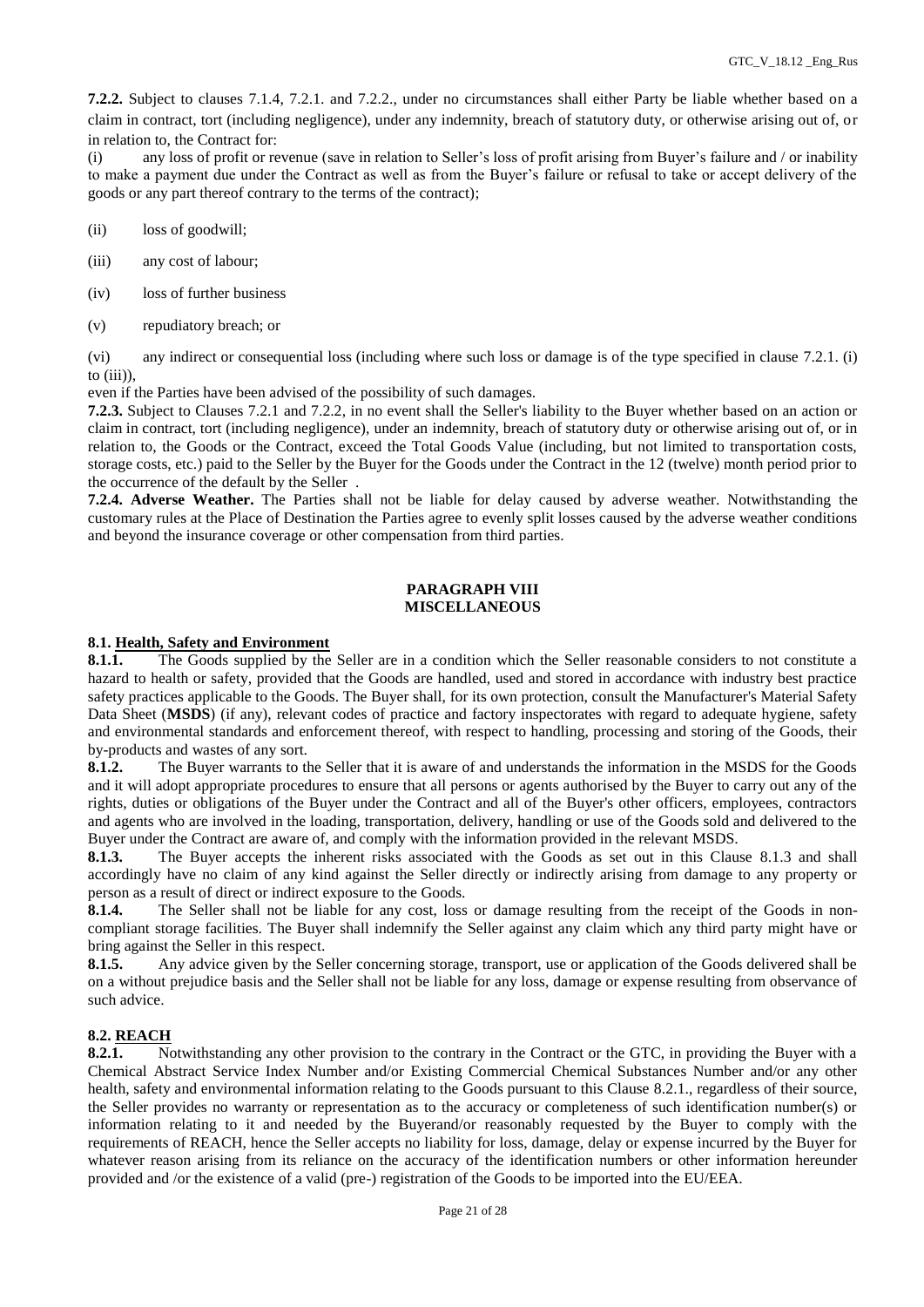**7.2.2.** Subject to clauses 7.1.4, 7.2.1. and 7.2.2., under no circumstances shall either Party be liable whether based on a claim in contract, tort (including negligence), under any indemnity, breach of statutory duty, or otherwise arising out of, or in relation to, the Contract for:

(i) any loss of profit or revenue (save in relation to Seller's loss of profit arising from Buyer's failure and / or inability to make a payment due under the Contract as well as from the Buyer's failure or refusal to take or accept delivery of the goods or any part thereof contrary to the terms of the contract);

(ii) loss of goodwill;

(iii) any cost of labour;

(iv) loss of further business

(v) repudiatory breach; or

(vi) any indirect or consequential loss (including where such loss or damage is of the type specified in clause 7.2.1. (i) to (iii)),

even if the Parties have been advised of the possibility of such damages.

**7.2.3.** Subject to Clauses 7.2.1 and 7.2.2, in no event shall the Seller's liability to the Buyer whether based on an action or claim in contract, tort (including negligence), under an indemnity, breach of statutory duty or otherwise arising out of, or in relation to, the Goods or the Contract, exceed the Total Goods Value (including, but not limited to transportation costs, storage costs, etc.) paid to the Seller by the Buyer for the Goods under the Contract in the 12 (twelve) month period prior to the occurrence of the default by the Seller .

**7.2.4. Adverse Weather.** The Parties shall not be liable for delay caused by adverse weather. Notwithstanding the customary rules at the Place of Destination the Parties agree to evenly split losses caused by the adverse weather conditions and beyond the insurance coverage or other compensation from third parties.

## PARAGRAPH VIII
## MISCELLANEOUS

### 8.1. Health, Safety and Environment

**8.1.1.** The Goods supplied by the Seller are in a condition which the Seller reasonable considers to not constitute a hazard to health or safety, provided that the Goods are handled, used and stored in accordance with industry best practice safety practices applicable to the Goods. The Buyer shall, for its own protection, consult the Manufacturer's Material Safety Data Sheet (**MSDS**) (if any), relevant codes of practice and factory inspectorates with regard to adequate hygiene, safety and environmental standards and enforcement thereof, with respect to handling, processing and storing of the Goods, their by-products and wastes of any sort.

**8.1.2.** The Buyer warrants to the Seller that it is aware of and understands the information in the MSDS for the Goods and it will adopt appropriate procedures to ensure that all persons or agents authorised by the Buyer to carry out any of the rights, duties or obligations of the Buyer under the Contract and all of the Buyer's other officers, employees, contractors and agents who are involved in the loading, transportation, delivery, handling or use of the Goods sold and delivered to the Buyer under the Contract are aware of, and comply with the information provided in the relevant MSDS.

**8.1.3.** The Buyer accepts the inherent risks associated with the Goods as set out in this Clause 8.1.3 and shall accordingly have no claim of any kind against the Seller directly or indirectly arising from damage to any property or person as a result of direct or indirect exposure to the Goods.

**8.1.4.** The Seller shall not be liable for any cost, loss or damage resulting from the receipt of the Goods in non-compliant storage facilities. The Buyer shall indemnify the Seller against any claim which any third party might have or bring against the Seller in this respect.

**8.1.5.** Any advice given by the Seller concerning storage, transport, use or application of the Goods delivered shall be on a without prejudice basis and the Seller shall not be liable for any loss, damage or expense resulting from observance of such advice.

### 8.2. REACH

**8.2.1.** Notwithstanding any other provision to the contrary in the Contract or the GTC, in providing the Buyer with a Chemical Abstract Service Index Number and/or Existing Commercial Chemical Substances Number and/or any other health, safety and environmental information relating to the Goods pursuant to this Clause 8.2.1., regardless of their source, the Seller provides no warranty or representation as to the accuracy or completeness of such identification number(s) or information relating to it and needed by the Buyerand/or reasonably requested by the Buyer to comply with the requirements of REACH, hence the Seller accepts no liability for loss, damage, delay or expense incurred by the Buyer for whatever reason arising from its reliance on the accuracy of the identification numbers or other information hereunder provided and /or the existence of a valid (pre-) registration of the Goods to be imported into the EU/EEA.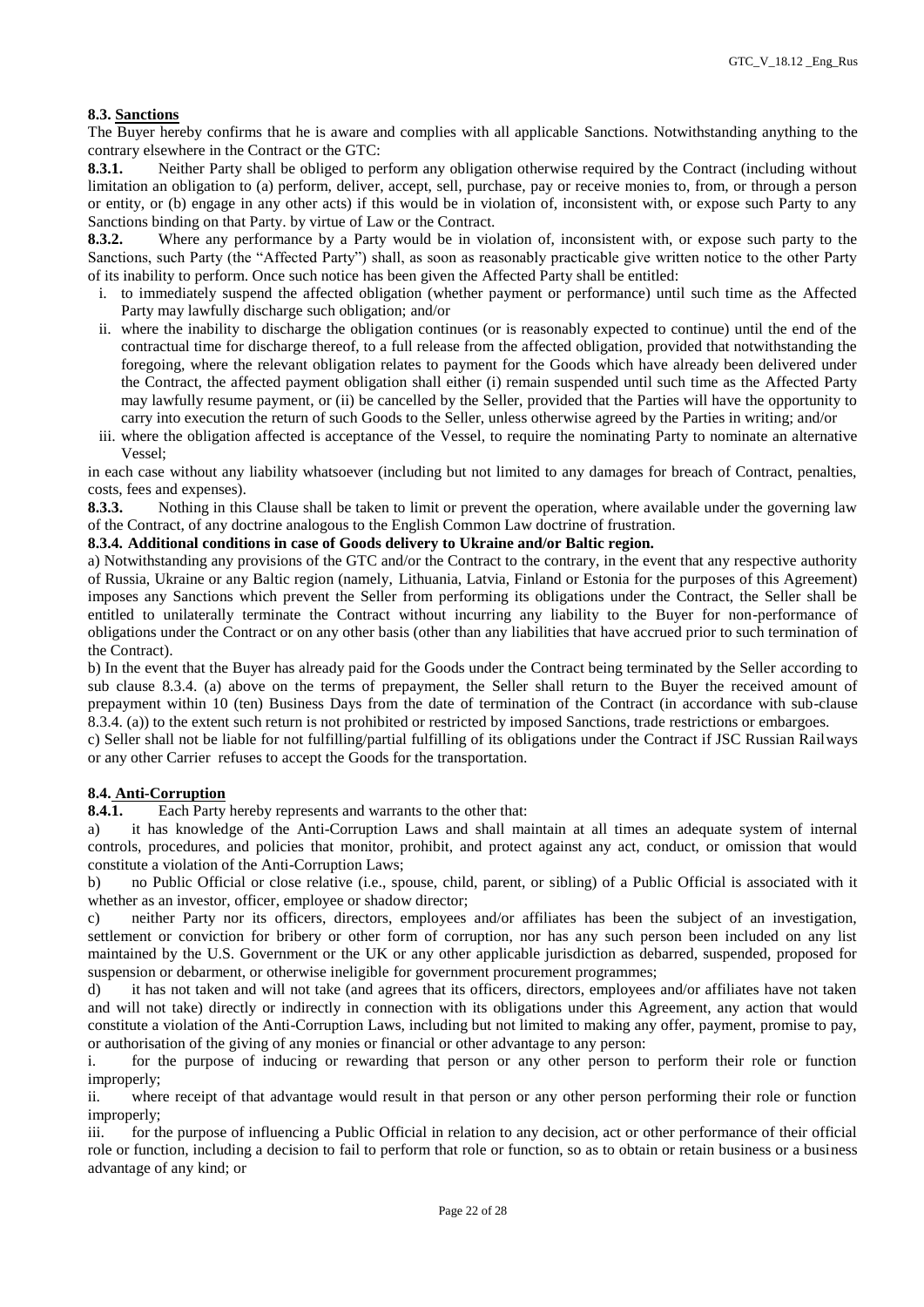**8.3. Sanctions**

The Buyer hereby confirms that he is aware and complies with all applicable Sanctions. Notwithstanding anything to the contrary elsewhere in the Contract or the GTC:

**8.3.1.** Neither Party shall be obliged to perform any obligation otherwise required by the Contract (including without limitation an obligation to (a) perform, deliver, accept, sell, purchase, pay or receive monies to, from, or through a person or entity, or (b) engage in any other acts) if this would be in violation of, inconsistent with, or expose such Party to any Sanctions binding on that Party. by virtue of Law or the Contract.

**8.3.2.** Where any performance by a Party would be in violation of, inconsistent with, or expose such party to the Sanctions, such Party (the "Affected Party") shall, as soon as reasonably practicable give written notice to the other Party of its inability to perform. Once such notice has been given the Affected Party shall be entitled:

i. to immediately suspend the affected obligation (whether payment or performance) until such time as the Affected Party may lawfully discharge such obligation; and/or

ii. where the inability to discharge the obligation continues (or is reasonably expected to continue) until the end of the contractual time for discharge thereof, to a full release from the affected obligation, provided that notwithstanding the foregoing, where the relevant obligation relates to payment for the Goods which have already been delivered under the Contract, the affected payment obligation shall either (i) remain suspended until such time as the Affected Party may lawfully resume payment, or (ii) be cancelled by the Seller, provided that the Parties will have the opportunity to carry into execution the return of such Goods to the Seller, unless otherwise agreed by the Parties in writing; and/or

iii. where the obligation affected is acceptance of the Vessel, to require the nominating Party to nominate an alternative Vessel;

in each case without any liability whatsoever (including but not limited to any damages for breach of Contract, penalties, costs, fees and expenses).

**8.3.3.** Nothing in this Clause shall be taken to limit or prevent the operation, where available under the governing law of the Contract, of any doctrine analogous to the English Common Law doctrine of frustration.

**8.3.4. Additional conditions in case of Goods delivery to Ukraine and/or Baltic region.**

a) Notwithstanding any provisions of the GTC and/or the Contract to the contrary, in the event that any respective authority of Russia, Ukraine or any Baltic region (namely, Lithuania, Latvia, Finland or Estonia for the purposes of this Agreement) imposes any Sanctions which prevent the Seller from performing its obligations under the Contract, the Seller shall be entitled to unilaterally terminate the Contract without incurring any liability to the Buyer for non-performance of obligations under the Contract or on any other basis (other than any liabilities that have accrued prior to such termination of the Contract).

b) In the event that the Buyer has already paid for the Goods under the Contract being terminated by the Seller according to sub clause 8.3.4. (a) above on the terms of prepayment, the Seller shall return to the Buyer the received amount of prepayment within 10 (ten) Business Days from the date of termination of the Contract (in accordance with sub-clause 8.3.4. (a)) to the extent such return is not prohibited or restricted by imposed Sanctions, trade restrictions or embargoes.

c) Seller shall not be liable for not fulfilling/partial fulfilling of its obligations under the Contract if JSC Russian Railways or any other Carrier refuses to accept the Goods for the transportation.

**8.4. Anti-Corruption**

**8.4.1.** Each Party hereby represents and warrants to the other that:

a) it has knowledge of the Anti-Corruption Laws and shall maintain at all times an adequate system of internal controls, procedures, and policies that monitor, prohibit, and protect against any act, conduct, or omission that would constitute a violation of the Anti-Corruption Laws;

b) no Public Official or close relative (i.e., spouse, child, parent, or sibling) of a Public Official is associated with it whether as an investor, officer, employee or shadow director;

c) neither Party nor its officers, directors, employees and/or affiliates has been the subject of an investigation, settlement or conviction for bribery or other form of corruption, nor has any such person been included on any list maintained by the U.S. Government or the UK or any other applicable jurisdiction as debarred, suspended, proposed for suspension or debarment, or otherwise ineligible for government procurement programmes;

d) it has not taken and will not take (and agrees that its officers, directors, employees and/or affiliates have not taken and will not take) directly or indirectly in connection with its obligations under this Agreement, any action that would constitute a violation of the Anti-Corruption Laws, including but not limited to making any offer, payment, promise to pay, or authorisation of the giving of any monies or financial or other advantage to any person:

i. for the purpose of inducing or rewarding that person or any other person to perform their role or function improperly;

ii. where receipt of that advantage would result in that person or any other person performing their role or function improperly;

iii. for the purpose of influencing a Public Official in relation to any decision, act or other performance of their official role or function, including a decision to fail to perform that role or function, so as to obtain or retain business or a business advantage of any kind; or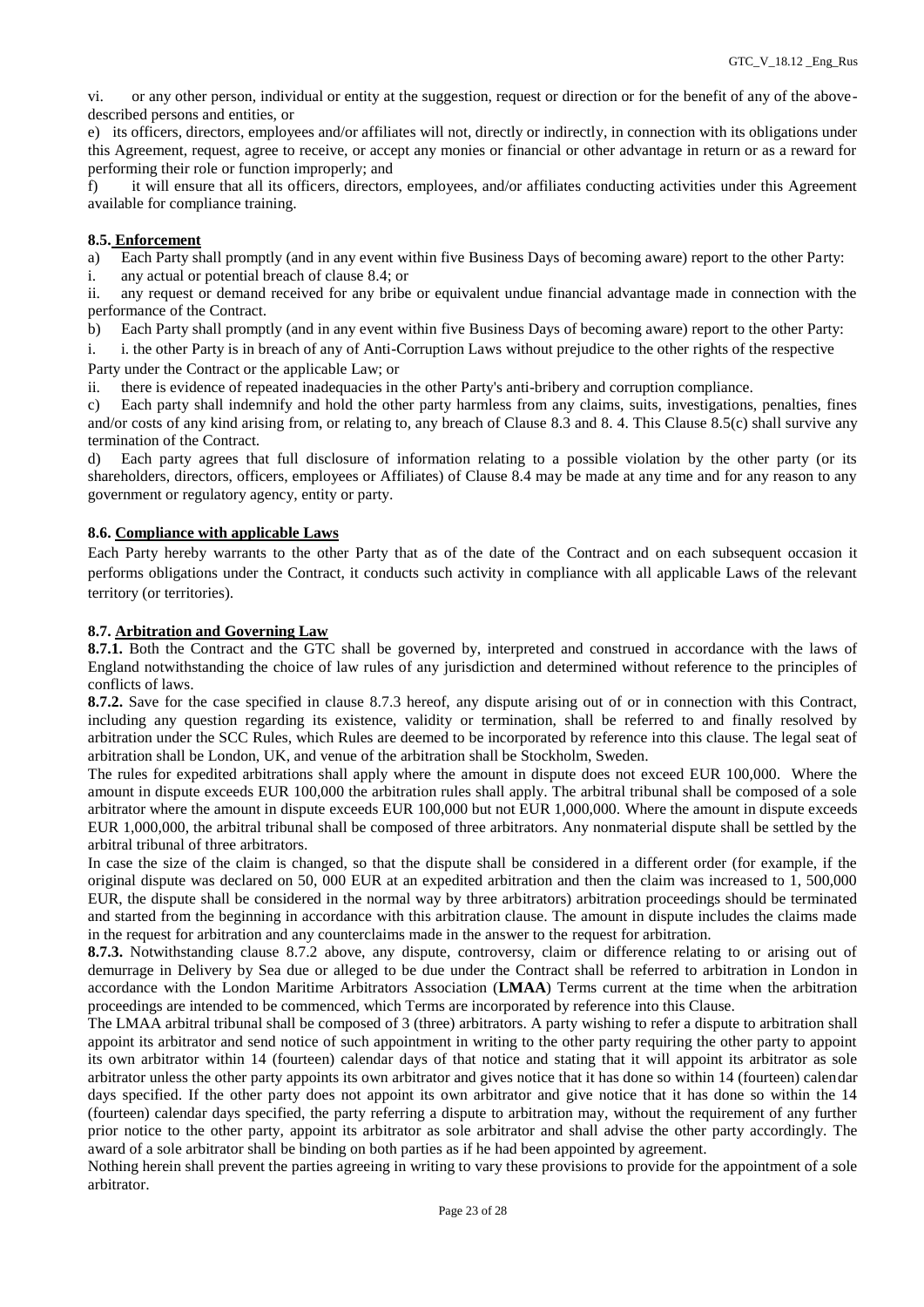vi. or any other person, individual or entity at the suggestion, request or direction or for the benefit of any of the above-described persons and entities, or

e) its officers, directors, employees and/or affiliates will not, directly or indirectly, in connection with its obligations under this Agreement, request, agree to receive, or accept any monies or financial or other advantage in return or as a reward for performing their role or function improperly; and

f) it will ensure that all its officers, directors, employees, and/or affiliates conducting activities under this Agreement available for compliance training.

#### 8.5. Enforcement

a) Each Party shall promptly (and in any event within five Business Days of becoming aware) report to the other Party:

i. any actual or potential breach of clause 8.4; or

ii. any request or demand received for any bribe or equivalent undue financial advantage made in connection with the performance of the Contract.

b) Each Party shall promptly (and in any event within five Business Days of becoming aware) report to the other Party:

i. i. the other Party is in breach of any of Anti-Corruption Laws without prejudice to the other rights of the respective Party under the Contract or the applicable Law; or

ii. there is evidence of repeated inadequacies in the other Party's anti-bribery and corruption compliance.

c) Each party shall indemnify and hold the other party harmless from any claims, suits, investigations, penalties, fines and/or costs of any kind arising from, or relating to, any breach of Clause 8.3 and 8. 4. This Clause 8.5(c) shall survive any termination of the Contract.

d) Each party agrees that full disclosure of information relating to a possible violation by the other party (or its shareholders, directors, officers, employees or Affiliates) of Clause 8.4 may be made at any time and for any reason to any government or regulatory agency, entity or party.

#### 8.6. Compliance with applicable Laws

Each Party hereby warrants to the other Party that as of the date of the Contract and on each subsequent occasion it performs obligations under the Contract, it conducts such activity in compliance with all applicable Laws of the relevant territory (or territories).

#### 8.7. Arbitration and Governing Law

**8.7.1.** Both the Contract and the GTC shall be governed by, interpreted and construed in accordance with the laws of England notwithstanding the choice of law rules of any jurisdiction and determined without reference to the principles of conflicts of laws.

**8.7.2.** Save for the case specified in clause 8.7.3 hereof, any dispute arising out of or in connection with this Contract, including any question regarding its existence, validity or termination, shall be referred to and finally resolved by arbitration under the SCC Rules, which Rules are deemed to be incorporated by reference into this clause. The legal seat of arbitration shall be London, UK, and venue of the arbitration shall be Stockholm, Sweden.

The rules for expedited arbitrations shall apply where the amount in dispute does not exceed EUR 100,000. Where the amount in dispute exceeds EUR 100,000 the arbitration rules shall apply. The arbitral tribunal shall be composed of a sole arbitrator where the amount in dispute exceeds EUR 100,000 but not EUR 1,000,000. Where the amount in dispute exceeds EUR 1,000,000, the arbitral tribunal shall be composed of three arbitrators. Any nonmaterial dispute shall be settled by the arbitral tribunal of three arbitrators.

In case the size of the claim is changed, so that the dispute shall be considered in a different order (for example, if the original dispute was declared on 50, 000 EUR at an expedited arbitration and then the claim was increased to 1, 500,000 EUR, the dispute shall be considered in the normal way by three arbitrators) arbitration proceedings should be terminated and started from the beginning in accordance with this arbitration clause. The amount in dispute includes the claims made in the request for arbitration and any counterclaims made in the answer to the request for arbitration.

**8.7.3.** Notwithstanding clause 8.7.2 above, any dispute, controversy, claim or difference relating to or arising out of demurrage in Delivery by Sea due or alleged to be due under the Contract shall be referred to arbitration in London in accordance with the London Maritime Arbitrators Association (**LMAA**) Terms current at the time when the arbitration proceedings are intended to be commenced, which Terms are incorporated by reference into this Clause.

The LMAA arbitral tribunal shall be composed of 3 (three) arbitrators. A party wishing to refer a dispute to arbitration shall appoint its arbitrator and send notice of such appointment in writing to the other party requiring the other party to appoint its own arbitrator within 14 (fourteen) calendar days of that notice and stating that it will appoint its arbitrator as sole arbitrator unless the other party appoints its own arbitrator and gives notice that it has done so within 14 (fourteen) calendar days specified. If the other party does not appoint its own arbitrator and give notice that it has done so within the 14 (fourteen) calendar days specified, the party referring a dispute to arbitration may, without the requirement of any further prior notice to the other party, appoint its arbitrator as sole arbitrator and shall advise the other party accordingly. The award of a sole arbitrator shall be binding on both parties as if he had been appointed by agreement.

Nothing herein shall prevent the parties agreeing in writing to vary these provisions to provide for the appointment of a sole arbitrator.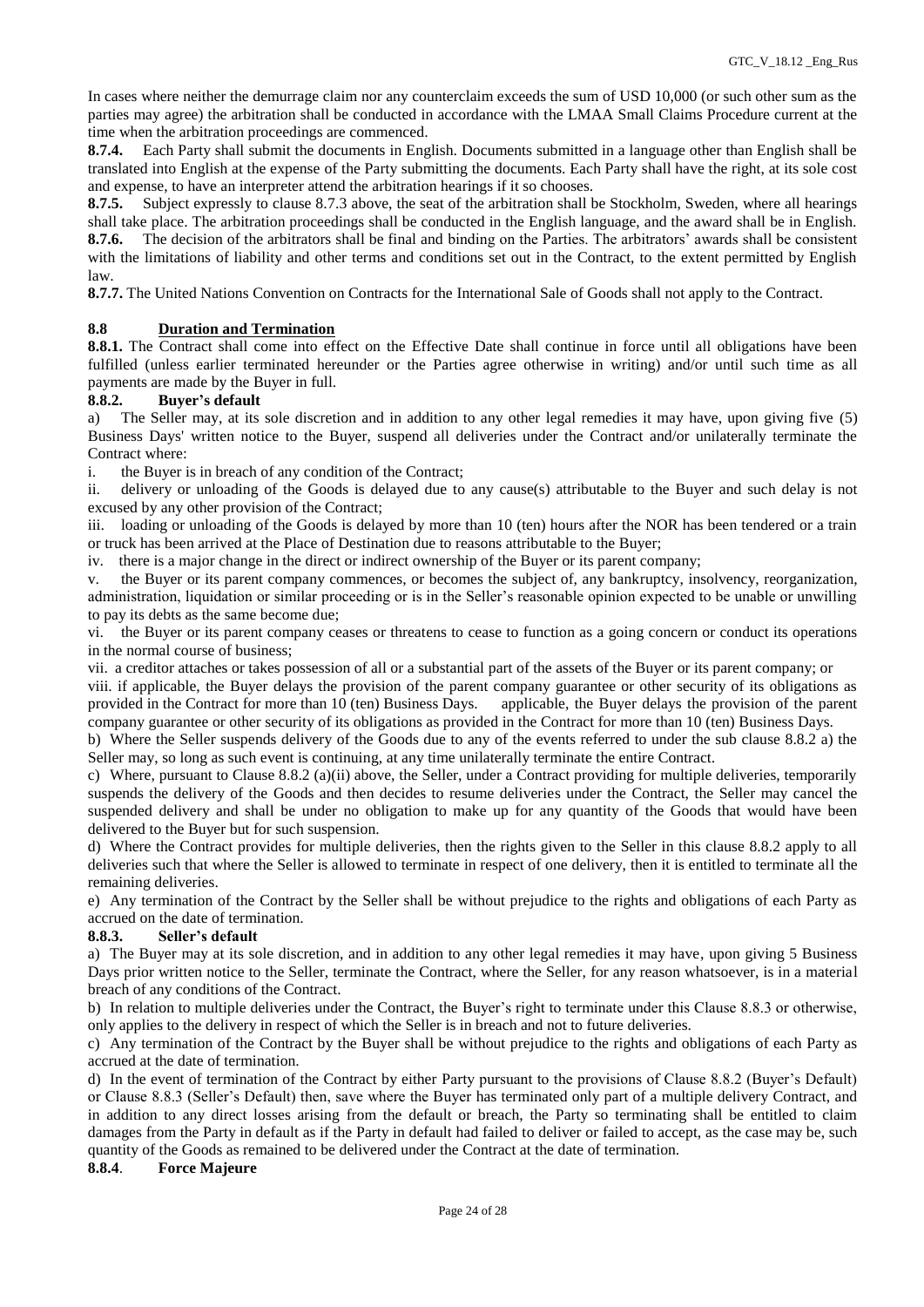In cases where neither the demurrage claim nor any counterclaim exceeds the sum of USD 10,000 (or such other sum as the parties may agree) the arbitration shall be conducted in accordance with the LMAA Small Claims Procedure current at the time when the arbitration proceedings are commenced.

**8.7.4.** Each Party shall submit the documents in English. Documents submitted in a language other than English shall be translated into English at the expense of the Party submitting the documents. Each Party shall have the right, at its sole cost and expense, to have an interpreter attend the arbitration hearings if it so chooses.

**8.7.5.** Subject expressly to clause 8.7.3 above, the seat of the arbitration shall be Stockholm, Sweden, where all hearings shall take place. The arbitration proceedings shall be conducted in the English language, and the award shall be in English.

**8.7.6.** The decision of the arbitrators shall be final and binding on the Parties. The arbitrators' awards shall be consistent with the limitations of liability and other terms and conditions set out in the Contract, to the extent permitted by English law.

**8.7.7.** The United Nations Convention on Contracts for the International Sale of Goods shall not apply to the Contract.

**8.8 Duration and Termination**

**8.8.1.** The Contract shall come into effect on the Effective Date shall continue in force until all obligations have been fulfilled (unless earlier terminated hereunder or the Parties agree otherwise in writing) and/or until such time as all payments are made by the Buyer in full.

**8.8.2. Buyer's default**

a) The Seller may, at its sole discretion and in addition to any other legal remedies it may have, upon giving five (5) Business Days' written notice to the Buyer, suspend all deliveries under the Contract and/or unilaterally terminate the Contract where:

i. the Buyer is in breach of any condition of the Contract;

ii. delivery or unloading of the Goods is delayed due to any cause(s) attributable to the Buyer and such delay is not excused by any other provision of the Contract;

iii. loading or unloading of the Goods is delayed by more than 10 (ten) hours after the NOR has been tendered or a train or truck has been arrived at the Place of Destination due to reasons attributable to the Buyer;

iv. there is a major change in the direct or indirect ownership of the Buyer or its parent company;

v. the Buyer or its parent company commences, or becomes the subject of, any bankruptcy, insolvency, reorganization, administration, liquidation or similar proceeding or is in the Seller's reasonable opinion expected to be unable or unwilling to pay its debts as the same become due;

vi. the Buyer or its parent company ceases or threatens to cease to function as a going concern or conduct its operations in the normal course of business;

vii. a creditor attaches or takes possession of all or a substantial part of the assets of the Buyer or its parent company; or

viii. if applicable, the Buyer delays the provision of the parent company guarantee or other security of its obligations as provided in the Contract for more than 10 (ten) Business Days. applicable, the Buyer delays the provision of the parent company guarantee or other security of its obligations as provided in the Contract for more than 10 (ten) Business Days.

b) Where the Seller suspends delivery of the Goods due to any of the events referred to under the sub clause 8.8.2 a) the Seller may, so long as such event is continuing, at any time unilaterally terminate the entire Contract.

c) Where, pursuant to Clause 8.8.2 (a)(ii) above, the Seller, under a Contract providing for multiple deliveries, temporarily suspends the delivery of the Goods and then decides to resume deliveries under the Contract, the Seller may cancel the suspended delivery and shall be under no obligation to make up for any quantity of the Goods that would have been delivered to the Buyer but for such suspension.

d) Where the Contract provides for multiple deliveries, then the rights given to the Seller in this clause 8.8.2 apply to all deliveries such that where the Seller is allowed to terminate in respect of one delivery, then it is entitled to terminate all the remaining deliveries.

e) Any termination of the Contract by the Seller shall be without prejudice to the rights and obligations of each Party as accrued on the date of termination.

**8.8.3. Seller's default**

a) The Buyer may at its sole discretion, and in addition to any other legal remedies it may have, upon giving 5 Business Days prior written notice to the Seller, terminate the Contract, where the Seller, for any reason whatsoever, is in a material breach of any conditions of the Contract.

b) In relation to multiple deliveries under the Contract, the Buyer's right to terminate under this Clause 8.8.3 or otherwise, only applies to the delivery in respect of which the Seller is in breach and not to future deliveries.

c) Any termination of the Contract by the Buyer shall be without prejudice to the rights and obligations of each Party as accrued at the date of termination.

d) In the event of termination of the Contract by either Party pursuant to the provisions of Clause 8.8.2 (Buyer's Default) or Clause 8.8.3 (Seller's Default) then, save where the Buyer has terminated only part of a multiple delivery Contract, and in addition to any direct losses arising from the default or breach, the Party so terminating shall be entitled to claim damages from the Party in default as if the Party in default had failed to deliver or failed to accept, as the case may be, such quantity of the Goods as remained to be delivered under the Contract at the date of termination.

**8.8.4. Force Majeure**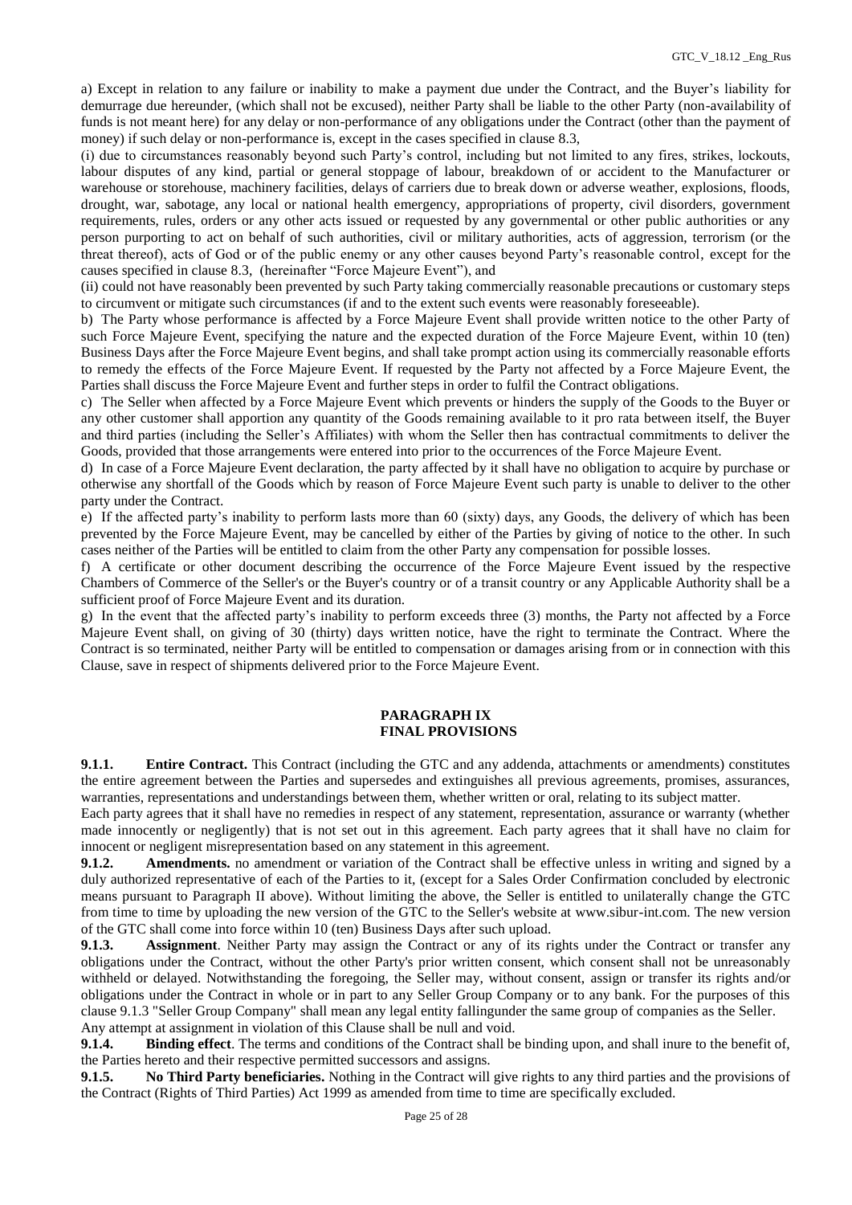a) Except in relation to any failure or inability to make a payment due under the Contract, and the Buyer's liability for demurrage due hereunder, (which shall not be excused), neither Party shall be liable to the other Party (non-availability of funds is not meant here) for any delay or non-performance of any obligations under the Contract (other than the payment of money) if such delay or non-performance is, except in the cases specified in clause 8.3,

(i) due to circumstances reasonably beyond such Party's control, including but not limited to any fires, strikes, lockouts, labour disputes of any kind, partial or general stoppage of labour, breakdown of or accident to the Manufacturer or warehouse or storehouse, machinery facilities, delays of carriers due to break down or adverse weather, explosions, floods, drought, war, sabotage, any local or national health emergency, appropriations of property, civil disorders, government requirements, rules, orders or any other acts issued or requested by any governmental or other public authorities or any person purporting to act on behalf of such authorities, civil or military authorities, acts of aggression, terrorism (or the threat thereof), acts of God or of the public enemy or any other causes beyond Party's reasonable control, except for the causes specified in clause 8.3, (hereinafter "Force Majeure Event"), and

(ii) could not have reasonably been prevented by such Party taking commercially reasonable precautions or customary steps to circumvent or mitigate such circumstances (if and to the extent such events were reasonably foreseeable).

b) The Party whose performance is affected by a Force Majeure Event shall provide written notice to the other Party of such Force Majeure Event, specifying the nature and the expected duration of the Force Majeure Event, within 10 (ten) Business Days after the Force Majeure Event begins, and shall take prompt action using its commercially reasonable efforts to remedy the effects of the Force Majeure Event. If requested by the Party not affected by a Force Majeure Event, the Parties shall discuss the Force Majeure Event and further steps in order to fulfil the Contract obligations.

c) The Seller when affected by a Force Majeure Event which prevents or hinders the supply of the Goods to the Buyer or any other customer shall apportion any quantity of the Goods remaining available to it pro rata between itself, the Buyer and third parties (including the Seller's Affiliates) with whom the Seller then has contractual commitments to deliver the Goods, provided that those arrangements were entered into prior to the occurrences of the Force Majeure Event.

d) In case of a Force Majeure Event declaration, the party affected by it shall have no obligation to acquire by purchase or otherwise any shortfall of the Goods which by reason of Force Majeure Event such party is unable to deliver to the other party under the Contract.

e) If the affected party's inability to perform lasts more than 60 (sixty) days, any Goods, the delivery of which has been prevented by the Force Majeure Event, may be cancelled by either of the Parties by giving of notice to the other. In such cases neither of the Parties will be entitled to claim from the other Party any compensation for possible losses.

f) A certificate or other document describing the occurrence of the Force Majeure Event issued by the respective Chambers of Commerce of the Seller's or the Buyer's country or of a transit country or any Applicable Authority shall be a sufficient proof of Force Majeure Event and its duration.

g) In the event that the affected party's inability to perform exceeds three (3) months, the Party not affected by a Force Majeure Event shall, on giving of 30 (thirty) days written notice, have the right to terminate the Contract. Where the Contract is so terminated, neither Party will be entitled to compensation or damages arising from or in connection with this Clause, save in respect of shipments delivered prior to the Force Majeure Event.

## PARAGRAPH IX
## FINAL PROVISIONS

**9.1.1. Entire Contract.** This Contract (including the GTC and any addenda, attachments or amendments) constitutes the entire agreement between the Parties and supersedes and extinguishes all previous agreements, promises, assurances, warranties, representations and understandings between them, whether written or oral, relating to its subject matter.

Each party agrees that it shall have no remedies in respect of any statement, representation, assurance or warranty (whether made innocently or negligently) that is not set out in this agreement. Each party agrees that it shall have no claim for innocent or negligent misrepresentation based on any statement in this agreement.

**9.1.2. Amendments.** no amendment or variation of the Contract shall be effective unless in writing and signed by a duly authorized representative of each of the Parties to it, (except for a Sales Order Confirmation concluded by electronic means pursuant to Paragraph II above). Without limiting the above, the Seller is entitled to unilaterally change the GTC from time to time by uploading the new version of the GTC to the Seller's website at www.sibur-int.com. The new version of the GTC shall come into force within 10 (ten) Business Days after such upload.

**9.1.3. Assignment**. Neither Party may assign the Contract or any of its rights under the Contract or transfer any obligations under the Contract, without the other Party's prior written consent, which consent shall not be unreasonably withheld or delayed. Notwithstanding the foregoing, the Seller may, without consent, assign or transfer its rights and/or obligations under the Contract in whole or in part to any Seller Group Company or to any bank. For the purposes of this clause 9.1.3 "Seller Group Company" shall mean any legal entity fallingunder the same group of companies as the Seller.

Any attempt at assignment in violation of this Clause shall be null and void.

**9.1.4. Binding effect**. The terms and conditions of the Contract shall be binding upon, and shall inure to the benefit of, the Parties hereto and their respective permitted successors and assigns.

**9.1.5. No Third Party beneficiaries.** Nothing in the Contract will give rights to any third parties and the provisions of the Contract (Rights of Third Parties) Act 1999 as amended from time to time are specifically excluded.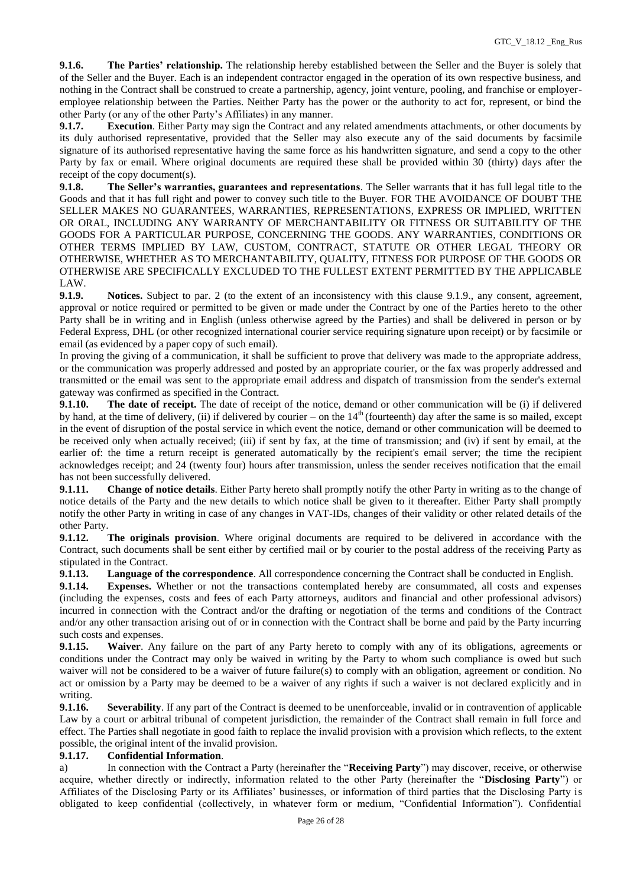**9.1.6. The Parties' relationship.** The relationship hereby established between the Seller and the Buyer is solely that of the Seller and the Buyer. Each is an independent contractor engaged in the operation of its own respective business, and nothing in the Contract shall be construed to create a partnership, agency, joint venture, pooling, and franchise or employer-employee relationship between the Parties. Neither Party has the power or the authority to act for, represent, or bind the other Party (or any of the other Party's Affiliates) in any manner.

**9.1.7. Execution**. Either Party may sign the Contract and any related amendments attachments, or other documents by its duly authorised representative, provided that the Seller may also execute any of the said documents by facsimile signature of its authorised representative having the same force as his handwritten signature, and send a copy to the other Party by fax or email. Where original documents are required these shall be provided within 30 (thirty) days after the receipt of the copy document(s).

**9.1.8. The Seller's warranties, guarantees and representations**. The Seller warrants that it has full legal title to the Goods and that it has full right and power to convey such title to the Buyer. FOR THE AVOIDANCE OF DOUBT THE SELLER MAKES NO GUARANTEES, WARRANTIES, REPRESENTATIONS, EXPRESS OR IMPLIED, WRITTEN OR ORAL, INCLUDING ANY WARRANTY OF MERCHANTABILITY OR FITNESS OR SUITABILITY OF THE GOODS FOR A PARTICULAR PURPOSE, CONCERNING THE GOODS. ANY WARRANTIES, CONDITIONS OR OTHER TERMS IMPLIED BY LAW, CUSTOM, CONTRACT, STATUTE OR OTHER LEGAL THEORY OR OTHERWISE, WHETHER AS TO MERCHANTABILITY, QUALITY, FITNESS FOR PURPOSE OF THE GOODS OR OTHERWISE ARE SPECIFICALLY EXCLUDED TO THE FULLEST EXTENT PERMITTED BY THE APPLICABLE LAW.

**9.1.9. Notices.** Subject to par. 2 (to the extent of an inconsistency with this clause 9.1.9., any consent, agreement, approval or notice required or permitted to be given or made under the Contract by one of the Parties hereto to the other Party shall be in writing and in English (unless otherwise agreed by the Parties) and shall be delivered in person or by Federal Express, DHL (or other recognized international courier service requiring signature upon receipt) or by facsimile or email (as evidenced by a paper copy of such email).

In proving the giving of a communication, it shall be sufficient to prove that delivery was made to the appropriate address, or the communication was properly addressed and posted by an appropriate courier, or the fax was properly addressed and transmitted or the email was sent to the appropriate email address and dispatch of transmission from the sender's external gateway was confirmed as specified in the Contract.

**9.1.10. The date of receipt.** The date of receipt of the notice, demand or other communication will be (i) if delivered by hand, at the time of delivery, (ii) if delivered by courier – on the 14th (fourteenth) day after the same is so mailed, except in the event of disruption of the postal service in which event the notice, demand or other communication will be deemed to be received only when actually received; (iii) if sent by fax, at the time of transmission; and (iv) if sent by email, at the earlier of: the time a return receipt is generated automatically by the recipient's email server; the time the recipient acknowledges receipt; and 24 (twenty four) hours after transmission, unless the sender receives notification that the email has not been successfully delivered.

**9.1.11. Change of notice details**. Either Party hereto shall promptly notify the other Party in writing as to the change of notice details of the Party and the new details to which notice shall be given to it thereafter. Either Party shall promptly notify the other Party in writing in case of any changes in VAT-IDs, changes of their validity or other related details of the other Party.

**9.1.12. The originals provision**. Where original documents are required to be delivered in accordance with the Contract, such documents shall be sent either by certified mail or by courier to the postal address of the receiving Party as stipulated in the Contract.

**9.1.13. Language of the correspondence**. All correspondence concerning the Contract shall be conducted in English.

**9.1.14. Expenses.** Whether or not the transactions contemplated hereby are consummated, all costs and expenses (including the expenses, costs and fees of each Party attorneys, auditors and financial and other professional advisors) incurred in connection with the Contract and/or the drafting or negotiation of the terms and conditions of the Contract and/or any other transaction arising out of or in connection with the Contract shall be borne and paid by the Party incurring such costs and expenses.

**9.1.15. Waiver**. Any failure on the part of any Party hereto to comply with any of its obligations, agreements or conditions under the Contract may only be waived in writing by the Party to whom such compliance is owed but such waiver will not be considered to be a waiver of future failure(s) to comply with an obligation, agreement or condition. No act or omission by a Party may be deemed to be a waiver of any rights if such a waiver is not declared explicitly and in writing.

**9.1.16. Severability**. If any part of the Contract is deemed to be unenforceable, invalid or in contravention of applicable Law by a court or arbitral tribunal of competent jurisdiction, the remainder of the Contract shall remain in full force and effect. The Parties shall negotiate in good faith to replace the invalid provision with a provision which reflects, to the extent possible, the original intent of the invalid provision.

**9.1.17. Confidential Information**.

a) In connection with the Contract a Party (hereinafter the "**Receiving Party**") may discover, receive, or otherwise acquire, whether directly or indirectly, information related to the other Party (hereinafter the "**Disclosing Party**") or Affiliates of the Disclosing Party or its Affiliates' businesses, or information of third parties that the Disclosing Party is obligated to keep confidential (collectively, in whatever form or medium, "Confidential Information"). Confidential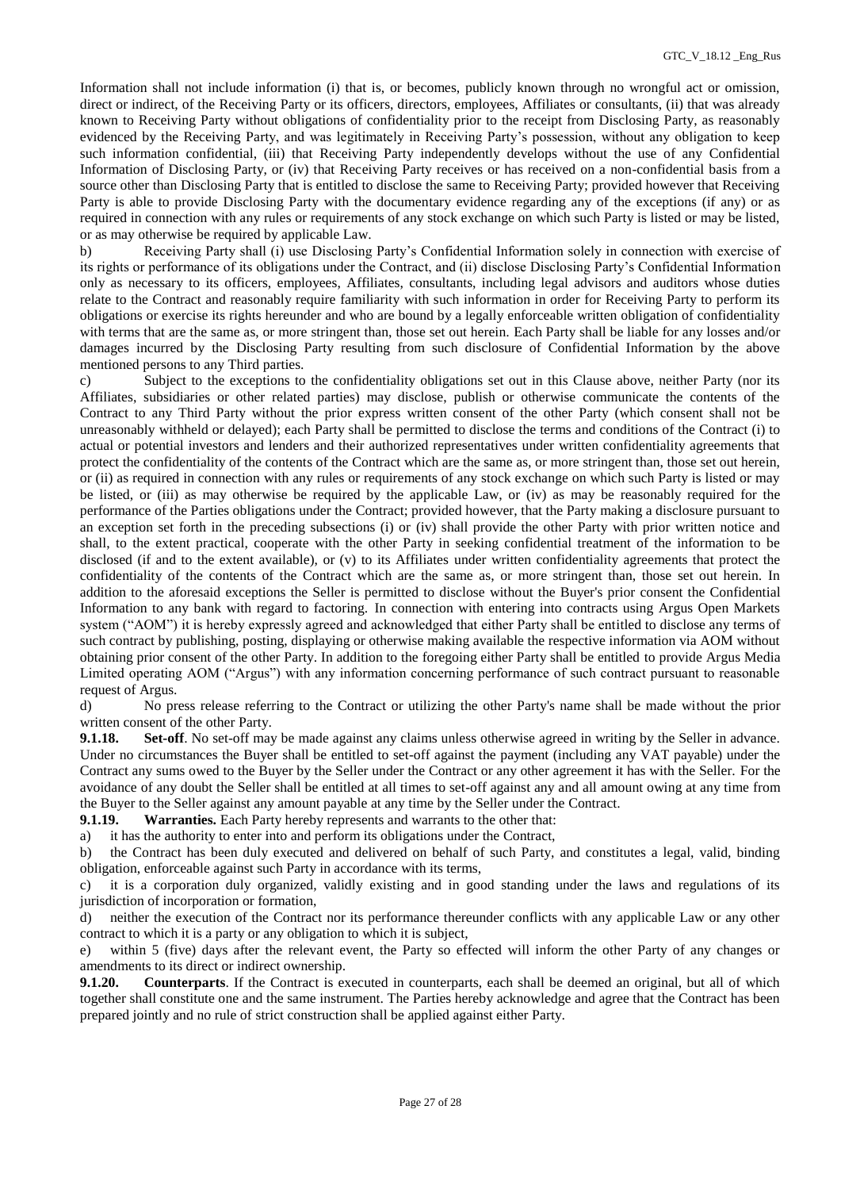Information shall not include information (i) that is, or becomes, publicly known through no wrongful act or omission, direct or indirect, of the Receiving Party or its officers, directors, employees, Affiliates or consultants, (ii) that was already known to Receiving Party without obligations of confidentiality prior to the receipt from Disclosing Party, as reasonably evidenced by the Receiving Party, and was legitimately in Receiving Party's possession, without any obligation to keep such information confidential, (iii) that Receiving Party independently develops without the use of any Confidential Information of Disclosing Party, or (iv) that Receiving Party receives or has received on a non-confidential basis from a source other than Disclosing Party that is entitled to disclose the same to Receiving Party; provided however that Receiving Party is able to provide Disclosing Party with the documentary evidence regarding any of the exceptions (if any) or as required in connection with any rules or requirements of any stock exchange on which such Party is listed or may be listed, or as may otherwise be required by applicable Law.

b) Receiving Party shall (i) use Disclosing Party's Confidential Information solely in connection with exercise of its rights or performance of its obligations under the Contract, and (ii) disclose Disclosing Party's Confidential Information only as necessary to its officers, employees, Affiliates, consultants, including legal advisors and auditors whose duties relate to the Contract and reasonably require familiarity with such information in order for Receiving Party to perform its obligations or exercise its rights hereunder and who are bound by a legally enforceable written obligation of confidentiality with terms that are the same as, or more stringent than, those set out herein. Each Party shall be liable for any losses and/or damages incurred by the Disclosing Party resulting from such disclosure of Confidential Information by the above mentioned persons to any Third parties.

c) Subject to the exceptions to the confidentiality obligations set out in this Clause above, neither Party (nor its Affiliates, subsidiaries or other related parties) may disclose, publish or otherwise communicate the contents of the Contract to any Third Party without the prior express written consent of the other Party (which consent shall not be unreasonably withheld or delayed); each Party shall be permitted to disclose the terms and conditions of the Contract (i) to actual or potential investors and lenders and their authorized representatives under written confidentiality agreements that protect the confidentiality of the contents of the Contract which are the same as, or more stringent than, those set out herein, or (ii) as required in connection with any rules or requirements of any stock exchange on which such Party is listed or may be listed, or (iii) as may otherwise be required by the applicable Law, or (iv) as may be reasonably required for the performance of the Parties obligations under the Contract; provided however, that the Party making a disclosure pursuant to an exception set forth in the preceding subsections (i) or (iv) shall provide the other Party with prior written notice and shall, to the extent practical, cooperate with the other Party in seeking confidential treatment of the information to be disclosed (if and to the extent available), or (v) to its Affiliates under written confidentiality agreements that protect the confidentiality of the contents of the Contract which are the same as, or more stringent than, those set out herein. In addition to the aforesaid exceptions the Seller is permitted to disclose without the Buyer's prior consent the Confidential Information to any bank with regard to factoring. In connection with entering into contracts using Argus Open Markets system ("AOM") it is hereby expressly agreed and acknowledged that either Party shall be entitled to disclose any terms of such contract by publishing, posting, displaying or otherwise making available the respective information via AOM without obtaining prior consent of the other Party. In addition to the foregoing either Party shall be entitled to provide Argus Media Limited operating AOM ("Argus") with any information concerning performance of such contract pursuant to reasonable request of Argus.

d) No press release referring to the Contract or utilizing the other Party's name shall be made without the prior written consent of the other Party.

**9.1.18. Set-off**. No set-off may be made against any claims unless otherwise agreed in writing by the Seller in advance. Under no circumstances the Buyer shall be entitled to set-off against the payment (including any VAT payable) under the Contract any sums owed to the Buyer by the Seller under the Contract or any other agreement it has with the Seller. For the avoidance of any doubt the Seller shall be entitled at all times to set-off against any and all amount owing at any time from the Buyer to the Seller against any amount payable at any time by the Seller under the Contract.

**9.1.19. Warranties.** Each Party hereby represents and warrants to the other that:

a) it has the authority to enter into and perform its obligations under the Contract,

b) the Contract has been duly executed and delivered on behalf of such Party, and constitutes a legal, valid, binding obligation, enforceable against such Party in accordance with its terms,

c) it is a corporation duly organized, validly existing and in good standing under the laws and regulations of its jurisdiction of incorporation or formation,

d) neither the execution of the Contract nor its performance thereunder conflicts with any applicable Law or any other contract to which it is a party or any obligation to which it is subject,

e) within 5 (five) days after the relevant event, the Party so effected will inform the other Party of any changes or amendments to its direct or indirect ownership.

**9.1.20. Counterparts**. If the Contract is executed in counterparts, each shall be deemed an original, but all of which together shall constitute one and the same instrument. The Parties hereby acknowledge and agree that the Contract has been prepared jointly and no rule of strict construction shall be applied against either Party.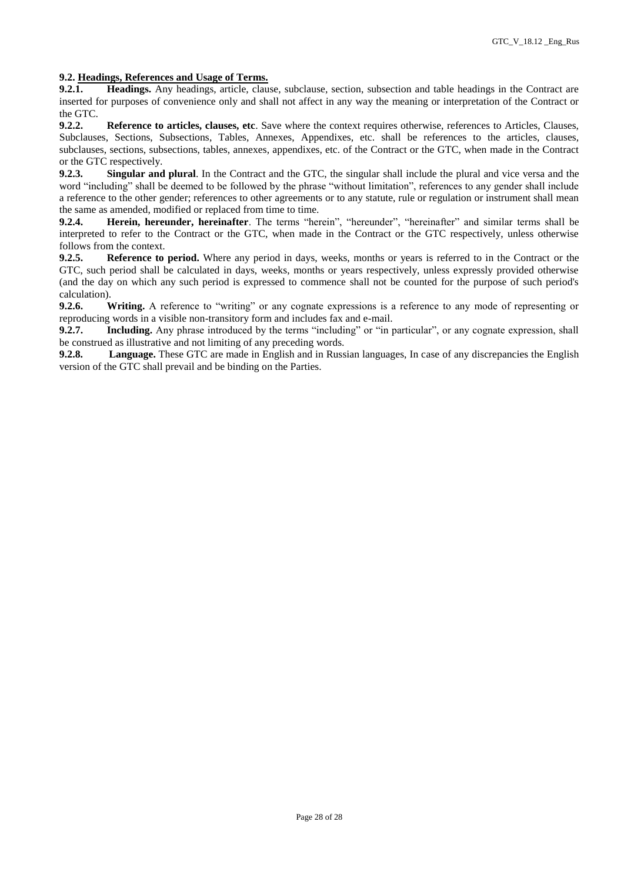**9.2. <u>Headings, References and Usage of Terms.</u>**

**9.2.1. Headings.** Any headings, article, clause, subclause, section, subsection and table headings in the Contract are inserted for purposes of convenience only and shall not affect in any way the meaning or interpretation of the Contract or the GTC.

**9.2.2. Reference to articles, clauses, etc**. Save where the context requires otherwise, references to Articles, Clauses, Subclauses, Sections, Subsections, Tables, Annexes, Appendixes, etc. shall be references to the articles, clauses, subclauses, sections, subsections, tables, annexes, appendixes, etc. of the Contract or the GTC, when made in the Contract or the GTC respectively.

**9.2.3. Singular and plural**. In the Contract and the GTC, the singular shall include the plural and vice versa and the word "including" shall be deemed to be followed by the phrase "without limitation", references to any gender shall include a reference to the other gender; references to other agreements or to any statute, rule or regulation or instrument shall mean the same as amended, modified or replaced from time to time.

**9.2.4. Herein, hereunder, hereinafter**. The terms "herein", "hereunder", "hereinafter" and similar terms shall be interpreted to refer to the Contract or the GTC, when made in the Contract or the GTC respectively, unless otherwise follows from the context.

**9.2.5. Reference to period.** Where any period in days, weeks, months or years is referred to in the Contract or the GTC, such period shall be calculated in days, weeks, months or years respectively, unless expressly provided otherwise (and the day on which any such period is expressed to commence shall not be counted for the purpose of such period's calculation).

**9.2.6. Writing.** A reference to "writing" or any cognate expressions is a reference to any mode of representing or reproducing words in a visible non-transitory form and includes fax and e-mail.

**9.2.7. Including.** Any phrase introduced by the terms "including" or "in particular", or any cognate expression, shall be construed as illustrative and not limiting of any preceding words.

**9.2.8. Language.** These GTC are made in English and in Russian languages, In case of any discrepancies the English version of the GTC shall prevail and be binding on the Parties.